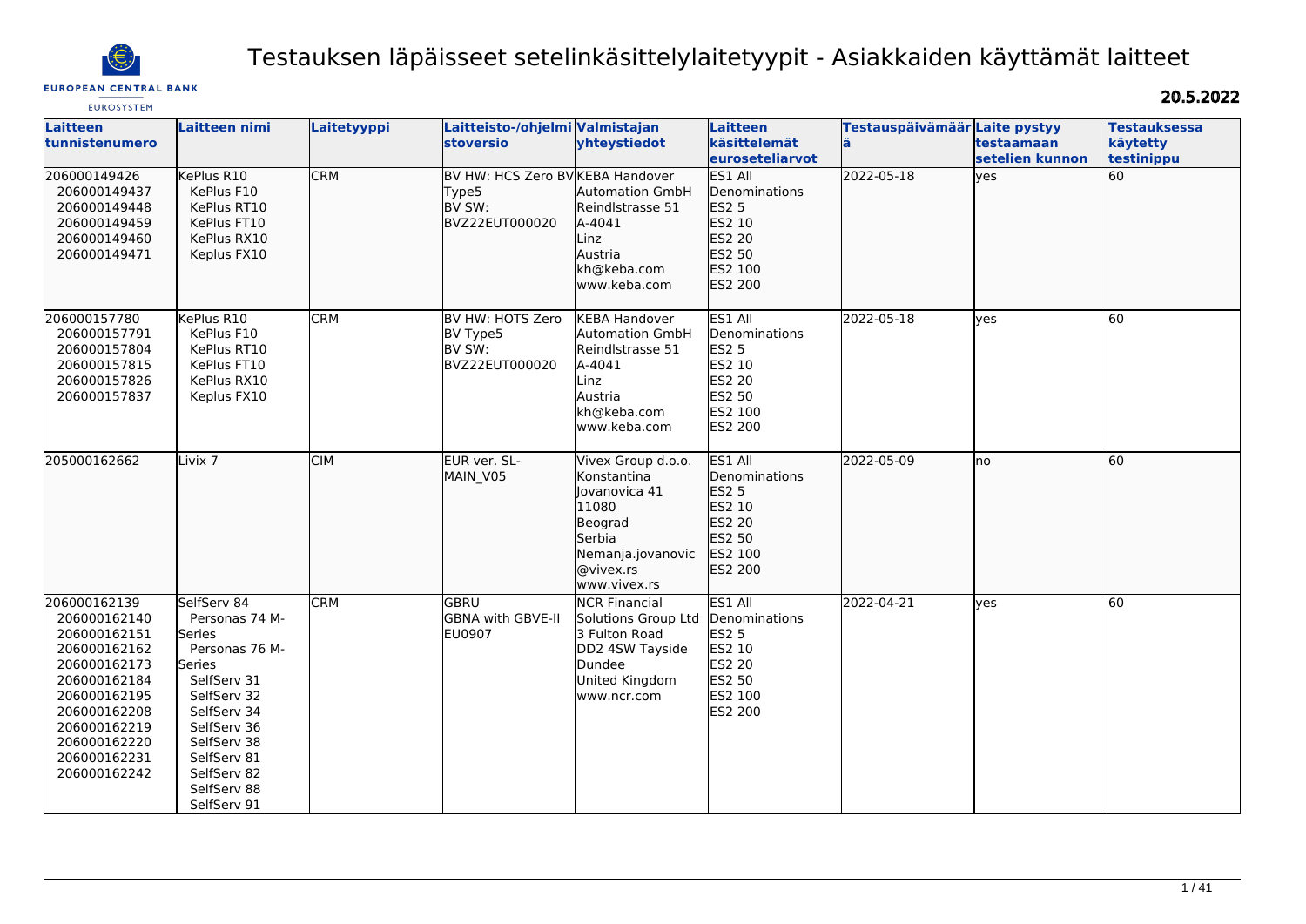# Testauksen läpäisseet setelinkäsittelylaitetyypit - Asiakkaiden käyttämät laitteet

**20.5.2022**

| Laitteen tunnistenumero | Laitteen nimi | Laitetyyppi | Laitteisto-/ohjelmistoversio | Valmistajan yhteystiedot | Laitteen käsittelemät euroseteliarvot | Testauspäivämäärä | Laite pystyy testaamaan setelien kunnon | Testauksessa käytetty testinippu |
|---|---|---|---|---|---|---|---|---|
| 206000149426<br>206000149437<br>206000149448<br>206000149459<br>206000149460<br>206000149471 | KePlus R10<br>KePlus F10<br>KePlus RT10<br>KePlus FT10<br>KePlus RX10<br>Keplus FX10 | CRM | BV HW: HCS Zero BV Type5<br>BV SW: BVZ22EUT000020 | KEBA Handover Automation GmbH<br>Reindlstrasse 51<br>A-4041<br>Linz<br>Austria<br>kh@keba.com<br>www.keba.com | ES1 All Denominations<br>ES2 5<br>ES2 10<br>ES2 20<br>ES2 50<br>ES2 100<br>ES2 200 | 2022-05-18 | yes | 60 |
| 206000157780<br>206000157791<br>206000157804<br>206000157815<br>206000157826<br>206000157837 | KePlus R10<br>KePlus F10<br>KePlus RT10<br>KePlus FT10<br>KePlus RX10<br>Keplus FX10 | CRM | BV HW: HOTS Zero BV Type5<br>BV SW: BVZ22EUT000020 | KEBA Handover Automation GmbH<br>Reindlstrasse 51<br>A-4041<br>Linz<br>Austria<br>kh@keba.com<br>www.keba.com | ES1 All Denominations<br>ES2 5<br>ES2 10<br>ES2 20<br>ES2 50<br>ES2 100<br>ES2 200 | 2022-05-18 | yes | 60 |
| 205000162662 | Livix 7 | CIM | EUR ver. SL-MAIN_V05 | Vivex Group d.o.o.<br>Konstantina Jovanovica 41<br>11080<br>Beograd<br>Serbia<br>Nemanja.jovanovic@vivex.rs<br>www.vivex.rs | ES1 All Denominations<br>ES2 5<br>ES2 10<br>ES2 20<br>ES2 50<br>ES2 100<br>ES2 200 | 2022-05-09 | no | 60 |
| 206000162139<br>206000162140<br>206000162151<br>206000162162<br>206000162173<br>206000162184<br>206000162195<br>206000162208<br>206000162219<br>206000162220<br>206000162231<br>206000162242 | SelfServ 84<br>Personas 74 M-Series<br>Personas 76 M-Series<br>SelfServ 31<br>SelfServ 32<br>SelfServ 34<br>SelfServ 36<br>SelfServ 38<br>SelfServ 81<br>SelfServ 82<br>SelfServ 88<br>SelfServ 91 | CRM | GBRU<br>GBNA with GBVE-II EU0907 | NCR Financial Solutions Group Ltd<br>3 Fulton Road<br>DD2 4SW Tayside<br>Dundee<br>United Kingdom<br>www.ncr.com | ES1 All Denominations<br>ES2 5<br>ES2 10<br>ES2 20<br>ES2 50<br>ES2 100<br>ES2 200 | 2022-04-21 | yes | 60 |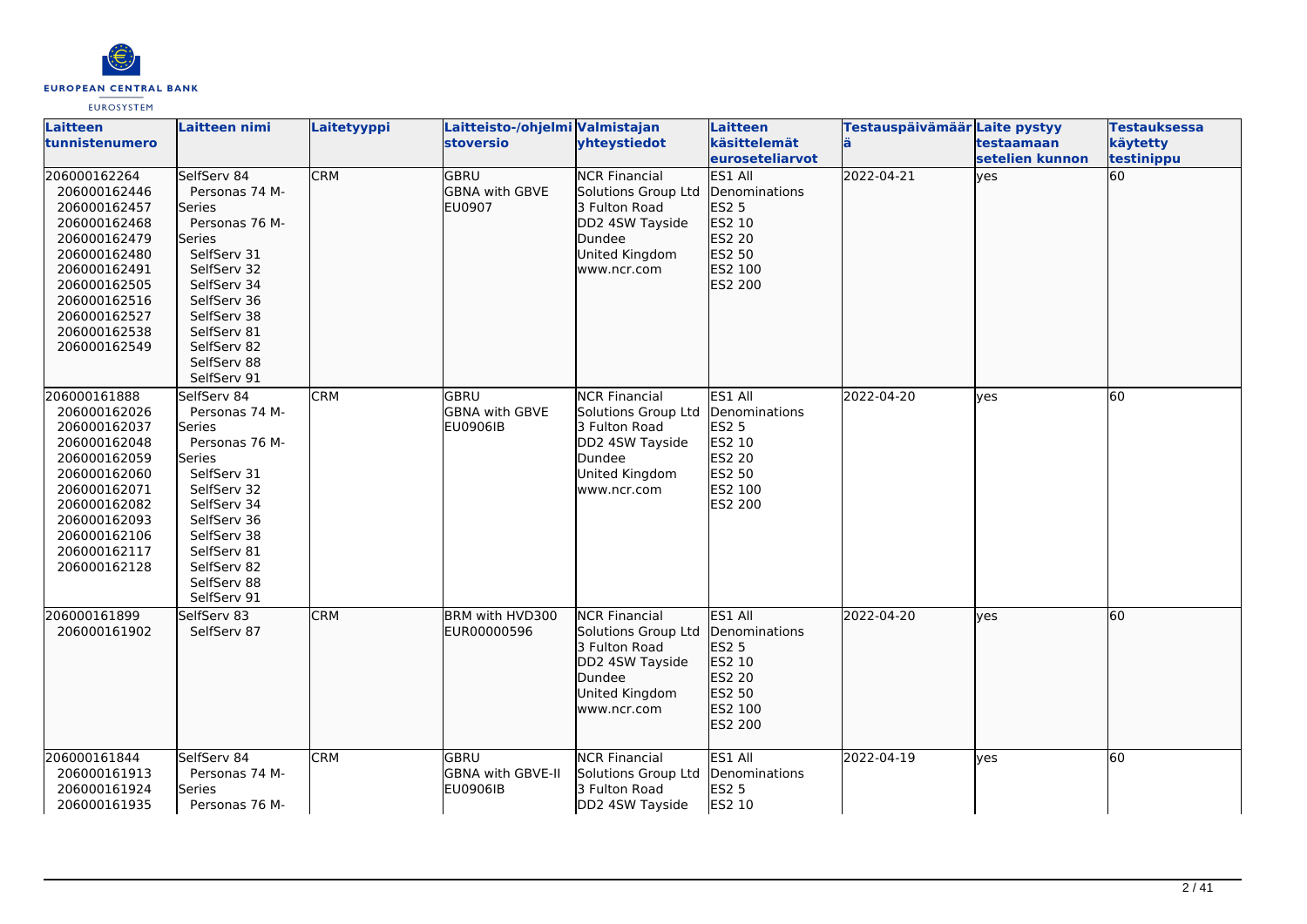| Laitteen tunnistenumero | Laitteen nimi | Laitetyyppi | Laitteisto-/ohjelmistoversio | Valmistajan yhteystiedot | Laitteen käsittelemät euroseteliarvot | Testauspäivämäärä | Laite pystyy testaamaan setelien kunnon | Testauksessa käytetty testinippu |
|---|---|---|---|---|---|---|---|---|
| 206000162264<br>206000162446<br>206000162457<br>206000162468<br>206000162479<br>206000162480<br>206000162491<br>206000162505<br>206000162516<br>206000162527<br>206000162538<br>206000162549 | SelfServ 84<br>Personas 74 M-Series<br>Personas 76 M-Series<br>SelfServ 31<br>SelfServ 32<br>SelfServ 34<br>SelfServ 36<br>SelfServ 38<br>SelfServ 81<br>SelfServ 82<br>SelfServ 88<br>SelfServ 91 | CRM | GBRU<br>GBNA with GBVE<br>EU0907 | NCR Financial Solutions Group Ltd<br>3 Fulton Road<br>DD2 4SW Tayside<br>Dundee<br>United Kingdom<br>www.ncr.com | ES1 All Denominations<br>ES2 5<br>ES2 10<br>ES2 20<br>ES2 50<br>ES2 100<br>ES2 200 | 2022-04-21 | yes | 60 |
| 206000161888<br>206000162026<br>206000162037<br>206000162048<br>206000162059<br>206000162060<br>206000162071<br>206000162082<br>206000162093<br>206000162106<br>206000162117<br>206000162128 | SelfServ 84<br>Personas 74 M-Series<br>Personas 76 M-Series<br>SelfServ 31<br>SelfServ 32<br>SelfServ 34<br>SelfServ 36<br>SelfServ 38<br>SelfServ 81<br>SelfServ 82<br>SelfServ 88<br>SelfServ 91 | CRM | GBRU<br>GBNA with GBVE<br>EU0906IB | NCR Financial Solutions Group Ltd<br>3 Fulton Road<br>DD2 4SW Tayside<br>Dundee<br>United Kingdom<br>www.ncr.com | ES1 All Denominations<br>ES2 5<br>ES2 10<br>ES2 20<br>ES2 50<br>ES2 100<br>ES2 200 | 2022-04-20 | yes | 60 |
| 206000161899<br>206000161902 | SelfServ 83<br>SelfServ 87 | CRM | BRM with HVD300<br>EUR00000596 | NCR Financial Solutions Group Ltd<br>3 Fulton Road<br>DD2 4SW Tayside<br>Dundee<br>United Kingdom<br>www.ncr.com | ES1 All Denominations<br>ES2 5<br>ES2 10<br>ES2 20<br>ES2 50<br>ES2 100<br>ES2 200 | 2022-04-20 | yes | 60 |
| 206000161844<br>206000161913<br>206000161924<br>206000161935 | SelfServ 84<br>Personas 74 M-Series<br>Personas 76 M- | CRM | GBRU<br>GBNA with GBVE-II<br>EU0906IB | NCR Financial Solutions Group Ltd<br>3 Fulton Road<br>DD2 4SW Tayside | ES1 All Denominations<br>ES2 5<br>ES2 10 | 2022-04-19 | yes | 60 |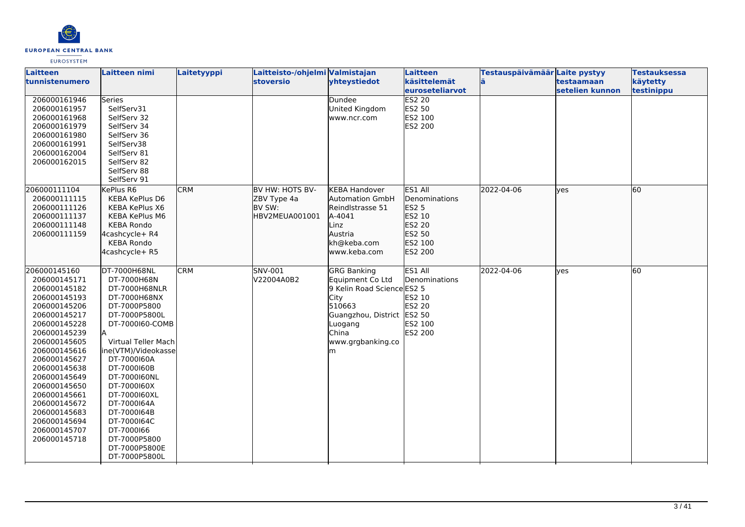| Laitteen tunnistenumero | Laitteen nimi | Laitetyyppi | Laitteisto-/ohjelmistoversio | Valmistajan yhteystiedot | Laitteen käsittelemät euroseteliarvot | Testauspäivämäärä | Laite pystyy testaamaan setelien kunnon | Testauksessa käytetty testinippu |
|---|---|---|---|---|---|---|---|---|
| 206000161946<br>206000161957<br>206000161968<br>206000161979<br>206000161980<br>206000161991<br>206000162004<br>206000162015 | Series<br>SelfServ31<br>SelfServ 32<br>SelfServ 34<br>SelfServ 36<br>SelfServ38<br>SelfServ 81<br>SelfServ 82<br>SelfServ 88<br>SelfServ 91 | | | Dundee<br>United Kingdom<br>www.ncr.com | ES2 20<br>ES2 50<br>ES2 100<br>ES2 200 | | | |
| 206000111104<br>206000111115<br>206000111126<br>206000111137<br>206000111148<br>206000111159 | KePlus R6<br>KEBA KePlus D6<br>KEBA KePlus X6<br>KEBA KePlus M6<br>KEBA Rondo 4cashcycle+ R4<br>KEBA Rondo 4cashcycle+ R5 | CRM | BV HW: HOTS BV-ZBV Type 4a<br>BV SW: HBV2MEUA001001 | KEBA Handover Automation GmbH<br>Reindlstrasse 51<br>A-4041<br>Linz<br>Austria<br>kh@keba.com<br>www.keba.com | ES1 All Denominations<br>ES2 5<br>ES2 10<br>ES2 20<br>ES2 50<br>ES2 100<br>ES2 200 | 2022-04-06 | yes | 60 |
| 206000145160<br>206000145171<br>206000145182<br>206000145193<br>206000145206<br>206000145217<br>206000145228<br>206000145239<br>206000145605<br>206000145616<br>206000145627<br>206000145638<br>206000145649<br>206000145650<br>206000145661<br>206000145672<br>206000145683<br>206000145694<br>206000145707<br>206000145718 | DT-7000H68NL<br>DT-7000H68N<br>DT-7000H68NLR<br>DT-7000H68NX<br>DT-7000P5800<br>DT-7000P5800L<br>DT-7000I60-COMBA<br>Virtual Teller Machine(VTM)/Videokasse<br>DT-7000I60A<br>DT-7000I60B<br>DT-7000I60NL<br>DT-7000I60X<br>DT-7000I60XL<br>DT-7000I64A<br>DT-7000I64B<br>DT-7000I64C<br>DT-7000I66<br>DT-7000P5800<br>DT-7000P5800E<br>DT-7000P5800L | CRM | SNV-001<br>V22004A0B2 | GRG Banking Equipment Co Ltd<br>9 Kelin Road Science City<br>510663<br>Guangzhou, District Luogang<br>China<br>www.grgbanking.com | ES1 All Denominations<br>ES2 5<br>ES2 10<br>ES2 20<br>ES2 50<br>ES2 100<br>ES2 200 | 2022-04-06 | yes | 60 |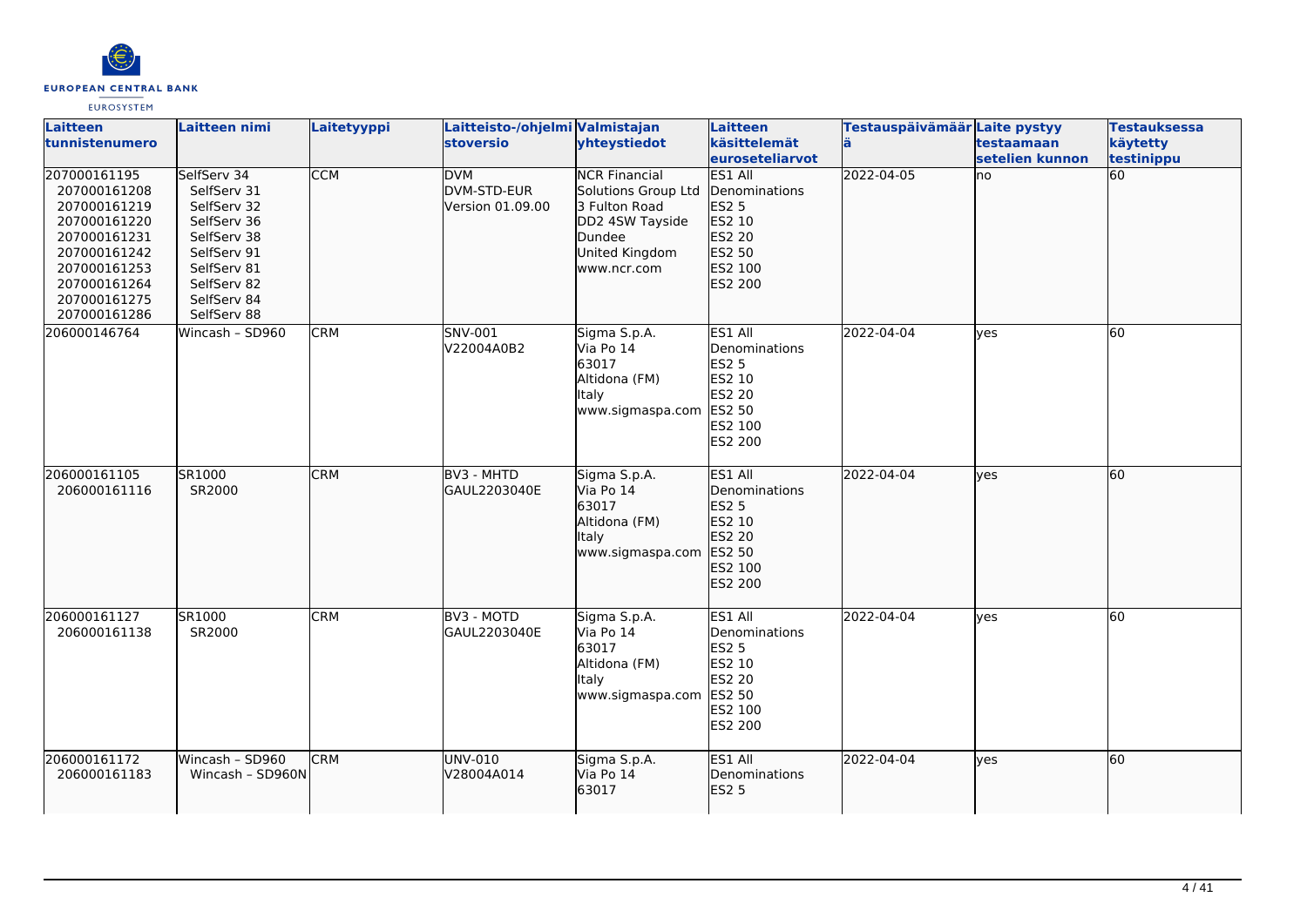| Laitteen tunnistenumero | Laitteen nimi | Laitetyyppi | Laitteisto-/ohjelmistoversio | Valmistajan yhteystiedot | Laitteen käsittelemät euroseteliarvot | Testauspäivämäärä | Laite pystyy testaamaan setelien kunnon | Testauksessa käytetty testinippu |
|---|---|---|---|---|---|---|---|---|
| 207000161195<br>207000161208<br>207000161219<br>207000161220<br>207000161231<br>207000161242<br>207000161253<br>207000161264<br>207000161275<br>207000161286 | SelfServ 34<br>SelfServ 31<br>SelfServ 32<br>SelfServ 36<br>SelfServ 38<br>SelfServ 91<br>SelfServ 81<br>SelfServ 82<br>SelfServ 84<br>SelfServ 88 | CCM | DVM<br>DVM-STD-EUR<br>Version 01.09.00 | NCR Financial Solutions Group Ltd<br>3 Fulton Road<br>DD2 4SW Tayside<br>Dundee<br>United Kingdom<br>www.ncr.com | ES1 All Denominations<br>ES2 5<br>ES2 10<br>ES2 20<br>ES2 50<br>ES2 100<br>ES2 200 | 2022-04-05 | no | 60 |
| 206000146764 | Wincash – SD960 | CRM | SNV-001<br>V22004A0B2 | Sigma S.p.A.<br>Via Po 14<br>63017<br>Altidona (FM)<br>Italy<br>www.sigmaspa.com | ES1 All Denominations<br>ES2 5<br>ES2 10<br>ES2 20<br>ES2 50<br>ES2 100<br>ES2 200 | 2022-04-04 | yes | 60 |
| 206000161105<br>206000161116 | SR1000<br>SR2000 | CRM | BV3 - MHTD<br>GAUL2203040E | Sigma S.p.A.<br>Via Po 14<br>63017<br>Altidona (FM)<br>Italy<br>www.sigmaspa.com | ES1 All Denominations<br>ES2 5<br>ES2 10<br>ES2 20<br>ES2 50<br>ES2 100<br>ES2 200 | 2022-04-04 | yes | 60 |
| 206000161127<br>206000161138 | SR1000<br>SR2000 | CRM | BV3 - MOTD<br>GAUL2203040E | Sigma S.p.A.<br>Via Po 14<br>63017<br>Altidona (FM)<br>Italy<br>www.sigmaspa.com | ES1 All Denominations<br>ES2 5<br>ES2 10<br>ES2 20<br>ES2 50<br>ES2 100<br>ES2 200 | 2022-04-04 | yes | 60 |
| 206000161172<br>206000161183 | Wincash – SD960<br>Wincash – SD960N | CRM | UNV-010<br>V28004A014 | Sigma S.p.A.<br>Via Po 14<br>63017 | ES1 All Denominations<br>ES2 5 | 2022-04-04 | yes | 60 |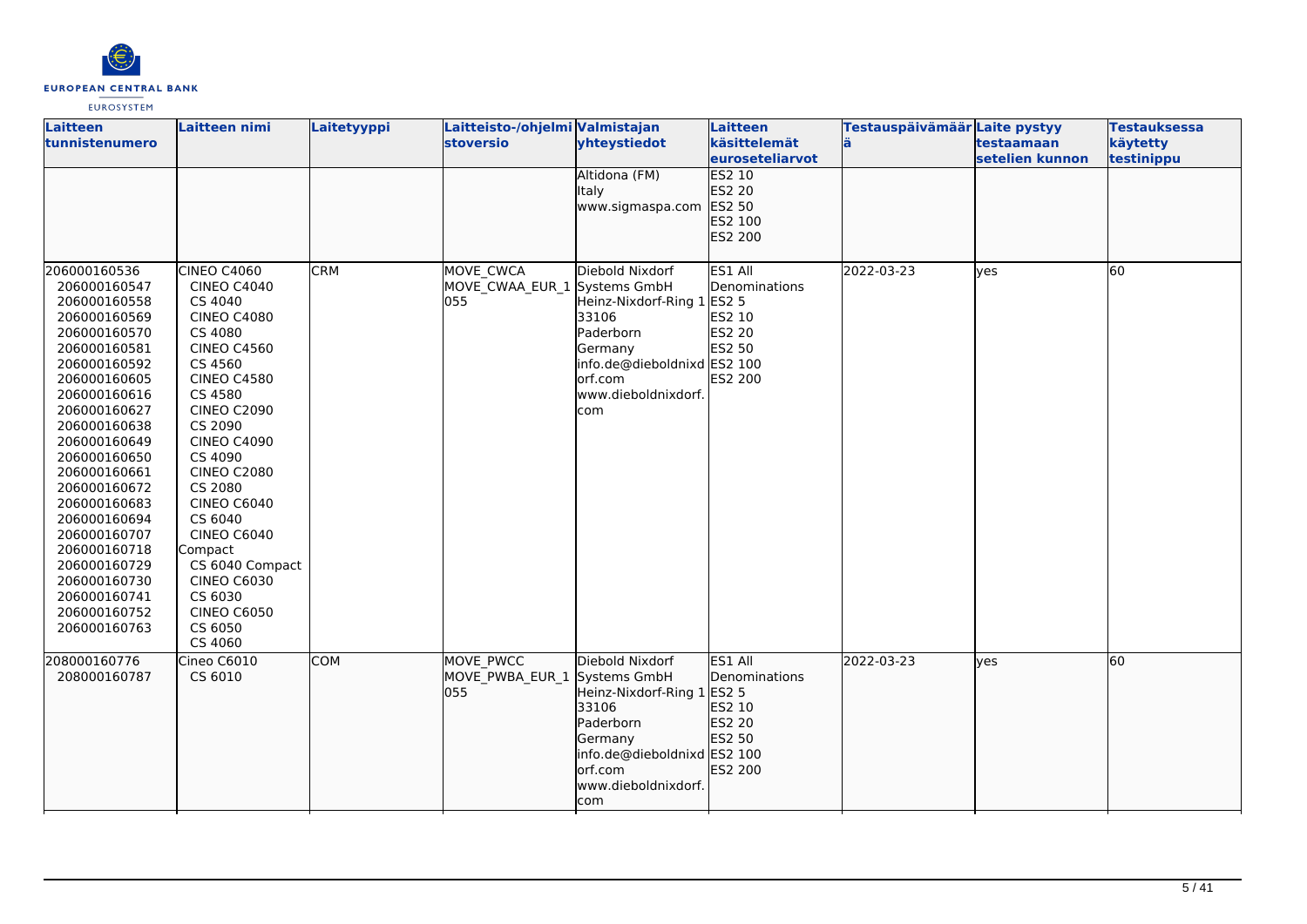| Laitteen tunnistenumero | Laitteen nimi | Laitetyyppi | Laitteisto-/ohjelmistoversio | Valmistajan yhteystiedot | Laitteen käsittelemät euroseteliarvot | Testauspäivämäärä | Laite pystyy testaamaan setelien kunnon | Testauksessa käytetty testinippu |
|---|---|---|---|---|---|---|---|---|
| | | | | Altidona (FM) Italy www.sigmaspa.com | ES2 10 ES2 20 ES2 50 ES2 100 ES2 200 | | | |
| 206000160536 206000160547 206000160558 206000160569 206000160570 206000160581 206000160592 206000160605 206000160616 206000160627 206000160638 206000160649 206000160650 206000160661 206000160672 206000160683 206000160694 206000160707 206000160718 206000160729 206000160730 206000160741 206000160752 206000160763 | CINEO C4060 CINEO C4040 CS 4040 CINEO C4080 CS 4080 CINEO C4560 CS 4560 CINEO C4580 CS 4580 CINEO C2090 CS 2090 CINEO C4090 CS 4090 CINEO C2080 CS 2080 CINEO C6040 CS 6040 CINEO C6040 Compact CS 6040 Compact CINEO C6030 CS 6030 CINEO C6050 CS 6050 CS 4060 | CRM | MOVE_CWCA MOVE_CWAA_EUR_1 055 | Diebold Nixdorf Systems GmbH Heinz-Nixdorf-Ring 1 33106 Paderborn Germany info.de@dieboldnixdorf.com www.dieboldnixdorf.com | ES1 All Denominations ES2 5 ES2 10 ES2 20 ES2 50 ES2 100 ES2 200 | 2022-03-23 | yes | 60 |
| 208000160776 208000160787 | Cineo C6010 CS 6010 | COM | MOVE_PWCC MOVE_PWBA_EUR_1 055 | Diebold Nixdorf Systems GmbH Heinz-Nixdorf-Ring 1 33106 Paderborn Germany info.de@dieboldnixdorf.com www.dieboldnixdorf.com | ES1 All Denominations ES2 5 ES2 10 ES2 20 ES2 50 ES2 100 ES2 200 | 2022-03-23 | yes | 60 |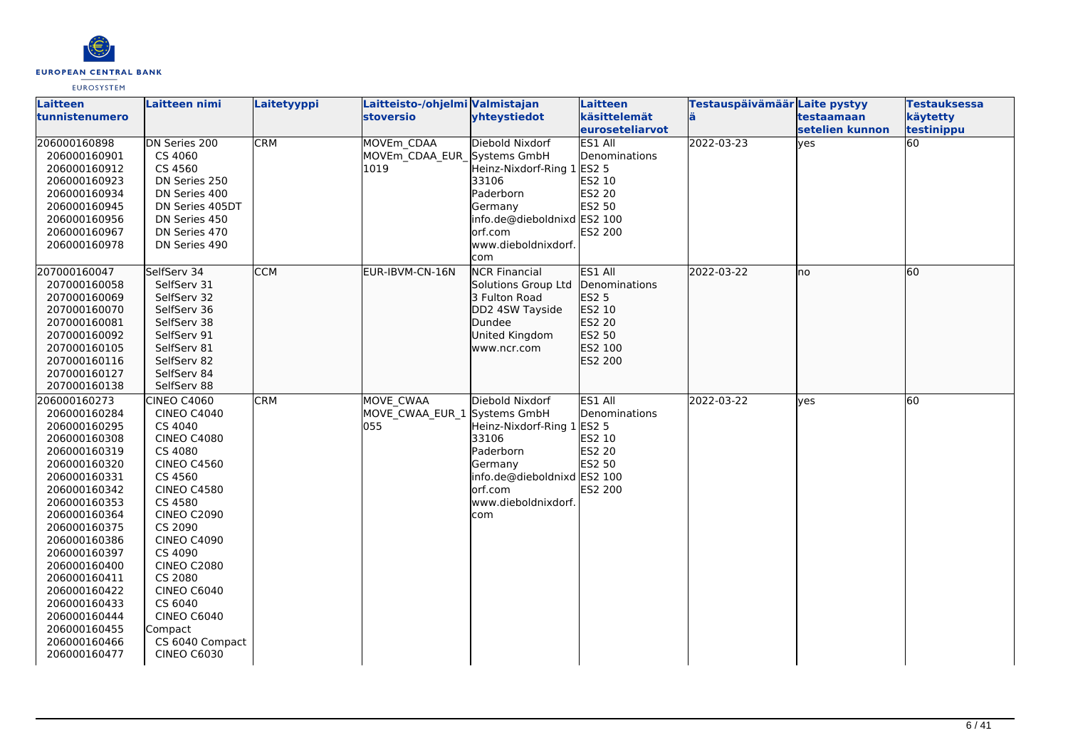| Laitteen tunnistenumero | Laitteen nimi | Laitetyyppi | Laitteisto-/ohjelmistoversio | Valmistajan yhteystiedot | Laitteen käsittelemät euroseteliarvot | Testauspäivämäärä | Laite pystyy testaamaan setelien kunnon | Testauksessa käytetty testinippu |
|---|---|---|---|---|---|---|---|---|
| 206000160898<br>206000160901<br>206000160912<br>206000160923<br>206000160934<br>206000160945<br>206000160956<br>206000160967<br>206000160978 | DN Series 200<br>CS 4060<br>CS 4560<br>DN Series 250<br>DN Series 400<br>DN Series 405DT<br>DN Series 450<br>DN Series 470<br>DN Series 490 | CRM | MOVEm_CDAA<br>MOVEm_CDAA_EUR_1019 | Diebold Nixdorf Systems GmbH<br>Heinz-Nixdorf-Ring 1<br>33106<br>Paderborn<br>Germany<br>info.de@dieboldnixdorf.com<br>www.dieboldnixdorf.com | ES1 All Denominations<br>ES2 5<br>ES2 10<br>ES2 20<br>ES2 50<br>ES2 100<br>ES2 200 | 2022-03-23 | yes | 60 |
| 207000160047<br>207000160058<br>207000160069<br>207000160070<br>207000160081<br>207000160092<br>207000160105<br>207000160116<br>207000160127<br>207000160138 | SelfServ 34<br>SelfServ 31<br>SelfServ 32<br>SelfServ 36<br>SelfServ 38<br>SelfServ 91<br>SelfServ 81<br>SelfServ 82<br>SelfServ 84<br>SelfServ 88 | CCM | EUR-IBVM-CN-16N | NCR Financial Solutions Group Ltd<br>3 Fulton Road<br>DD2 4SW Tayside<br>Dundee<br>United Kingdom<br>www.ncr.com | ES1 All Denominations<br>ES2 5<br>ES2 10<br>ES2 20<br>ES2 50<br>ES2 100<br>ES2 200 | 2022-03-22 | no | 60 |
| 206000160273<br>206000160284<br>206000160295<br>206000160308<br>206000160319<br>206000160320<br>206000160331<br>206000160342<br>206000160353<br>206000160364<br>206000160375<br>206000160386<br>206000160397<br>206000160400<br>206000160411<br>206000160422<br>206000160433<br>206000160444<br>206000160455<br>206000160466<br>206000160477 | CINEO C4060<br>CINEO C4040<br>CS 4040<br>CINEO C4080<br>CS 4080<br>CINEO C4560<br>CS 4560<br>CINEO C4580<br>CS 4580<br>CINEO C2090<br>CS 2090<br>CINEO C4090<br>CS 4090<br>CINEO C2080<br>CS 2080<br>CINEO C6040<br>CS 6040<br>CINEO C6040 Compact<br>CS 6040 Compact<br>CINEO C6030 | CRM | MOVE_CWAA<br>MOVE_CWAA_EUR_1055 | Diebold Nixdorf Systems GmbH<br>Heinz-Nixdorf-Ring 1<br>33106<br>Paderborn<br>Germany<br>info.de@dieboldnixdorf.com<br>www.dieboldnixdorf.com | ES1 All Denominations<br>ES2 5<br>ES2 10<br>ES2 20<br>ES2 50<br>ES2 100<br>ES2 200 | 2022-03-22 | yes | 60 |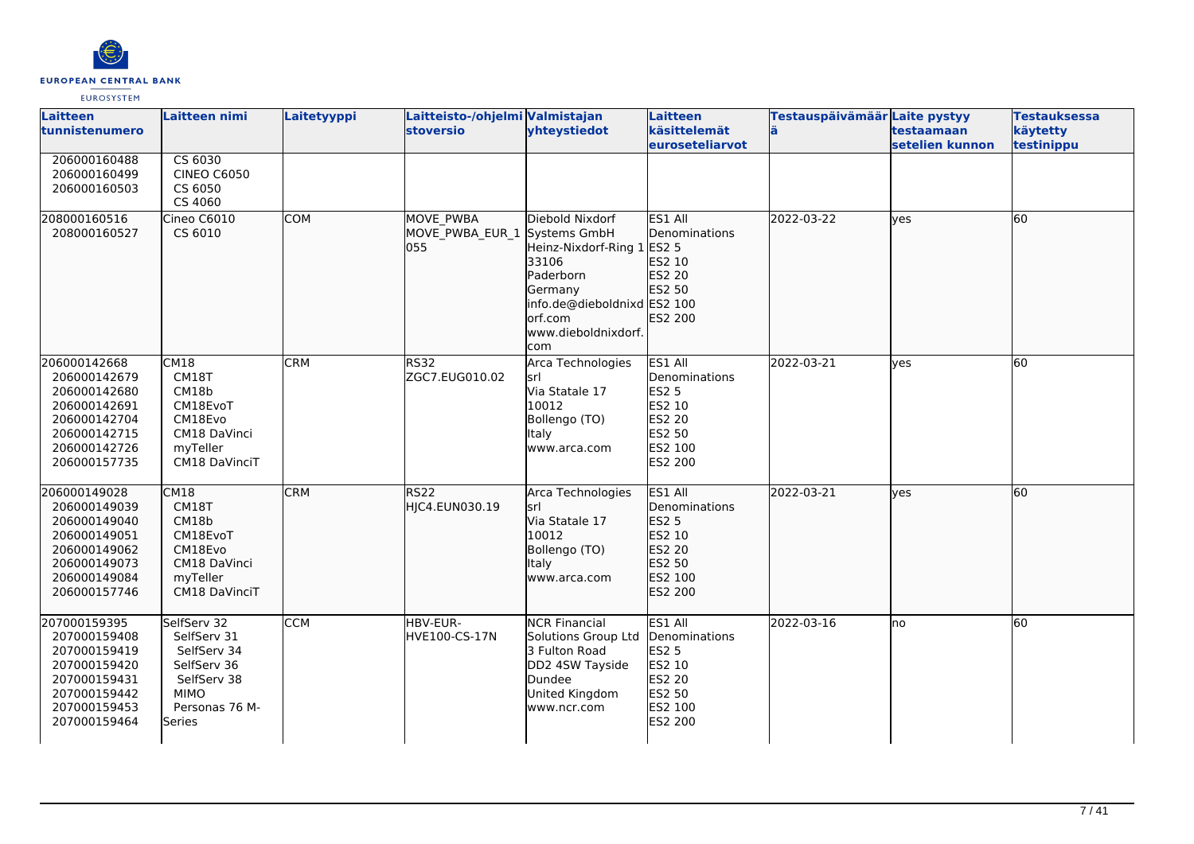| Laitteen tunnistenumero | Laitteen nimi | Laitetyyppi | Laitteisto-/ohjelmistoversio | Valmistajan yhteystiedot | Laitteen käsittelemät euroseteliarvot | Testauspäivämäärä | Laite pystyy testaamaan setelien kunnon | Testauksessa käytetty testinippu |
|---|---|---|---|---|---|---|---|---|
| 206000160488<br>206000160499<br>206000160503 | CS 6030<br>CINEO C6050<br>CS 6050<br>CS 4060 | | | | | | | |
| 208000160516<br>208000160527 | Cineo C6010<br>CS 6010 | COM | MOVE_PWBA<br>MOVE_PWBA_EUR_1055 | Diebold Nixdorf Systems GmbH<br>Heinz-Nixdorf-Ring 1<br>33106<br>Paderborn<br>Germany<br>info.de@dieboldnixdorf.com<br>www.dieboldnixdorf.com | ES1 All Denominations<br>ES2 5<br>ES2 10<br>ES2 20<br>ES2 50<br>ES2 100<br>ES2 200 | 2022-03-22 | yes | 60 |
| 206000142668<br>206000142679<br>206000142680<br>206000142691<br>206000142704<br>206000142715<br>206000142726<br>206000157735 | CM18<br>CM18T<br>CM18b<br>CM18EvoT<br>CM18Evo<br>CM18 DaVinci<br>myTeller<br>CM18 DaVinciT | CRM | RS32<br>ZGC7.EUG010.02 | Arca Technologies srl<br>Via Statale 17<br>10012<br>Bollengo (TO)<br>Italy<br>www.arca.com | ES1 All Denominations<br>ES2 5<br>ES2 10<br>ES2 20<br>ES2 50<br>ES2 100<br>ES2 200 | 2022-03-21 | yes | 60 |
| 206000149028<br>206000149039<br>206000149040<br>206000149051<br>206000149062<br>206000149073<br>206000149084<br>206000157746 | CM18<br>CM18T<br>CM18b<br>CM18EvoT<br>CM18Evo<br>CM18 DaVinci<br>myTeller<br>CM18 DaVinciT | CRM | RS22<br>HJC4.EUN030.19 | Arca Technologies srl<br>Via Statale 17<br>10012<br>Bollengo (TO)<br>Italy<br>www.arca.com | ES1 All Denominations<br>ES2 5<br>ES2 10<br>ES2 20<br>ES2 50<br>ES2 100<br>ES2 200 | 2022-03-21 | yes | 60 |
| 207000159395<br>207000159408<br>207000159419<br>207000159420<br>207000159431<br>207000159442<br>207000159453<br>207000159464 | SelfServ 32<br>SelfServ 31<br>SelfServ 34<br>SelfServ 36<br>SelfServ 38<br>MIMO<br>Personas 76 M-Series | CCM | HBV-EUR-HVE100-CS-17N | NCR Financial Solutions Group Ltd<br>3 Fulton Road<br>DD2 4SW Tayside<br>Dundee<br>United Kingdom<br>www.ncr.com | ES1 All Denominations<br>ES2 5<br>ES2 10<br>ES2 20<br>ES2 50<br>ES2 100<br>ES2 200 | 2022-03-16 | no | 60 |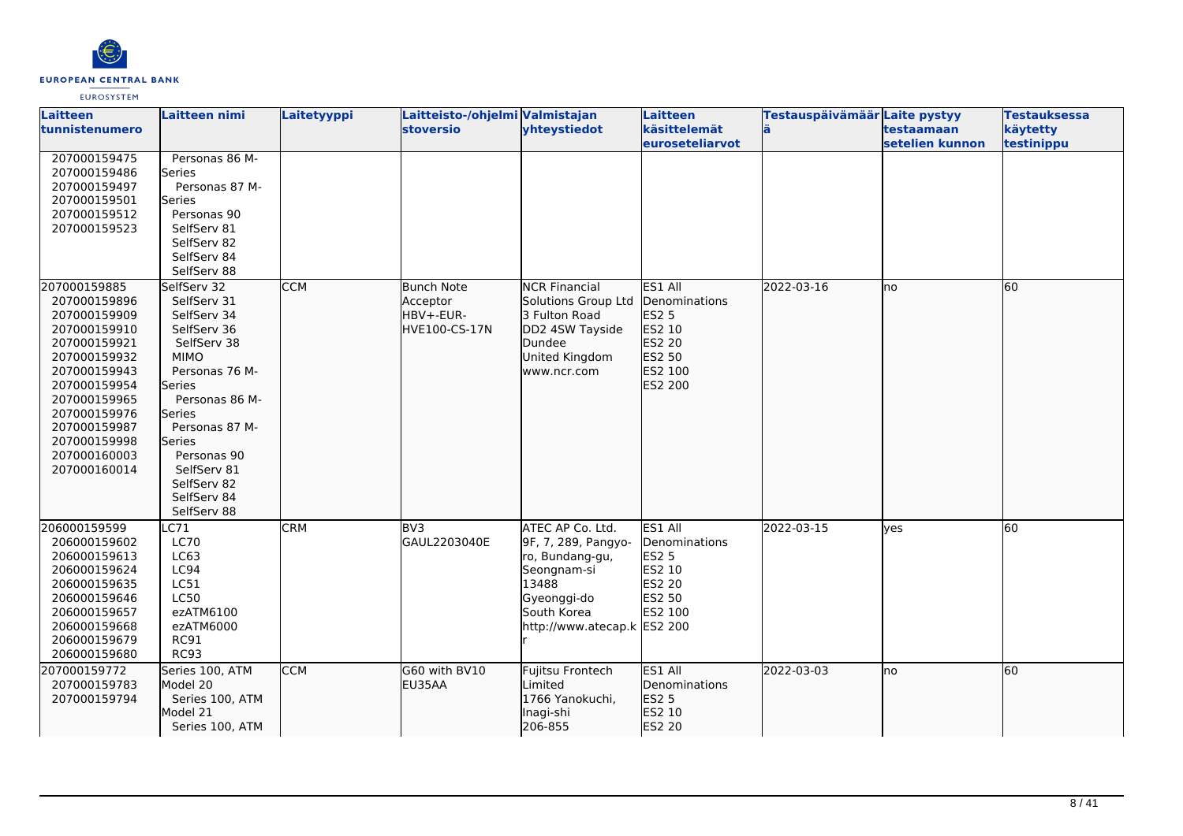| Laitteen tunnistenumero | Laitteen nimi | Laitetyyppi | Laitteisto-/ohjelmistoversio | Valmistajan yhteystiedot | Laitteen käsittelemät euroseteliarvot | Testauspäivämäärä | Laite pystyy testaamaan setelien kunnon | Testauksessa käytetty testinippu |
|---|---|---|---|---|---|---|---|---|
| 207000159475<br>207000159486<br>207000159497<br>207000159501<br>207000159512<br>207000159523 | Personas 86 M-Series<br>Personas 87 M-Series<br>Personas 90<br>SelfServ 81<br>SelfServ 82<br>SelfServ 84<br>SelfServ 88 | | | | | | | |
| 207000159885<br>207000159896<br>207000159909<br>207000159910<br>207000159921<br>207000159932<br>207000159943<br>207000159954<br>207000159965<br>207000159976<br>207000159987<br>207000159998<br>207000160003<br>207000160014 | SelfServ 32<br>SelfServ 31<br>SelfServ 34<br>SelfServ 36<br>SelfServ 38<br>MIMO<br>Personas 76 M-Series<br>Personas 86 M-Series<br>Personas 87 M-Series<br>Personas 90<br>SelfServ 81<br>SelfServ 82<br>SelfServ 84<br>SelfServ 88 | CCM | Bunch Note Acceptor HBV+-EUR-HVE100-CS-17N | NCR Financial Solutions Group Ltd<br>3 Fulton Road<br>DD2 4SW Tayside<br>Dundee<br>United Kingdom<br>www.ncr.com | ES1 All Denominations<br>ES2 5<br>ES2 10<br>ES2 20<br>ES2 50<br>ES2 100<br>ES2 200 | 2022-03-16 | no | 60 |
| 206000159599<br>206000159602<br>206000159613<br>206000159624<br>206000159635<br>206000159646<br>206000159657<br>206000159668<br>206000159679<br>206000159680 | LC71<br>LC70<br>LC63<br>LC94<br>LC51<br>LC50<br>ezATM6100<br>ezATM6000<br>RC91<br>RC93 | CRM | BV3<br>GAUL2203040E | ATEC AP Co. Ltd.<br>9F, 7, 289, Pangyo-ro, Bundang-gu,<br>Seongnam-si<br>13488<br>Gyeonggi-do<br>South Korea<br>http://www.atecap.kr | ES1 All Denominations<br>ES2 5<br>ES2 10<br>ES2 20<br>ES2 50<br>ES2 100<br>ES2 200 | 2022-03-15 | yes | 60 |
| 207000159772<br>207000159783<br>207000159794 | Series 100, ATM Model 20<br>Series 100, ATM Model 21<br>Series 100, ATM | CCM | G60 with BV10<br>EU35AA | Fujitsu Frontech Limited<br>1766 Yanokuchi,<br>Inagi-shi<br>206-855 | ES1 All Denominations<br>ES2 5<br>ES2 10<br>ES2 20 | 2022-03-03 | no | 60 |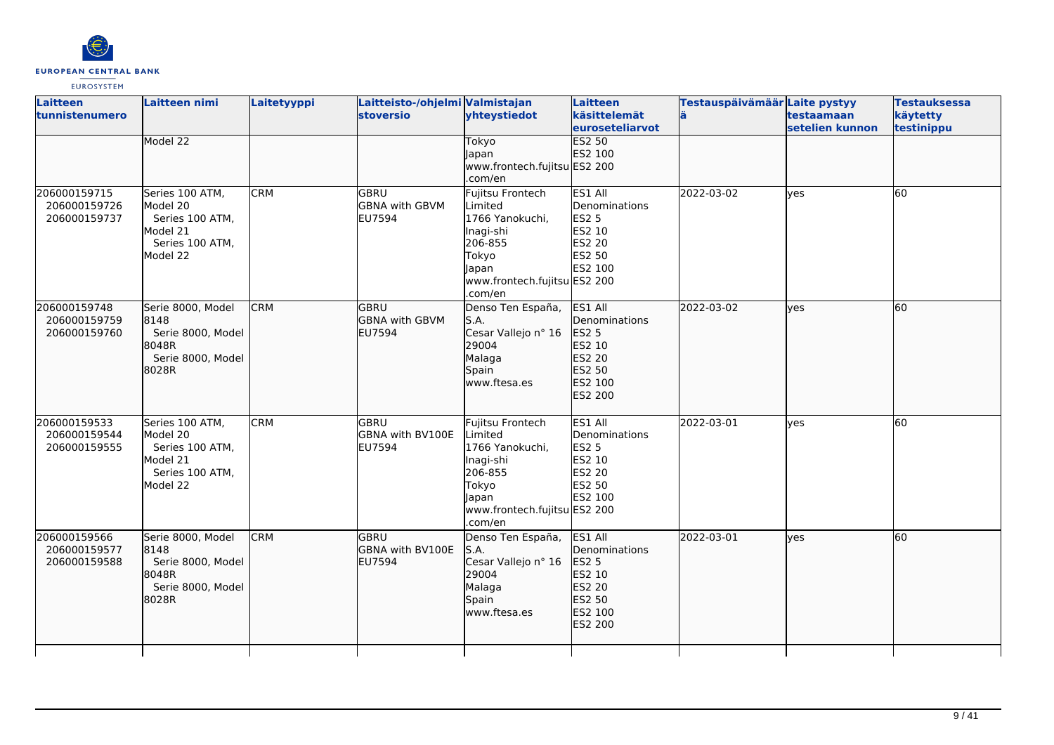| Laitteen tunnistenumero | Laitteen nimi | Laitetyyppi | Laitteisto-/ohjelmistoversio | Valmistajan yhteystiedot | Laitteen käsittelemät euroseteliarvot | Testauspäivämäärä | Laite pystyy testaamaan setelien kunnon | Testauksessa käytetty testinippu |
|---|---|---|---|---|---|---|---|---|
| | Model 22 | | | Tokyo<br>Japan<br>www.frontech.fujitsu.com/en | ES2 50<br>ES2 100<br>ES2 200 | | | |
| 206000159715<br>206000159726<br>206000159737 | Series 100 ATM, Model 20<br>Series 100 ATM, Model 21<br>Series 100 ATM, Model 22 | CRM | GBRU<br>GBNA with GBVM<br>EU7594 | Fujitsu Frontech Limited<br>1766 Yanokuchi, Inagi-shi<br>206-855<br>Tokyo<br>Japan<br>www.frontech.fujitsu.com/en | ES1 All Denominations<br>ES2 5<br>ES2 10<br>ES2 20<br>ES2 50<br>ES2 100<br>ES2 200 | 2022-03-02 | yes | 60 |
| 206000159748<br>206000159759<br>206000159760 | Serie 8000, Model 8148<br>Serie 8000, Model 8048R<br>Serie 8000, Model 8028R | CRM | GBRU<br>GBNA with GBVM<br>EU7594 | Denso Ten España, S.A.<br>Cesar Vallejo n° 16<br>29004<br>Malaga<br>Spain<br>www.ftesa.es | ES1 All Denominations<br>ES2 5<br>ES2 10<br>ES2 20<br>ES2 50<br>ES2 100<br>ES2 200 | 2022-03-02 | yes | 60 |
| 206000159533<br>206000159544<br>206000159555 | Series 100 ATM, Model 20<br>Series 100 ATM, Model 21<br>Series 100 ATM, Model 22 | CRM | GBRU<br>GBNA with BV100E<br>EU7594 | Fujitsu Frontech Limited<br>1766 Yanokuchi, Inagi-shi<br>206-855<br>Tokyo<br>Japan<br>www.frontech.fujitsu.com/en | ES1 All Denominations<br>ES2 5<br>ES2 10<br>ES2 20<br>ES2 50<br>ES2 100<br>ES2 200 | 2022-03-01 | yes | 60 |
| 206000159566<br>206000159577<br>206000159588 | Serie 8000, Model 8148<br>Serie 8000, Model 8048R<br>Serie 8000, Model 8028R | CRM | GBRU<br>GBNA with BV100E<br>EU7594 | Denso Ten España, S.A.<br>Cesar Vallejo n° 16<br>29004<br>Malaga<br>Spain<br>www.ftesa.es | ES1 All Denominations<br>ES2 5<br>ES2 10<br>ES2 20<br>ES2 50<br>ES2 100<br>ES2 200 | 2022-03-01 | yes | 60 |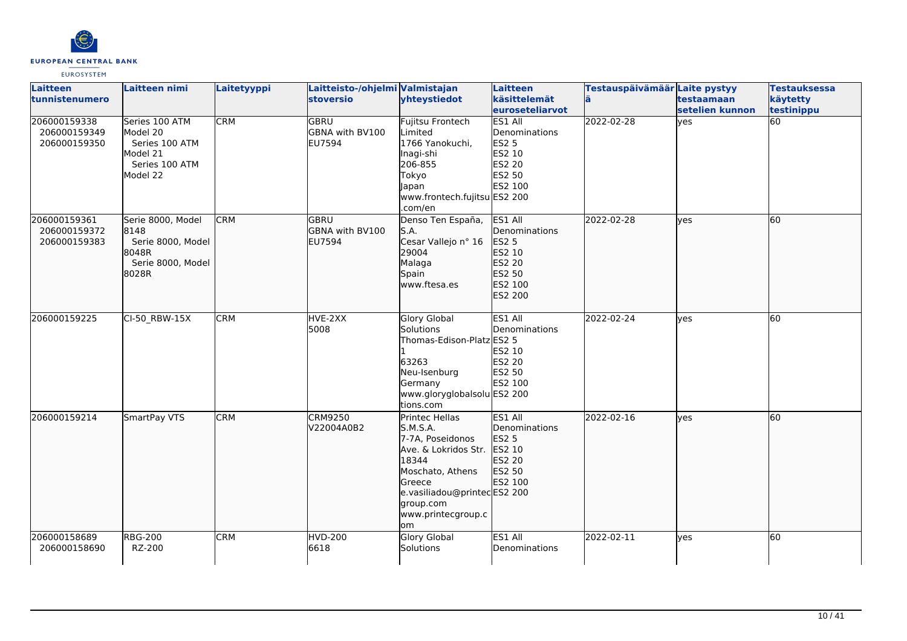| Laitteen tunnistenumero | Laitteen nimi | Laitetyyppi | Laitteisto-/ohjelmistoversio | Valmistajan yhteystiedot | Laitteen käsittelemät euroseteliarvot | Testauspäivämäärä | Laite pystyy testaamaan setelien kunnon | Testauksessa käytetty testinippu |
|---|---|---|---|---|---|---|---|---|
| 206000159338<br>206000159349<br>206000159350 | Series 100 ATM Model 20<br>Series 100 ATM Model 21<br>Series 100 ATM Model 22 | CRM | GBRU<br>GBNA with BV100<br>EU7594 | Fujitsu Frontech Limited<br>1766 Yanokuchi, Inagi-shi<br>206-855<br>Tokyo<br>Japan<br>www.frontech.fujitsu.com/en | ES1 All Denominations<br>ES2 5<br>ES2 10<br>ES2 20<br>ES2 50<br>ES2 100<br>ES2 200 | 2022-02-28 | yes | 60 |
| 206000159361<br>206000159372<br>206000159383 | Serie 8000, Model 8148<br>Serie 8000, Model 8048R<br>Serie 8000, Model 8028R | CRM | GBRU<br>GBNA with BV100<br>EU7594 | Denso Ten España, S.A.<br>Cesar Vallejo n° 16<br>29004<br>Malaga<br>Spain<br>www.ftesa.es | ES1 All Denominations<br>ES2 5<br>ES2 10<br>ES2 20<br>ES2 50<br>ES2 100<br>ES2 200 | 2022-02-28 | yes | 60 |
| 206000159225 | CI-50_RBW-15X | CRM | HVE-2XX<br>5008 | Glory Global Solutions<br>Thomas-Edison-Platz 1<br>63263<br>Neu-Isenburg<br>Germany<br>www.gloryglobalsolutions.com | ES1 All Denominations<br>ES2 5<br>ES2 10<br>ES2 20<br>ES2 50<br>ES2 100<br>ES2 200 | 2022-02-24 | yes | 60 |
| 206000159214 | SmartPay VTS | CRM | CRM9250<br>V22004A0B2 | Printec Hellas S.M.S.A.<br>7-7A, Poseidonos Ave. & Lokridos Str.<br>18344<br>Moschato, Athens<br>Greece<br>e.vasiliadou@printecgroup.com<br>www.printecgroup.com | ES1 All Denominations<br>ES2 5<br>ES2 10<br>ES2 20<br>ES2 50<br>ES2 100<br>ES2 200 | 2022-02-16 | yes | 60 |
| 206000158689<br>206000158690 | RBG-200<br>RZ-200 | CRM | HVD-200<br>6618 | Glory Global Solutions | ES1 All Denominations | 2022-02-11 | yes | 60 |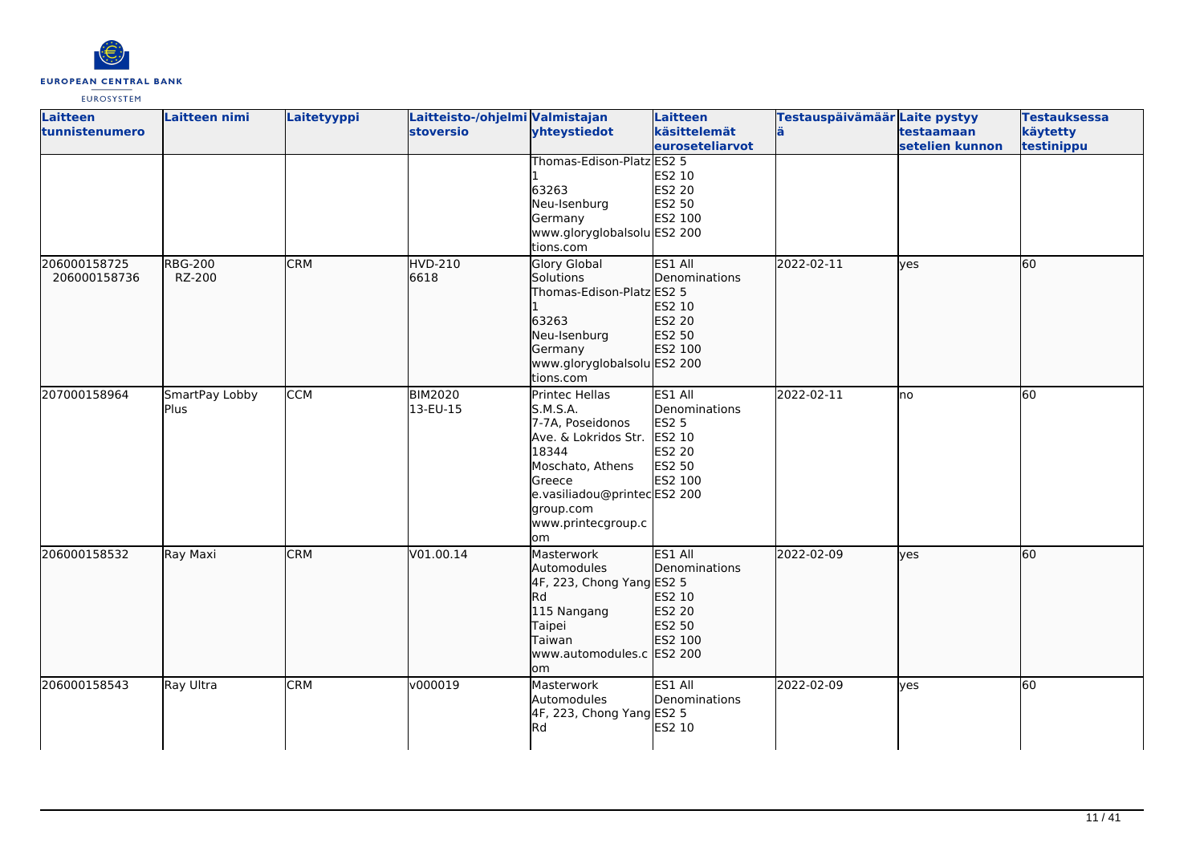| Laitteen tunnistenumero | Laitteen nimi | Laitetyyppi | Laitteisto-/ohjelmistoversio | Valmistajan yhteystiedot | Laitteen käsittelemät euroseteliarvot | Testauspäivämäärä | Laite pystyy testaamaan setelien kunnon | Testauksessa käytetty testinippu |
|---|---|---|---|---|---|---|---|---|
| | | | | Thomas-Edison-Platz 1<br>63263<br>Neu-Isenburg<br>Germany<br>www.gloryglobalsolutions.com | ES2 5<br>ES2 10<br>ES2 20<br>ES2 50<br>ES2 100<br>ES2 200 | | | |
| 206000158725<br>206000158736 | RBG-200<br>RZ-200 | CRM | HVD-210<br>6618 | Glory Global Solutions<br>Thomas-Edison-Platz 1<br>63263<br>Neu-Isenburg<br>Germany<br>www.gloryglobalsolutions.com | ES1 All Denominations<br>ES2 5<br>ES2 10<br>ES2 20<br>ES2 50<br>ES2 100<br>ES2 200 | 2022-02-11 | yes | 60 |
| 207000158964 | SmartPay Lobby Plus | CCM | BIM2020<br>13-EU-15 | Printec Hellas S.M.S.A.<br>7-7A, Poseidonos Ave. & Lokridos Str.<br>18344<br>Moschato, Athens<br>Greece<br>e.vasiliadou@printecgroup.com<br>www.printecgroup.com | ES1 All Denominations<br>ES2 5<br>ES2 10<br>ES2 20<br>ES2 50<br>ES2 100<br>ES2 200 | 2022-02-11 | no | 60 |
| 206000158532 | Ray Maxi | CRM | V01.00.14 | Masterwork Automodules<br>4F, 223, Chong Yang Rd<br>115 Nangang<br>Taipei<br>Taiwan<br>www.automodules.com | ES1 All Denominations<br>ES2 5<br>ES2 10<br>ES2 20<br>ES2 50<br>ES2 100<br>ES2 200 | 2022-02-09 | yes | 60 |
| 206000158543 | Ray Ultra | CRM | v000019 | Masterwork Automodules<br>4F, 223, Chong Yang Rd | ES1 All Denominations<br>ES2 5<br>ES2 10 | 2022-02-09 | yes | 60 |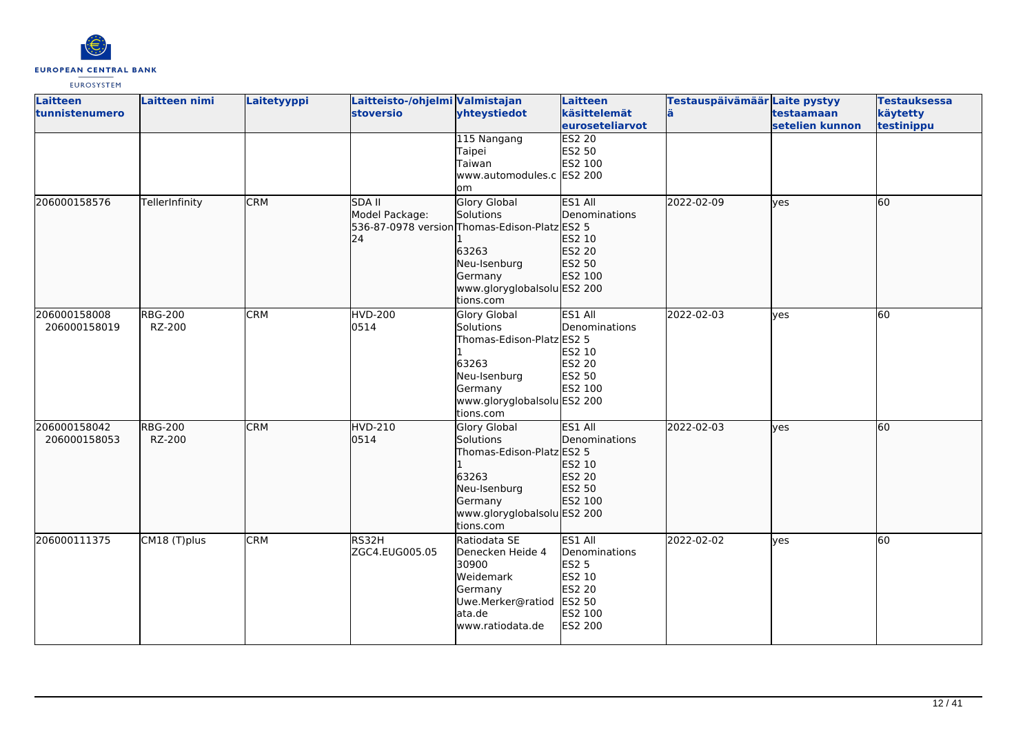| Laitteen tunnistenumero | Laitteen nimi | Laitetyyppi | Laitteisto-/ohjelmistoversio | Valmistajan yhteystiedot | Laitteen käsittelemät euroseteliarvot | Testauspäivämäärä | Laite pystyy testaamaan setelien kunnon | Testauksessa käytetty testinippu |
| --- | --- | --- | --- | --- | --- | --- | --- | --- |
| | | | | 115 Nangang<br>Taipei<br>Taiwan<br>www.automodules.com | ES2 20<br>ES2 50<br>ES2 100<br>ES2 200 | | | |
| 206000158576 | TellerInfinity | CRM | SDA II<br>Model Package: 536-87-0978 version 24 | Glory Global Solutions<br>Thomas-Edison-Platz 1<br>63263<br>Neu-Isenburg<br>Germany<br>www.gloryglobalsolutions.com | ES1 All Denominations<br>ES2 5<br>ES2 10<br>ES2 20<br>ES2 50<br>ES2 100<br>ES2 200 | 2022-02-09 | yes | 60 |
| 206000158008<br>206000158019 | RBG-200<br>RZ-200 | CRM | HVD-200<br>0514 | Glory Global Solutions<br>Thomas-Edison-Platz 1<br>63263<br>Neu-Isenburg<br>Germany<br>www.gloryglobalsolutions.com | ES1 All Denominations<br>ES2 5<br>ES2 10<br>ES2 20<br>ES2 50<br>ES2 100<br>ES2 200 | 2022-02-03 | yes | 60 |
| 206000158042<br>206000158053 | RBG-200<br>RZ-200 | CRM | HVD-210<br>0514 | Glory Global Solutions<br>Thomas-Edison-Platz 1<br>63263<br>Neu-Isenburg<br>Germany<br>www.gloryglobalsolutions.com | ES1 All Denominations<br>ES2 5<br>ES2 10<br>ES2 20<br>ES2 50<br>ES2 100<br>ES2 200 | 2022-02-03 | yes | 60 |
| 206000111375 | CM18 (T)plus | CRM | RS32H<br>ZGC4.EUG005.05 | Ratiodata SE<br>Denecken Heide 4<br>30900<br>Weidemark<br>Germany<br>Uwe.Merker@ratiodata.de<br>www.ratiodata.de | ES1 All Denominations<br>ES2 5<br>ES2 10<br>ES2 20<br>ES2 50<br>ES2 100<br>ES2 200 | 2022-02-02 | yes | 60 |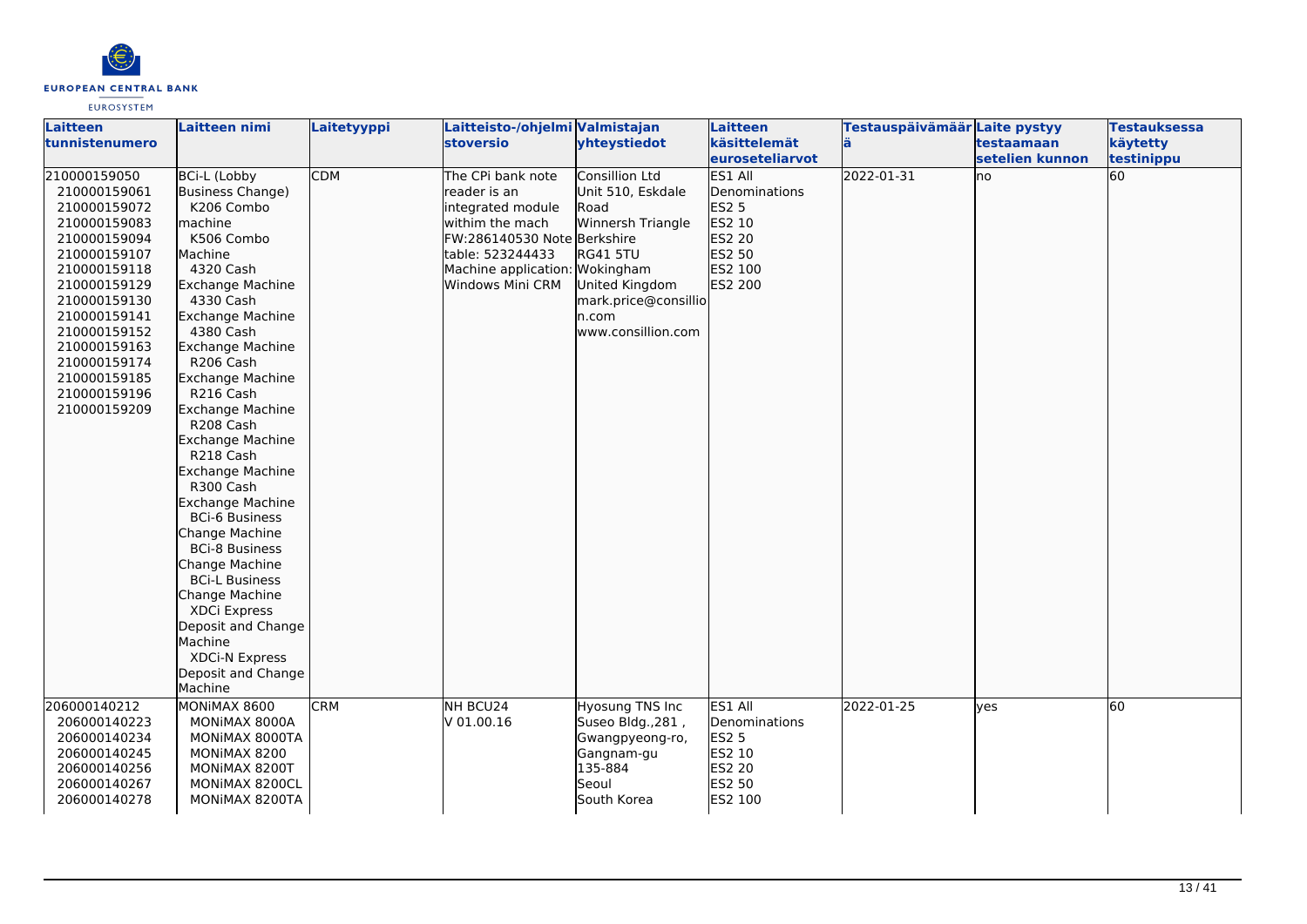| Laitteen tunnistenumero | Laitteen nimi | Laitetyyppi | Laitteisto-/ohjelmistoversio | Valmistajan yhteystiedot | Laitteen käsittelemät euroseteliarvot | Testauspäivämäärä | Laite pystyy testaamaan setelien kunnon | Testauksessa käytetty testinippu |
|---|---|---|---|---|---|---|---|---|
| 210000159050<br>210000159061<br>210000159072<br>210000159083<br>210000159094<br>210000159107<br>210000159118<br>210000159129<br>210000159130<br>210000159141<br>210000159152<br>210000159163<br>210000159174<br>210000159185<br>210000159196<br>210000159209 | BCi-L (Lobby Business Change)<br>K206 Combo machine<br>K506 Combo Machine<br>4320 Cash Exchange Machine<br>4330 Cash Exchange Machine<br>4380 Cash Exchange Machine<br>R206 Cash Exchange Machine<br>R216 Cash Exchange Machine<br>R208 Cash Exchange Machine<br>R218 Cash Exchange Machine<br>R300 Cash Exchange Machine<br>BCi-6 Business Change Machine<br>BCi-8 Business Change Machine<br>BCi-L Business Change Machine<br>XDCi Express Deposit and Change Machine<br>XDCi-N Express Deposit and Change Machine | CDM | The CPi bank note reader is an integrated module withim the mach FW:286140530 Note table: 523244433 Machine application: Windows Mini CRM | Consillion Ltd<br>Unit 510, Eskdale Road<br>Winnersh Triangle<br>Berkshire<br>RG41 5TU<br>Wokingham<br>United Kingdom<br>mark.price@consillion.com<br>www.consillion.com | ES1 All Denominations<br>ES2 5<br>ES2 10<br>ES2 20<br>ES2 50<br>ES2 100<br>ES2 200 | 2022-01-31 | no | 60 |
| 206000140212<br>206000140223<br>206000140234<br>206000140245<br>206000140256<br>206000140267<br>206000140278 | MONiMAX 8600<br>MONiMAX 8000A<br>MONiMAX 8000TA<br>MONiMAX 8200<br>MONiMAX 8200T<br>MONiMAX 8200CL<br>MONiMAX 8200TA | CRM | NH BCU24<br>V 01.00.16 | Hyosung TNS Inc<br>Suseo Bldg.,281 , Gwangpyeong-ro, Gangnam-gu<br>135-884<br>Seoul<br>South Korea | ES1 All Denominations<br>ES2 5<br>ES2 10<br>ES2 20<br>ES2 50<br>ES2 100 | 2022-01-25 | yes | 60 |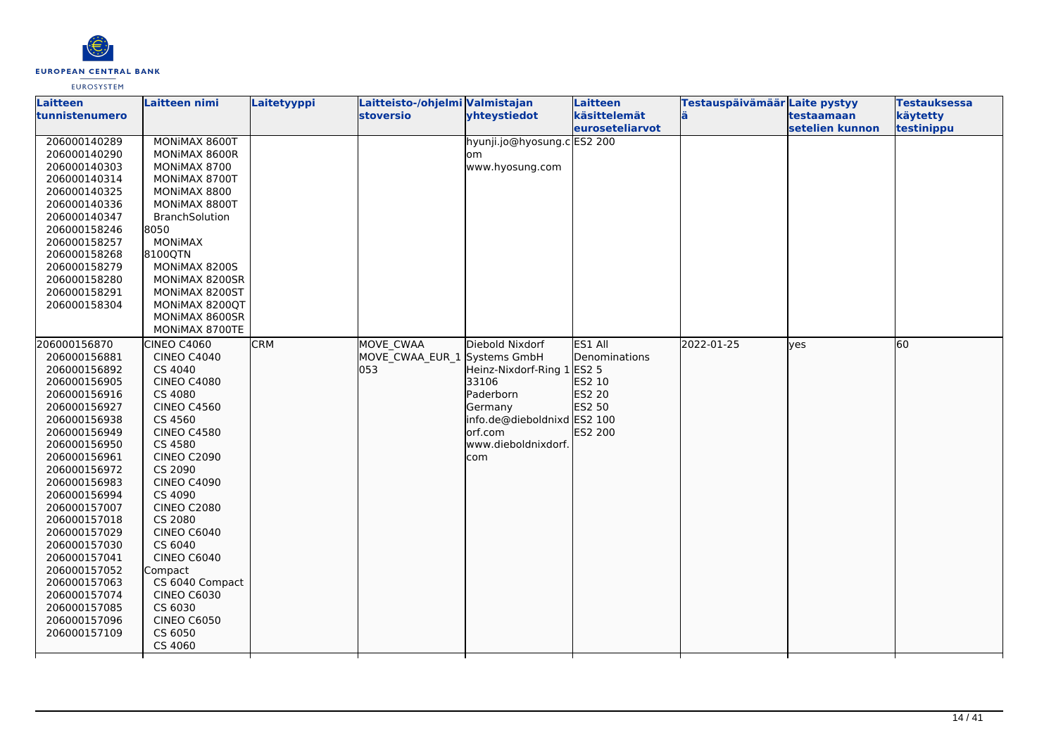| Laitteen tunnistenumero | Laitteen nimi | Laitetyyppi | Laitteisto-/ohjelmistoversio | Valmistajan yhteystiedot | Laitteen käsittelemät euroseteliarvot | Testauspäivämäärä | Laite pystyy testaamaan setelien kunnon | Testauksessa käytetty testinippu |
|---|---|---|---|---|---|---|---|---|
| 206000140289<br>206000140290<br>206000140303<br>206000140314<br>206000140325<br>206000140336<br>206000140347<br>206000158246<br>206000158257<br>206000158268<br>206000158279<br>206000158280<br>206000158291<br>206000158304 | MONiMAX 8600T<br>MONiMAX 8600R<br>MONiMAX 8700<br>MONiMAX 8700T<br>MONiMAX 8800<br>MONiMAX 8800T<br>BranchSolution 8050<br>MONiMAX 8100QTN<br>MONiMAX 8200S<br>MONiMAX 8200SR<br>MONiMAX 8200ST<br>MONiMAX 8200QT<br>MONiMAX 8600SR<br>MONiMAX 8700TE | | | hyunji.jo@hyosung.com<br>www.hyosung.com | ES2 200 | | | |
| 206000156870<br>206000156881<br>206000156892<br>206000156905<br>206000156916<br>206000156927<br>206000156938<br>206000156949<br>206000156950<br>206000156961<br>206000156972<br>206000156983<br>206000156994<br>206000157007<br>206000157018<br>206000157029<br>206000157030<br>206000157041<br>206000157052<br>206000157063<br>206000157074<br>206000157085<br>206000157096<br>206000157109 | CINEO C4060<br>CINEO C4040<br>CS 4040<br>CINEO C4080<br>CS 4080<br>CINEO C4560<br>CS 4560<br>CINEO C4580<br>CS 4580<br>CINEO C2090<br>CS 2090<br>CINEO C4090<br>CS 4090<br>CINEO C2080<br>CS 2080<br>CINEO C6040<br>CS 6040<br>CINEO C6040 Compact<br>CS 6040 Compact<br>CINEO C6030<br>CS 6030<br>CINEO C6050<br>CS 6050<br>CS 4060 | CRM | MOVE_CWAA<br>MOVE_CWAA_EUR_1053 | Diebold Nixdorf Systems GmbH<br>Heinz-Nixdorf-Ring 1<br>33106<br>Paderborn<br>Germany<br>info.de@dieboldnixdorf.com<br>www.dieboldnixdorf.com | ES1 All Denominations<br>ES2 5<br>ES2 10<br>ES2 20<br>ES2 50<br>ES2 100<br>ES2 200 | 2022-01-25 | yes | 60 |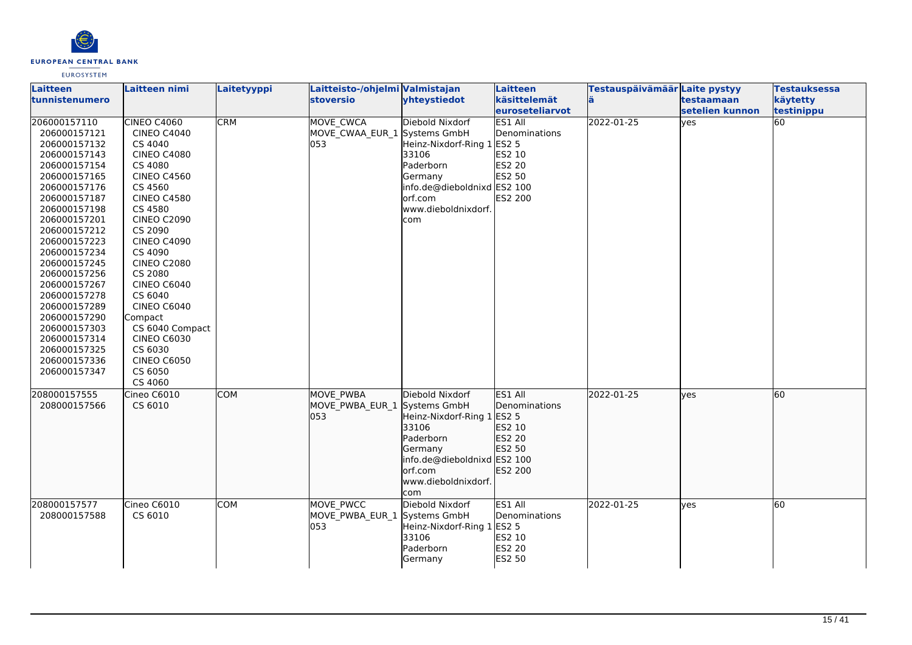| Laitteen tunnistenumero | Laitteen nimi | Laitetyyppi | Laitteisto-/ohjelmistoversio | Valmistajan yhteystiedot | Laitteen käsittelemät euroseteliarvot | Testauspäivämäärä | Laite pystyy testaamaan setelien kunnon | Testauksessa käytetty testinippu |
|---|---|---|---|---|---|---|---|---|
| 206000157110<br>206000157121<br>206000157132<br>206000157143<br>206000157154<br>206000157165<br>206000157176<br>206000157187<br>206000157198<br>206000157201<br>206000157212<br>206000157223<br>206000157234<br>206000157245<br>206000157256<br>206000157267<br>206000157278<br>206000157289<br>206000157290<br>206000157303<br>206000157314<br>206000157325<br>206000157336<br>206000157347 | CINEO C4060<br>CINEO C4040<br>CS 4040<br>CINEO C4080<br>CS 4080<br>CINEO C4560<br>CS 4560<br>CINEO C4580<br>CS 4580<br>CINEO C2090<br>CS 2090<br>CINEO C4090<br>CS 4090<br>CINEO C2080<br>CS 2080<br>CINEO C6040<br>CS 6040<br>CINEO C6040 Compact<br>CS 6040 Compact<br>CINEO C6030<br>CS 6030<br>CINEO C6050<br>CS 6050<br>CS 4060 | CRM | MOVE_CWCA<br>MOVE_CWAA_EUR_1053 | Diebold Nixdorf Systems GmbH<br>Heinz-Nixdorf-Ring 1<br>33106<br>Paderborn<br>Germany<br>info.de@dieboldnixdorf.com<br>www.dieboldnixdorf.com | ES1 All Denominations<br>ES2 5<br>ES2 10<br>ES2 20<br>ES2 50<br>ES2 100<br>ES2 200 | 2022-01-25 | yes | 60 |
| 208000157555<br>208000157566 | Cineo C6010<br>CS 6010 | COM | MOVE_PWBA<br>MOVE_PWBA_EUR_1053 | Diebold Nixdorf Systems GmbH<br>Heinz-Nixdorf-Ring 1<br>33106<br>Paderborn<br>Germany<br>info.de@dieboldnixdorf.com<br>www.dieboldnixdorf.com | ES1 All Denominations<br>ES2 5<br>ES2 10<br>ES2 20<br>ES2 50<br>ES2 100<br>ES2 200 | 2022-01-25 | yes | 60 |
| 208000157577<br>208000157588 | Cineo C6010<br>CS 6010 | COM | MOVE_PWCC<br>MOVE_PWBA_EUR_1053 | Diebold Nixdorf Systems GmbH<br>Heinz-Nixdorf-Ring 1<br>33106<br>Paderborn<br>Germany | ES1 All Denominations<br>ES2 5<br>ES2 10<br>ES2 20<br>ES2 50 | 2022-01-25 | yes | 60 |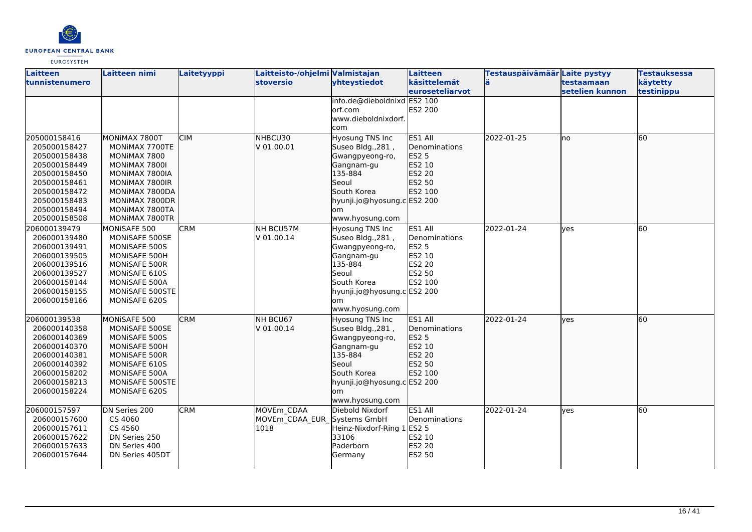| Laitteen tunnistenumero | Laitteen nimi | Laitetyyppi | Laitteisto-/ohjelmistoversio | Valmistajan yhteystiedot | Laitteen käsittelemät euroseteliarvot | Testauspäivämäärä | Laite pystyy testaamaan setelien kunnon | Testauksessa käytetty testinippu |
|---|---|---|---|---|---|---|---|---|
| | | | | info.de@dieboldnixdorf.com www.dieboldnixdorf.com | ES2 100 ES2 200 | | | |
| 205000158416 205000158427 205000158438 205000158449 205000158450 205000158461 205000158472 205000158483 205000158494 205000158508 | MONiMAX 7800T MONiMAX 7700TE MONiMAX 7800 MONiMAX 7800I MONiMAX 7800IA MONiMAX 7800IR MONiMAX 7800DA MONiMAX 7800DR MONiMAX 7800TA MONiMAX 7800TR | CIM | NHBCU30 V 01.00.01 | Hyosung TNS Inc Suseo Bldg.,281 , Gwangpyeong-ro, Gangnam-gu 135-884 Seoul South Korea hyunji.jo@hyosung.com www.hyosung.com | ES1 All Denominations ES2 5 ES2 10 ES2 20 ES2 50 ES2 100 ES2 200 | 2022-01-25 | no | 60 |
| 206000139479 206000139480 206000139491 206000139505 206000139516 206000139527 206000158144 206000158155 206000158166 | MONiSAFE 500 MONiSAFE 500SE MONiSAFE 500S MONiSAFE 500H MONiSAFE 500R MONiSAFE 610S MONiSAFE 500A MONiSAFE 500STE MONiSAFE 620S | CRM | NH BCU57M V 01.00.14 | Hyosung TNS Inc Suseo Bldg.,281 , Gwangpyeong-ro, Gangnam-gu 135-884 Seoul South Korea hyunji.jo@hyosung.com www.hyosung.com | ES1 All Denominations ES2 5 ES2 10 ES2 20 ES2 50 ES2 100 ES2 200 | 2022-01-24 | yes | 60 |
| 206000139538 206000140358 206000140369 206000140370 206000140381 206000140392 206000158202 206000158213 206000158224 | MONiSAFE 500 MONiSAFE 500SE MONiSAFE 500S MONiSAFE 500H MONiSAFE 500R MONiSAFE 610S MONiSAFE 500A MONiSAFE 500STE MONiSAFE 620S | CRM | NH BCU67 V 01.00.14 | Hyosung TNS Inc Suseo Bldg.,281 , Gwangpyeong-ro, Gangnam-gu 135-884 Seoul South Korea hyunji.jo@hyosung.com www.hyosung.com | ES1 All Denominations ES2 5 ES2 10 ES2 20 ES2 50 ES2 100 ES2 200 | 2022-01-24 | yes | 60 |
| 206000157597 206000157600 206000157611 206000157622 206000157633 206000157644 | DN Series 200 CS 4060 CS 4560 DN Series 250 DN Series 400 DN Series 405DT | CRM | MOVEm_CDAA MOVEm_CDAA_EUR_1018 | Diebold Nixdorf Systems GmbH Heinz-Nixdorf-Ring 1 33106 Paderborn Germany | ES1 All Denominations ES2 5 ES2 10 ES2 20 ES2 50 | 2022-01-24 | yes | 60 |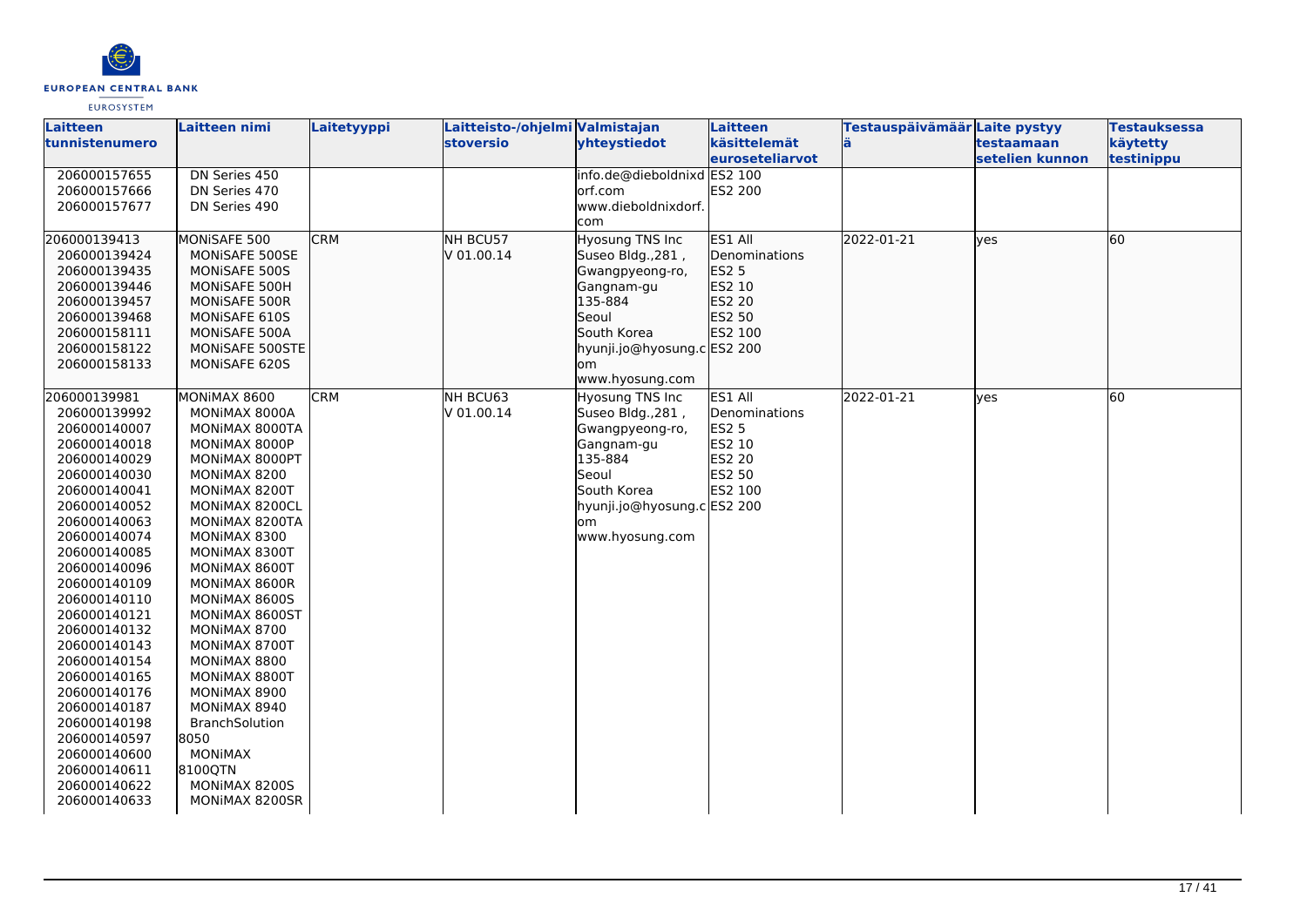| Laitteen tunnistenumero | Laitteen nimi | Laitetyyppi | Laitteisto-/ohjelmistoversio | Valmistajan yhteystiedot | Laitteen käsittelemät euroseteliarvot | Testauspäivämäärä | Laite pystyy testaamaan setelien kunnon | Testauksessa käytetty testinippu |
|---|---|---|---|---|---|---|---|---|
| 206000157655<br>206000157666<br>206000157677 | DN Series 450<br>DN Series 470<br>DN Series 490 | | | info.de@dieboldnixdorf.com<br>www.dieboldnixdorf.com | ES2 100<br>ES2 200 | | | |
| 206000139413<br>206000139424<br>206000139435<br>206000139446<br>206000139457<br>206000139468<br>206000158111<br>206000158122<br>206000158133 | MONiSAFE 500<br>MONiSAFE 500SE<br>MONiSAFE 500S<br>MONiSAFE 500H<br>MONiSAFE 500R<br>MONiSAFE 610S<br>MONiSAFE 500A<br>MONiSAFE 500STE<br>MONiSAFE 620S | CRM | NH BCU57<br>V 01.00.14 | Hyosung TNS Inc<br>Suseo Bldg.,281 ,<br>Gwangpyeong-ro,<br>Gangnam-gu<br>135-884<br>Seoul<br>South Korea<br>hyunji.jo@hyosung.com<br>www.hyosung.com | ES1 All Denominations<br>ES2 5<br>ES2 10<br>ES2 20<br>ES2 50<br>ES2 100<br>ES2 200 | 2022-01-21 | yes | 60 |
| 206000139981<br>206000139992<br>206000140007<br>206000140018<br>206000140029<br>206000140030<br>206000140041<br>206000140052<br>206000140063<br>206000140074<br>206000140085<br>206000140096<br>206000140109<br>206000140110<br>206000140121<br>206000140132<br>206000140143<br>206000140154<br>206000140165<br>206000140176<br>206000140187<br>206000140198<br>206000140597<br>206000140600<br>206000140611<br>206000140622<br>206000140633 | MONiMAX 8600<br>MONiMAX 8000A<br>MONiMAX 8000TA<br>MONiMAX 8000P<br>MONiMAX 8000PT<br>MONiMAX 8200<br>MONiMAX 8200T<br>MONiMAX 8200CL<br>MONiMAX 8200TA<br>MONiMAX 8300<br>MONiMAX 8300T<br>MONiMAX 8600T<br>MONiMAX 8600R<br>MONiMAX 8600S<br>MONiMAX 8600ST<br>MONiMAX 8700<br>MONiMAX 8700T<br>MONiMAX 8800<br>MONiMAX 8800T<br>MONiMAX 8900<br>MONiMAX 8940<br>BranchSolution 8050<br>MONiMAX 8100QTN<br>MONiMAX 8200S<br>MONiMAX 8200SR | CRM | NH BCU63<br>V 01.00.14 | Hyosung TNS Inc<br>Suseo Bldg.,281 ,<br>Gwangpyeong-ro,<br>Gangnam-gu<br>135-884<br>Seoul<br>South Korea<br>hyunji.jo@hyosung.com<br>www.hyosung.com | ES1 All Denominations<br>ES2 5<br>ES2 10<br>ES2 20<br>ES2 50<br>ES2 100<br>ES2 200 | 2022-01-21 | yes | 60 |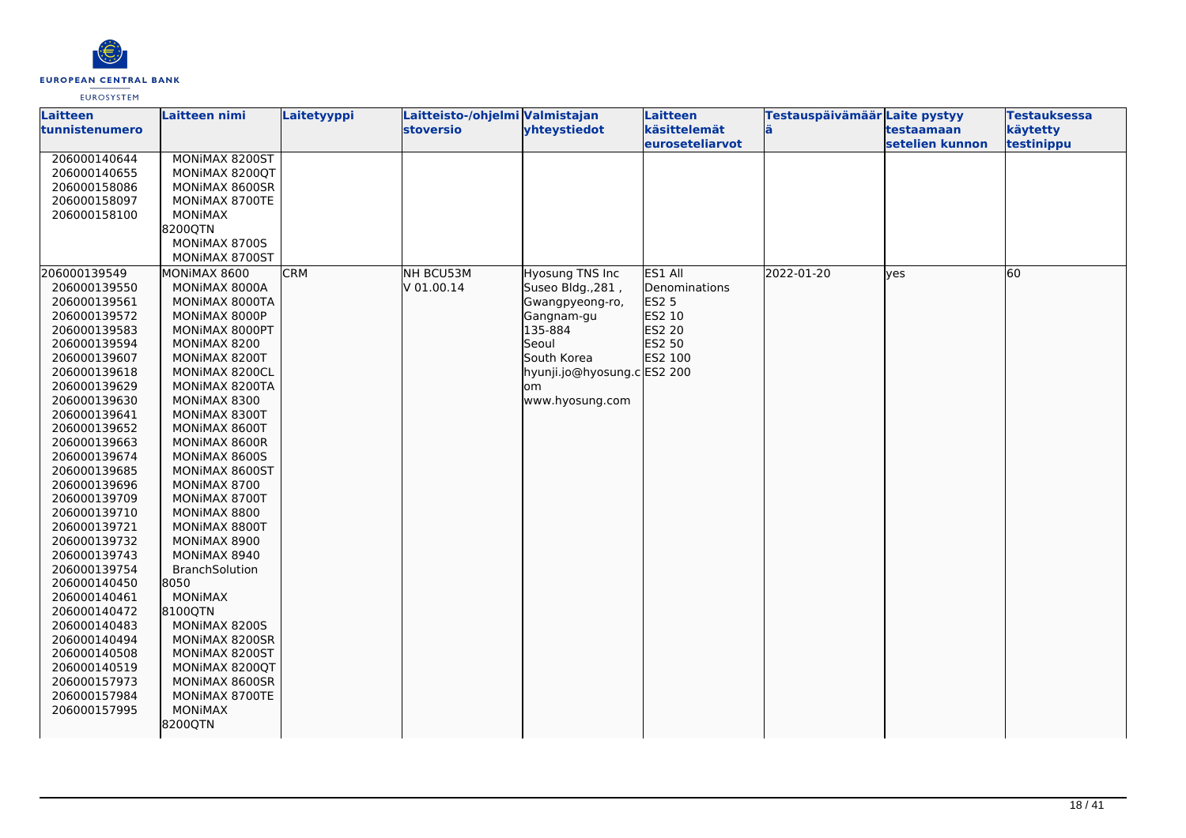| Laitteen tunnistenumero | Laitteen nimi | Laitetyyppi | Laitteisto-/ohjelmistoversio | Valmistajan yhteystiedot | Laitteen käsittelemät euroseteliarvot | Testauspäivämäärä | Laite pystyy testaamaan setelien kunnon | Testauksessa käytetty testinippu |
|---|---|---|---|---|---|---|---|---|
| 206000140644<br>206000140655<br>206000158086<br>206000158097<br>206000158100 | MONiMAX 8200ST<br>MONiMAX 8200QT<br>MONiMAX 8600SR<br>MONiMAX 8700TE<br>MONiMAX 8200QTN<br>MONiMAX 8700S<br>MONiMAX 8700ST | | | | | | | |
| 206000139549<br>206000139550<br>206000139561<br>206000139572<br>206000139583<br>206000139594<br>206000139607<br>206000139618<br>206000139629<br>206000139630<br>206000139641<br>206000139652<br>206000139663<br>206000139674<br>206000139685<br>206000139696<br>206000139709<br>206000139710<br>206000139721<br>206000139732<br>206000139743<br>206000139754<br>206000140450<br>206000140461<br>206000140472<br>206000140483<br>206000140494<br>206000140508<br>206000140519<br>206000157973<br>206000157984<br>206000157995 | MONiMAX 8600<br>MONiMAX 8000A<br>MONiMAX 8000TA<br>MONiMAX 8000P<br>MONiMAX 8000PT<br>MONiMAX 8200<br>MONiMAX 8200T<br>MONiMAX 8200CL<br>MONiMAX 8200TA<br>MONiMAX 8300<br>MONiMAX 8300T<br>MONiMAX 8600T<br>MONiMAX 8600R<br>MONiMAX 8600S<br>MONiMAX 8600ST<br>MONiMAX 8700<br>MONiMAX 8700T<br>MONiMAX 8800<br>MONiMAX 8800T<br>MONiMAX 8900<br>MONiMAX 8940<br>BranchSolution 8050<br>MONiMAX 8100QTN<br>MONiMAX 8200S<br>MONiMAX 8200SR<br>MONiMAX 8200ST<br>MONiMAX 8200QT<br>MONiMAX 8600SR<br>MONiMAX 8700TE<br>MONiMAX 8200QTN | CRM | NH BCU53M<br>V 01.00.14 | Hyosung TNS Inc<br>Suseo Bldg.,281 , Gwangpyeong-ro, Gangnam-gu<br>135-884<br>Seoul<br>South Korea<br>hyunji.jo@hyosung.com<br>www.hyosung.com | ES1 All Denominations<br>ES2 5<br>ES2 10<br>ES2 20<br>ES2 50<br>ES2 100<br>ES2 200 | 2022-01-20 | yes | 60 |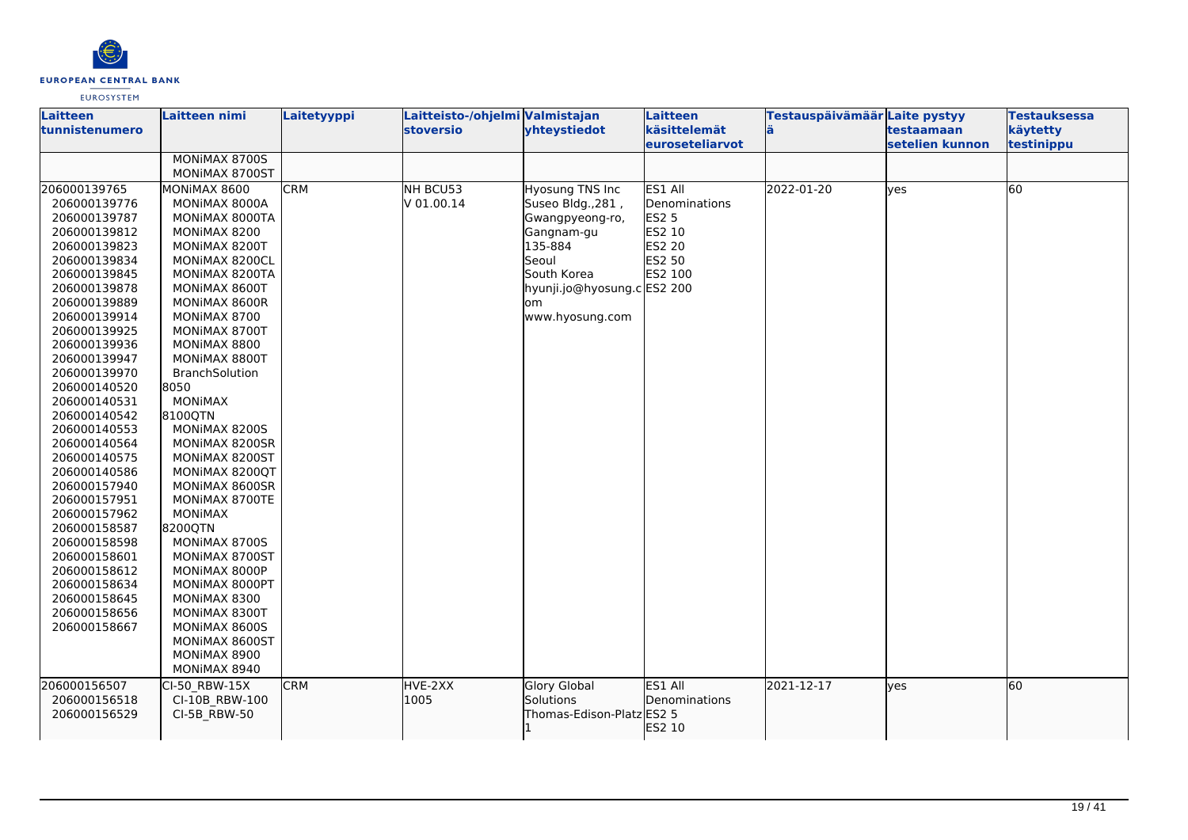| Laitteen tunnistenumero | Laitteen nimi | Laitetyyppi | Laitteisto-/ohjelmistoversio | Valmistajan yhteystiedot | Laitteen käsittelemät euroseteliarvot | Testauspäivämäärä | Laite pystyy testaamaan setelien kunnon | Testauksessa käytetty testinippu |
|---|---|---|---|---|---|---|---|---|
| | MONiMAX 8700S<br>MONiMAX 8700ST | | | | | | | |
| 206000139765<br>206000139776<br>206000139787<br>206000139812<br>206000139823<br>206000139834<br>206000139845<br>206000139878<br>206000139889<br>206000139914<br>206000139925<br>206000139936<br>206000139947<br>206000139970<br>206000140520<br>206000140531<br>206000140542<br>206000140553<br>206000140564<br>206000140575<br>206000140586<br>206000157940<br>206000157951<br>206000157962<br>206000158587<br>206000158598<br>206000158601<br>206000158612<br>206000158634<br>206000158645<br>206000158656<br>206000158667 | MONiMAX 8600<br>MONiMAX 8000A<br>MONiMAX 8000TA<br>MONiMAX 8200<br>MONiMAX 8200T<br>MONiMAX 8200CL<br>MONiMAX 8200TA<br>MONiMAX 8600T<br>MONiMAX 8600R<br>MONiMAX 8700<br>MONiMAX 8700T<br>MONiMAX 8800<br>MONiMAX 8800T<br>BranchSolution 8050<br>MONiMAX 8100QTN<br>MONiMAX 8200S<br>MONiMAX 8200SR<br>MONiMAX 8200ST<br>MONiMAX 8200QT<br>MONiMAX 8600SR<br>MONiMAX 8700TE<br>MONiMAX 8200QTN<br>MONiMAX 8700S<br>MONiMAX 8700ST<br>MONiMAX 8000P<br>MONiMAX 8000PT<br>MONiMAX 8300<br>MONiMAX 8300T<br>MONiMAX 8600S<br>MONiMAX 8600ST<br>MONiMAX 8900<br>MONiMAX 8940 | CRM | NH BCU53<br>V 01.00.14 | Hyosung TNS Inc<br>Suseo Bldg.,281 ,<br>Gwangpyeong-ro,<br>Gangnam-gu<br>135-884<br>Seoul<br>South Korea<br>hyunji.jo@hyosung.com<br>www.hyosung.com | ES1 All Denominations<br>ES2 5<br>ES2 10<br>ES2 20<br>ES2 50<br>ES2 100<br>ES2 200 | 2022-01-20 | yes | 60 |
| 206000156507<br>206000156518<br>206000156529 | CI-50_RBW-15X<br>CI-10B_RBW-100<br>CI-5B_RBW-50 | CRM | HVE-2XX<br>1005 | Glory Global Solutions<br>Thomas-Edison-Platz 1 | ES1 All Denominations<br>ES2 5<br>ES2 10 | 2021-12-17 | yes | 60 |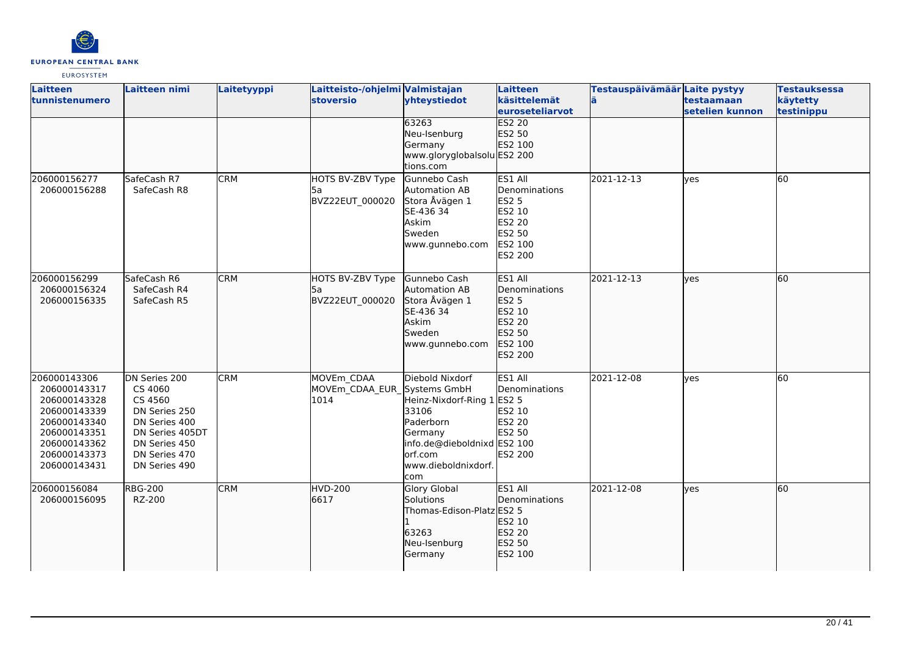| Laitteen tunnistenumero | Laitteen nimi | Laitetyyppi | Laitteisto-/ohjelmistoversio | Valmistajan yhteystiedot | Laitteen käsittelemät euroseteliarvot | Testauspäivämäärä | Laite pystyy testaamaan setelien kunnon | Testauksessa käytetty testinippu |
|---|---|---|---|---|---|---|---|---|
| | | | | 63263<br>Neu-Isenburg<br>Germany<br>www.gloryglobalsolutions.com | ES2 20<br>ES2 50<br>ES2 100<br>ES2 200 | | | |
| 206000156277<br>206000156288 | SafeCash R7<br>SafeCash R8 | CRM | HOTS BV-ZBV Type 5a<br>BVZ22EUT_000020 | Gunnebo Cash Automation AB<br>Stora Åvägen 1<br>SE-436 34<br>Askim<br>Sweden<br>www.gunnebo.com | ES1 All Denominations<br>ES2 5<br>ES2 10<br>ES2 20<br>ES2 50<br>ES2 100<br>ES2 200 | 2021-12-13 | yes | 60 |
| 206000156299<br>206000156324<br>206000156335 | SafeCash R6<br>SafeCash R4<br>SafeCash R5 | CRM | HOTS BV-ZBV Type 5a<br>BVZ22EUT_000020 | Gunnebo Cash Automation AB<br>Stora Åvägen 1<br>SE-436 34<br>Askim<br>Sweden<br>www.gunnebo.com | ES1 All Denominations<br>ES2 5<br>ES2 10<br>ES2 20<br>ES2 50<br>ES2 100<br>ES2 200 | 2021-12-13 | yes | 60 |
| 206000143306<br>206000143317<br>206000143328<br>206000143339<br>206000143340<br>206000143351<br>206000143362<br>206000143373<br>206000143431 | DN Series 200<br>CS 4060<br>CS 4560<br>DN Series 250<br>DN Series 400<br>DN Series 405DT<br>DN Series 450<br>DN Series 470<br>DN Series 490 | CRM | MOVEm_CDAA<br>MOVEm_CDAA_EUR_1014 | Diebold Nixdorf Systems GmbH<br>Heinz-Nixdorf-Ring 1<br>33106<br>Paderborn<br>Germany<br>info.de@dieboldnixdorf.com<br>www.dieboldnixdorf.com | ES1 All Denominations<br>ES2 5<br>ES2 10<br>ES2 20<br>ES2 50<br>ES2 100<br>ES2 200 | 2021-12-08 | yes | 60 |
| 206000156084<br>206000156095 | RBG-200<br>RZ-200 | CRM | HVD-200<br>6617 | Glory Global Solutions<br>Thomas-Edison-Platz 1<br>63263<br>Neu-Isenburg<br>Germany | ES1 All Denominations<br>ES2 5<br>ES2 10<br>ES2 20<br>ES2 50<br>ES2 100 | 2021-12-08 | yes | 60 |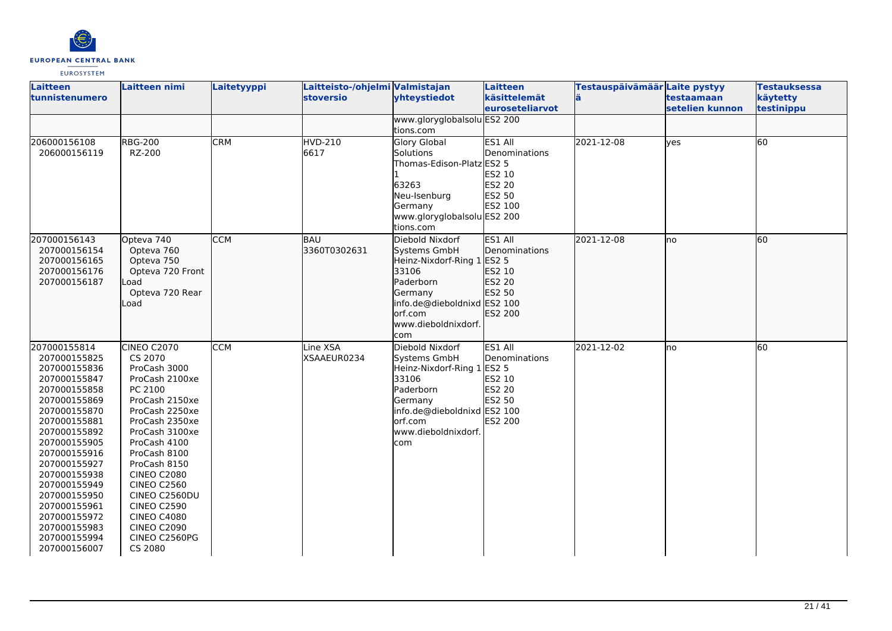| Laitteen tunnistenumero | Laitteen nimi | Laitetyyppi | Laitteisto-/ohjelmistoversio | Valmistajan yhteystiedot | Laitteen käsittelemät euroseteliarvot | Testauspäivämäärä | Laite pystyy testaamaan setelien kunnon | Testauksessa käytetty testinippu |
|---|---|---|---|---|---|---|---|---|
| | | | | www.gloryglobalsolutions.com | ES2 200 | | | |
| 206000156108<br>206000156119 | RBG-200<br>RZ-200 | CRM | HVD-210<br>6617 | Glory Global Solutions<br>Thomas-Edison-Platz 1<br>63263<br>Neu-Isenburg<br>Germany<br>www.gloryglobalsolutions.com | ES1 All Denominations<br>ES2 5<br>ES2 10<br>ES2 20<br>ES2 50<br>ES2 100<br>ES2 200 | 2021-12-08 | yes | 60 |
| 207000156143<br>207000156154<br>207000156165<br>207000156176<br>207000156187 | Opteva 740<br>Opteva 760<br>Opteva 750<br>Opteva 720 Front Load<br>Opteva 720 Rear Load | CCM | BAU<br>3360T0302631 | Diebold Nixdorf Systems GmbH<br>Heinz-Nixdorf-Ring 1<br>33106<br>Paderborn<br>Germany<br>info.de@dieboldnixdorf.com<br>www.dieboldnixdorf.com | ES1 All Denominations<br>ES2 5<br>ES2 10<br>ES2 20<br>ES2 50<br>ES2 100<br>ES2 200 | 2021-12-08 | no | 60 |
| 207000155814<br>207000155825<br>207000155836<br>207000155847<br>207000155858<br>207000155869<br>207000155870<br>207000155881<br>207000155892<br>207000155905<br>207000155916<br>207000155927<br>207000155938<br>207000155949<br>207000155950<br>207000155961<br>207000155972<br>207000155983<br>207000155994<br>207000156007 | CINEO C2070<br>CS 2070<br>ProCash 3000<br>ProCash 2100xe<br>PC 2100<br>ProCash 2150xe<br>ProCash 2250xe<br>ProCash 2350xe<br>ProCash 3100xe<br>ProCash 4100<br>ProCash 8100<br>ProCash 8150<br>CINEO C2080<br>CINEO C2560<br>CINEO C2560DU<br>CINEO C2590<br>CINEO C4080<br>CINEO C2090<br>CINEO C2560PG<br>CS 2080 | CCM | Line XSA<br>XSAAEUR0234 | Diebold Nixdorf Systems GmbH<br>Heinz-Nixdorf-Ring 1<br>33106<br>Paderborn<br>Germany<br>info.de@dieboldnixdorf.com<br>www.dieboldnixdorf.com | ES1 All Denominations<br>ES2 5<br>ES2 10<br>ES2 20<br>ES2 50<br>ES2 100<br>ES2 200 | 2021-12-02 | no | 60 |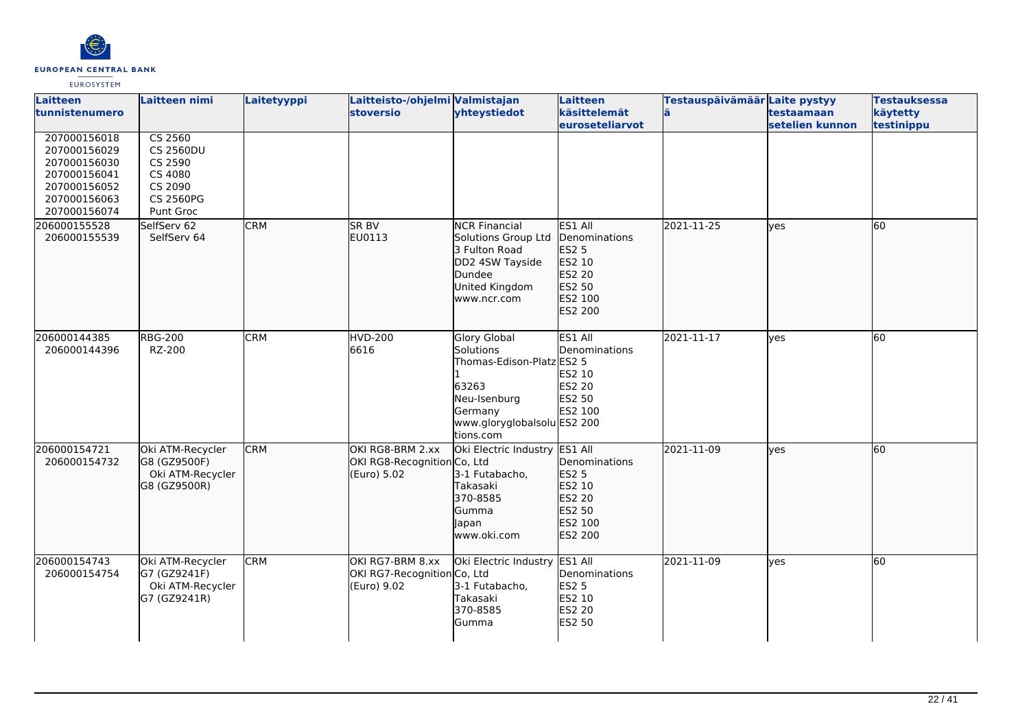| Laitteen tunnistenumero | Laitteen nimi | Laitetyyppi | Laitteisto-/ohjelmistoversio | Valmistajan yhteystiedot | Laitteen käsittelemät euroseteliarvot | Testauspäivämäärä | Laite pystyy testaamaan setelien kunnon | Testauksessa käytetty testinippu |
|---|---|---|---|---|---|---|---|---|
| 207000156018<br>207000156029<br>207000156030<br>207000156041<br>207000156052<br>207000156063<br>207000156074 | CS 2560<br>CS 2560DU<br>CS 2590<br>CS 4080<br>CS 2090<br>CS 2560PG<br>Punt Groc | | | | | | | |
| 206000155528<br>206000155539 | SelfServ 62<br>SelfServ 64 | CRM | SR BV<br>EU0113 | NCR Financial Solutions Group Ltd<br>3 Fulton Road<br>DD2 4SW Tayside<br>Dundee<br>United Kingdom<br>www.ncr.com | ES1 All Denominations<br>ES2 5<br>ES2 10<br>ES2 20<br>ES2 50<br>ES2 100<br>ES2 200 | 2021-11-25 | yes | 60 |
| 206000144385<br>206000144396 | RBG-200<br>RZ-200 | CRM | HVD-200<br>6616 | Glory Global Solutions<br>Thomas-Edison-Platz 1<br>63263<br>Neu-Isenburg<br>Germany<br>www.gloryglobalsolutions.com | ES1 All Denominations<br>ES2 5<br>ES2 10<br>ES2 20<br>ES2 50<br>ES2 100<br>ES2 200 | 2021-11-17 | yes | 60 |
| 206000154721<br>206000154732 | Oki ATM-Recycler G8 (GZ9500F)<br>Oki ATM-Recycler G8 (GZ9500R) | CRM | OKI RG8-BRM 2.xx<br>OKI RG8-Recognition (Euro) 5.02 | Oki Electric Industry Co, Ltd<br>3-1 Futabacho,<br>Takasaki<br>370-8585<br>Gumma<br>Japan<br>www.oki.com | ES1 All Denominations<br>ES2 5<br>ES2 10<br>ES2 20<br>ES2 50<br>ES2 100<br>ES2 200 | 2021-11-09 | yes | 60 |
| 206000154743<br>206000154754 | Oki ATM-Recycler G7 (GZ9241F)<br>Oki ATM-Recycler G7 (GZ9241R) | CRM | OKI RG7-BRM 8.xx<br>OKI RG7-Recognition (Euro) 9.02 | Oki Electric Industry Co, Ltd<br>3-1 Futabacho,<br>Takasaki<br>370-8585<br>Gumma | ES1 All Denominations<br>ES2 5<br>ES2 10<br>ES2 20<br>ES2 50 | 2021-11-09 | yes | 60 |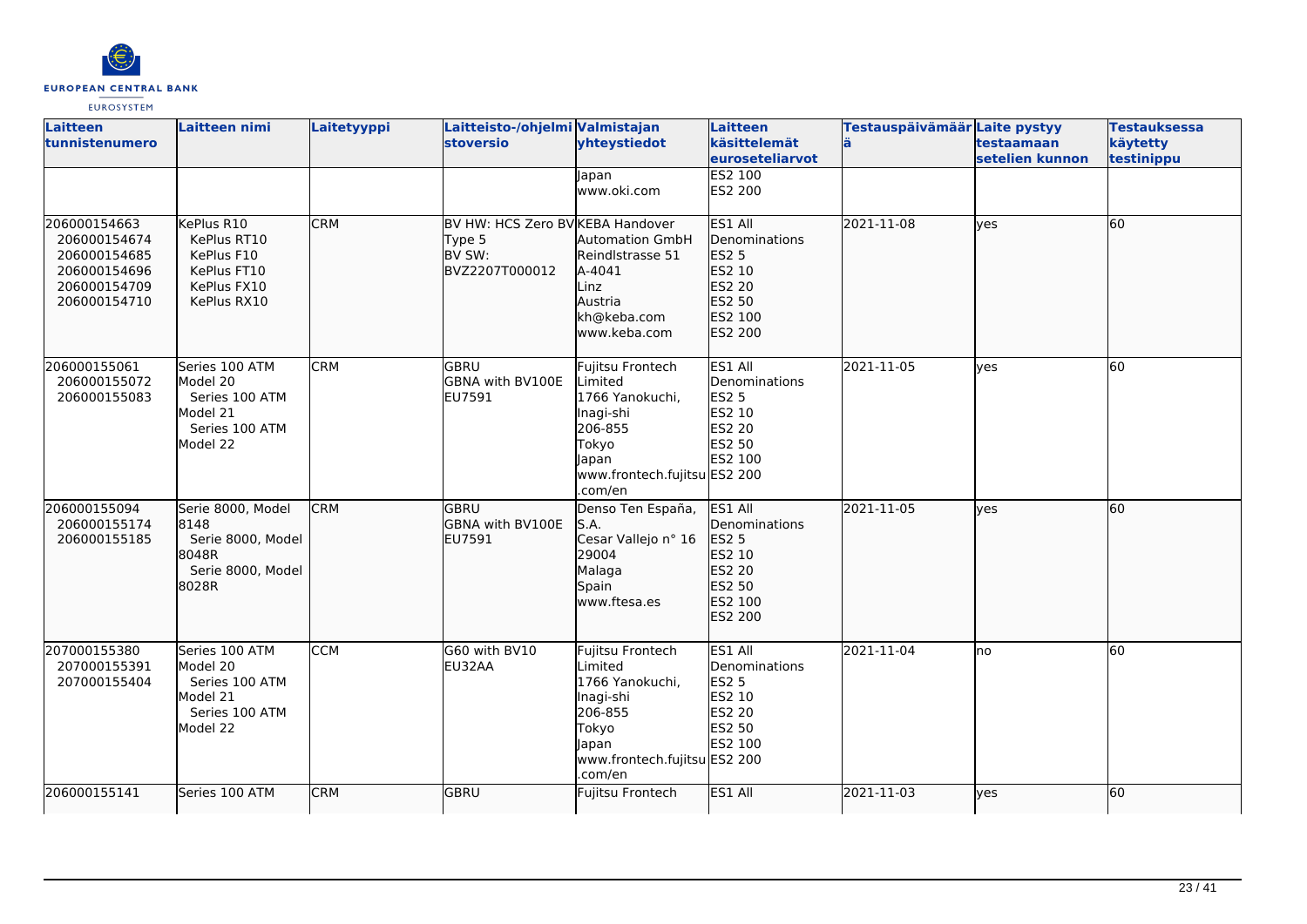| Laitteen tunnistenumero | Laitteen nimi | Laitetyyppi | Laitteisto-/ohjelmistoversio | Valmistajan yhteystiedot | Laitteen käsittelemät euroseteliarvot | Testauspäivämäärä | Laite pystyy testaamaan setelien kunnon | Testauksessa käytetty testinippu |
|---|---|---|---|---|---|---|---|---|
| | | | | Japan www.oki.com | ES2 100 ES2 200 | | | |
| 206000154663 206000154674 206000154685 206000154696 206000154709 206000154710 | KePlus R10 KePlus RT10 KePlus F10 KePlus FT10 KePlus FX10 KePlus RX10 | CRM | BV HW: HCS Zero BV Type 5 BV SW: BVZ2207T000012 | KEBA Handover Automation GmbH Reindlstrasse 51 A-4041 Linz Austria kh@keba.com www.keba.com | ES1 All Denominations ES2 5 ES2 10 ES2 20 ES2 50 ES2 100 ES2 200 | 2021-11-08 | yes | 60 |
| 206000155061 206000155072 206000155083 | Series 100 ATM Model 20 Series 100 ATM Model 21 Series 100 ATM Model 22 | CRM | GBRU GBNA with BV100E EU7591 | Fujitsu Frontech Limited 1766 Yanokuchi, Inagi-shi 206-855 Tokyo Japan www.frontech.fujitsu.com/en | ES1 All Denominations ES2 5 ES2 10 ES2 20 ES2 50 ES2 100 ES2 200 | 2021-11-05 | yes | 60 |
| 206000155094 206000155174 206000155185 | Serie 8000, Model 8148 Serie 8000, Model 8048R Serie 8000, Model 8028R | CRM | GBRU GBNA with BV100E EU7591 | Denso Ten España, S.A. Cesar Vallejo n° 16 29004 Malaga Spain www.ftesa.es | ES1 All Denominations ES2 5 ES2 10 ES2 20 ES2 50 ES2 100 ES2 200 | 2021-11-05 | yes | 60 |
| 207000155380 207000155391 207000155404 | Series 100 ATM Model 20 Series 100 ATM Model 21 Series 100 ATM Model 22 | CCM | G60 with BV10 EU32AA | Fujitsu Frontech Limited 1766 Yanokuchi, Inagi-shi 206-855 Tokyo Japan www.frontech.fujitsu.com/en | ES1 All Denominations ES2 5 ES2 10 ES2 20 ES2 50 ES2 100 ES2 200 | 2021-11-04 | no | 60 |
| 206000155141 | Series 100 ATM | CRM | GBRU | Fujitsu Frontech | ES1 All | 2021-11-03 | yes | 60 |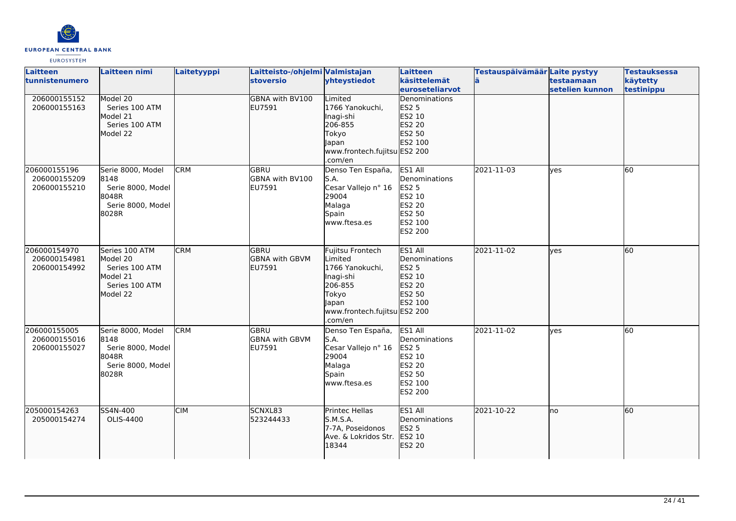| Laitteen tunnistenumero | Laitteen nimi | Laitetyyppi | Laitteisto-/ohjelmistoversio | Valmistajan yhteystiedot | Laitteen käsittelemät euroseteliarvot | Testauspäivämäärä | Laite pystyy testaamaan setelien kunnon | Testauksessa käytetty testinippu |
|---|---|---|---|---|---|---|---|---|
| 206000155152<br>206000155163 | Model 20<br>Series 100 ATM<br>Model 21<br>Series 100 ATM<br>Model 22 | | GBNA with BV100<br>EU7591 | Limited<br>1766 Yanokuchi,<br>Inagi-shi<br>206-855<br>Tokyo<br>Japan<br>www.frontech.fujitsu.com/en | Denominations<br>ES2 5<br>ES2 10<br>ES2 20<br>ES2 50<br>ES2 100<br>ES2 200 | | | |
| 206000155196<br>206000155209<br>206000155210 | Serie 8000, Model 8148<br>Serie 8000, Model 8048R<br>Serie 8000, Model 8028R | CRM | GBRU<br>GBNA with BV100<br>EU7591 | Denso Ten España, S.A.<br>Cesar Vallejo n° 16<br>29004<br>Malaga<br>Spain<br>www.ftesa.es | ES1 All Denominations<br>ES2 5<br>ES2 10<br>ES2 20<br>ES2 50<br>ES2 100<br>ES2 200 | 2021-11-03 | yes | 60 |
| 206000154970<br>206000154981<br>206000154992 | Series 100 ATM Model 20<br>Series 100 ATM Model 21<br>Series 100 ATM Model 22 | CRM | GBRU<br>GBNA with GBVM<br>EU7591 | Fujitsu Frontech Limited<br>1766 Yanokuchi,<br>Inagi-shi<br>206-855<br>Tokyo<br>Japan<br>www.frontech.fujitsu.com/en | ES1 All Denominations<br>ES2 5<br>ES2 10<br>ES2 20<br>ES2 50<br>ES2 100<br>ES2 200 | 2021-11-02 | yes | 60 |
| 206000155005<br>206000155016<br>206000155027 | Serie 8000, Model 8148<br>Serie 8000, Model 8048R<br>Serie 8000, Model 8028R | CRM | GBRU<br>GBNA with GBVM<br>EU7591 | Denso Ten España, S.A.<br>Cesar Vallejo n° 16<br>29004<br>Malaga<br>Spain<br>www.ftesa.es | ES1 All Denominations<br>ES2 5<br>ES2 10<br>ES2 20<br>ES2 50<br>ES2 100<br>ES2 200 | 2021-11-02 | yes | 60 |
| 205000154263<br>205000154274 | SS4N-400<br>OLIS-4400 | CIM | SCNXL83<br>523244433 | Printec Hellas S.M.S.A.<br>7-7A, Poseidonos Ave. & Lokridos Str.<br>18344 | ES1 All Denominations<br>ES2 5<br>ES2 10<br>ES2 20 | 2021-10-22 | no | 60 |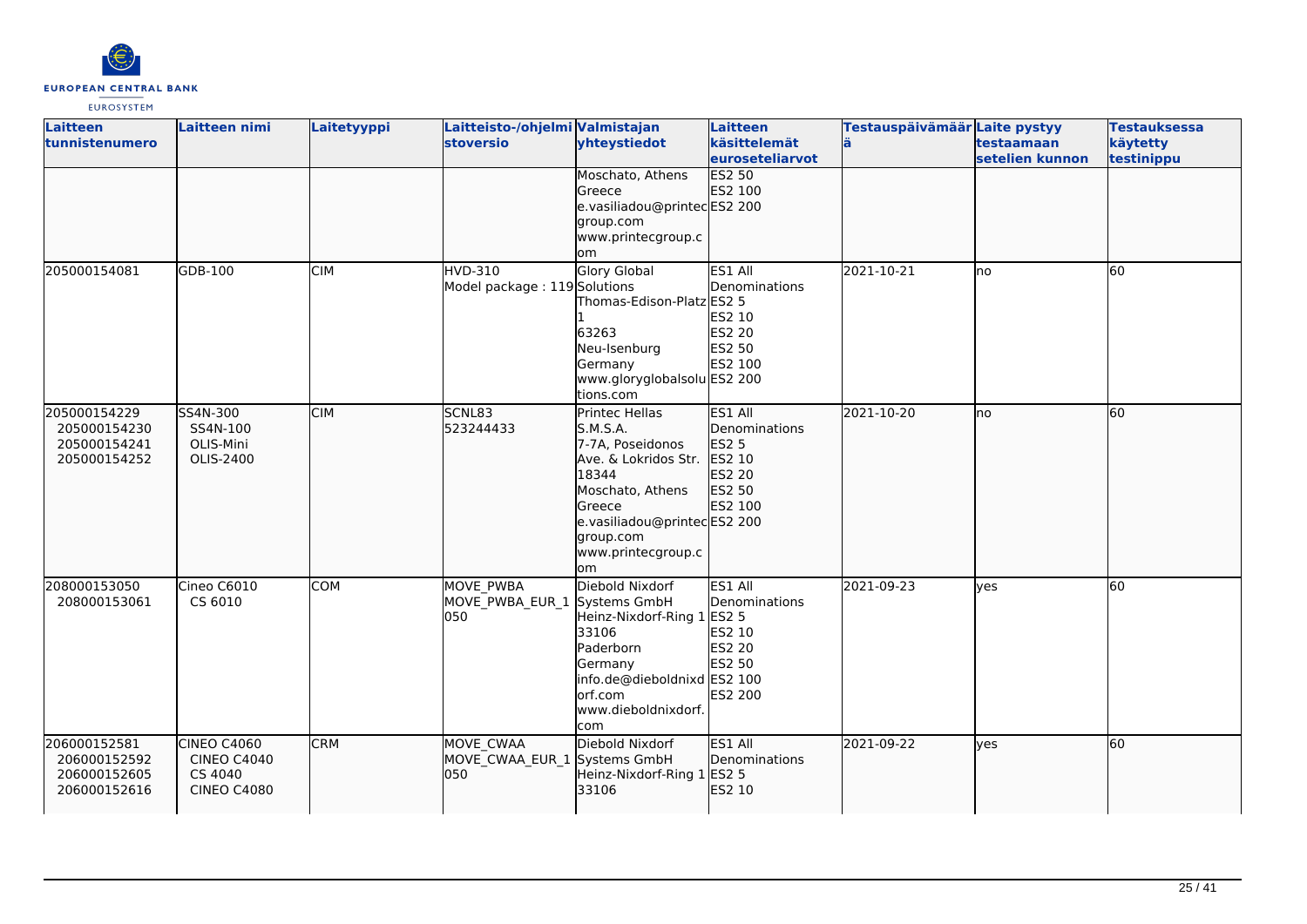| Laitteen tunnistenumero | Laitteen nimi | Laitetyyppi | Laitteisto-/ohjelmistoversio | Valmistajan yhteystiedot | Laitteen käsittelemät euroseteliarvot | Testauspäivämäärä | Laite pystyy testaamaan setelien kunnon | Testauksessa käytetty testinippu |
|---|---|---|---|---|---|---|---|---|
| | | | | Moschato, Athens Greece e.vasiliadou@printecgroup.com www.printecgroup.com | ES2 50 ES2 100 ES2 200 | | | |
| 205000154081 | GDB-100 | CIM | HVD-310 Model package : 119 | Glory Global Solutions Thomas-Edison-Platz 1 63263 Neu-Isenburg Germany www.gloryglobalsolutions.com | ES1 All Denominations ES2 5 ES2 10 ES2 20 ES2 50 ES2 100 ES2 200 | 2021-10-21 | no | 60 |
| 205000154229 205000154230 205000154241 205000154252 | SS4N-300 SS4N-100 OLIS-Mini OLIS-2400 | CIM | SCNL83 523244433 | Printec Hellas S.M.S.A. 7-7A, Poseidonos Ave. & Lokridos Str. 18344 Moschato, Athens Greece e.vasiliadou@printecgroup.com www.printecgroup.com | ES1 All Denominations ES2 5 ES2 10 ES2 20 ES2 50 ES2 100 ES2 200 | 2021-10-20 | no | 60 |
| 208000153050 208000153061 | Cineo C6010 CS 6010 | COM | MOVE_PWBA MOVE_PWBA_EUR_1050 | Diebold Nixdorf Systems GmbH Heinz-Nixdorf-Ring 1 33106 Paderborn Germany info.de@dieboldnixdorf.com www.dieboldnixdorf.com | ES1 All Denominations ES2 5 ES2 10 ES2 20 ES2 50 ES2 100 ES2 200 | 2021-09-23 | yes | 60 |
| 206000152581 206000152592 206000152605 206000152616 | CINEO C4060 CINEO C4040 CS 4040 CINEO C4080 | CRM | MOVE_CWAA MOVE_CWAA_EUR_1050 | Diebold Nixdorf Systems GmbH Heinz-Nixdorf-Ring 1 33106 | ES1 All Denominations ES2 5 ES2 10 | 2021-09-22 | yes | 60 |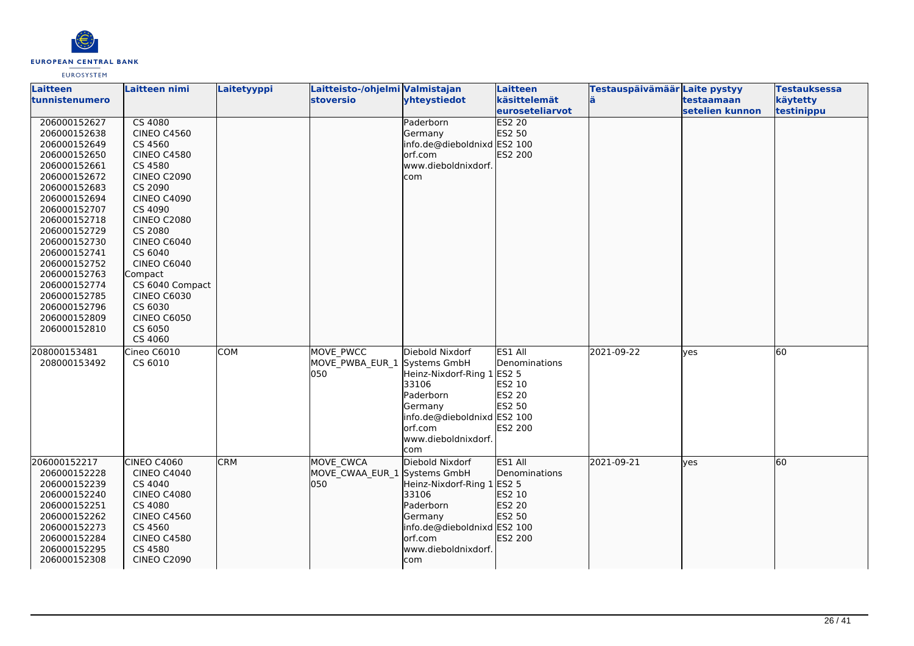| Laitteen tunnistenumero | Laitteen nimi | Laitetyyppi | Laitteisto-/ohjelmistoversio | Valmistajan yhteystiedot | Laitteen käsittelemät euroseteliarvot | Testauspäivämäärä | Laite pystyy testaamaan setelien kunnon | Testauksessa käytetty testinippu |
|---|---|---|---|---|---|---|---|---|
| 206000152627<br>206000152638<br>206000152649<br>206000152650<br>206000152661<br>206000152672<br>206000152683<br>206000152694<br>206000152707<br>206000152718<br>206000152729<br>206000152730<br>206000152741<br>206000152752<br>206000152763<br>206000152774<br>206000152785<br>206000152796<br>206000152809<br>206000152810 | CS 4080<br>CINEO C4560<br>CS 4560<br>CINEO C4580<br>CS 4580<br>CINEO C2090<br>CS 2090<br>CINEO C4090<br>CS 4090<br>CINEO C2080<br>CS 2080<br>CINEO C6040<br>CS 6040<br>CINEO C6040 Compact<br>CS 6040 Compact<br>CINEO C6030<br>CS 6030<br>CINEO C6050<br>CS 6050<br>CS 4060 | | | Paderborn<br>Germany<br>info.de@dieboldnixdorf.com<br>www.dieboldnixdorf.com | ES2 20<br>ES2 50<br>ES2 100<br>ES2 200 | | | |
| 208000153481<br>208000153492 | Cineo C6010<br>CS 6010 | COM | MOVE_PWCC<br>MOVE_PWBA_EUR_1050 | Diebold Nixdorf Systems GmbH<br>Heinz-Nixdorf-Ring 1<br>33106<br>Paderborn<br>Germany<br>info.de@dieboldnixdorf.com<br>www.dieboldnixdorf.com | ES1 All Denominations<br>ES2 5<br>ES2 10<br>ES2 20<br>ES2 50<br>ES2 100<br>ES2 200 | 2021-09-22 | yes | 60 |
| 206000152217<br>206000152228<br>206000152239<br>206000152240<br>206000152251<br>206000152262<br>206000152273<br>206000152284<br>206000152295<br>206000152308 | CINEO C4060<br>CINEO C4040<br>CS 4040<br>CINEO C4080<br>CS 4080<br>CINEO C4560<br>CS 4560<br>CINEO C4580<br>CS 4580<br>CINEO C2090 | CRM | MOVE_CWCA<br>MOVE_CWAA_EUR_1050 | Diebold Nixdorf Systems GmbH<br>Heinz-Nixdorf-Ring 1<br>33106<br>Paderborn<br>Germany<br>info.de@dieboldnixdorf.com<br>www.dieboldnixdorf.com | ES1 All Denominations<br>ES2 5<br>ES2 10<br>ES2 20<br>ES2 50<br>ES2 100<br>ES2 200 | 2021-09-21 | yes | 60 |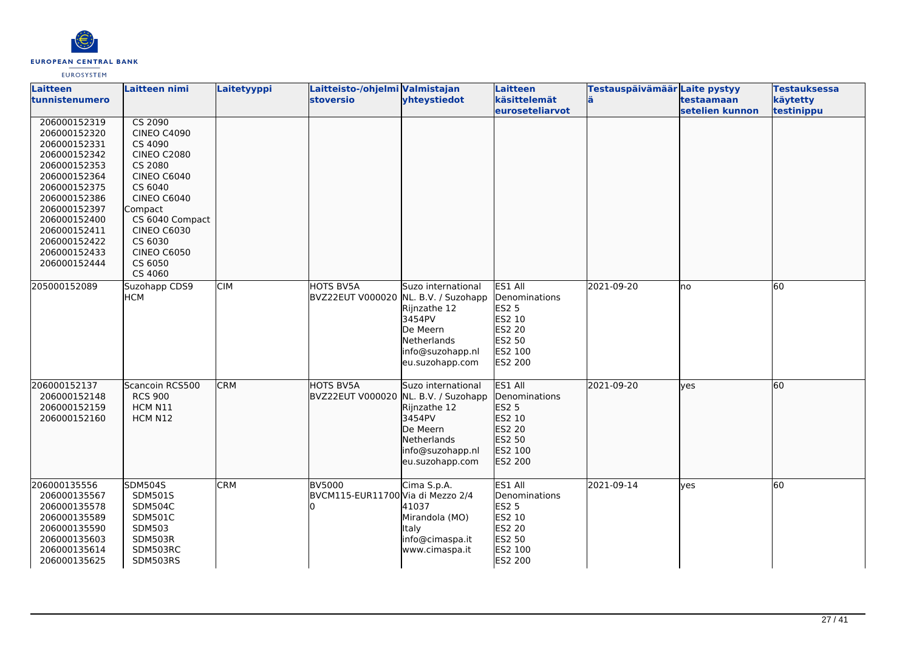| Laitteen tunnistenumero | Laitteen nimi | Laitetyyppi | Laitteisto-/ohjelmistoversio | Valmistajan yhteystiedot | Laitteen käsittelemät euroseteliarvot | Testauspäivämäärä | Laite pystyy testaamaan setelien kunnon | Testauksessa käytetty testinippu |
|---|---|---|---|---|---|---|---|---|
| 206000152319<br>206000152320<br>206000152331<br>206000152342<br>206000152353<br>206000152364<br>206000152375<br>206000152386<br>206000152397<br>206000152400<br>206000152411<br>206000152422<br>206000152433<br>206000152444 | CS 2090<br>CINEO C4090<br>CS 4090<br>CINEO C2080<br>CS 2080<br>CINEO C6040<br>CS 6040<br>CINEO C6040 Compact<br>CS 6040 Compact<br>CINEO C6030<br>CS 6030<br>CINEO C6050<br>CS 6050<br>CS 4060 | | | | | | | |
| 205000152089 | Suzohapp CDS9 HCM | CIM | HOTS BV5A BVZ22EUT V000020 | Suzo international NL. B.V. / Suzohapp Rijnzathe 12 3454PV De Meern Netherlands info@suzohapp.nl eu.suzohapp.com | ES1 All Denominations<br>ES2 5<br>ES2 10<br>ES2 20<br>ES2 50<br>ES2 100<br>ES2 200 | 2021-09-20 | no | 60 |
| 206000152137<br>206000152148<br>206000152159<br>206000152160 | Scancoin RCS500<br>RCS 900<br>HCM N11<br>HCM N12 | CRM | HOTS BV5A BVZ22EUT V000020 | Suzo international NL. B.V. / Suzohapp Rijnzathe 12 3454PV De Meern Netherlands info@suzohapp.nl eu.suzohapp.com | ES1 All Denominations<br>ES2 5<br>ES2 10<br>ES2 20<br>ES2 50<br>ES2 100<br>ES2 200 | 2021-09-20 | yes | 60 |
| 206000135556<br>206000135567<br>206000135578<br>206000135589<br>206000135590<br>206000135603<br>206000135614<br>206000135625 | SDM504S<br>SDM501S<br>SDM504C<br>SDM501C<br>SDM503<br>SDM503R<br>SDM503RC<br>SDM503RS | CRM | BV5000 BVCM115-EUR11700 | Cima S.p.A. Via di Mezzo 2/4 41037 Mirandola (MO) Italy info@cimaspa.it www.cimaspa.it | ES1 All Denominations<br>ES2 5<br>ES2 10<br>ES2 20<br>ES2 50<br>ES2 100<br>ES2 200 | 2021-09-14 | yes | 60 |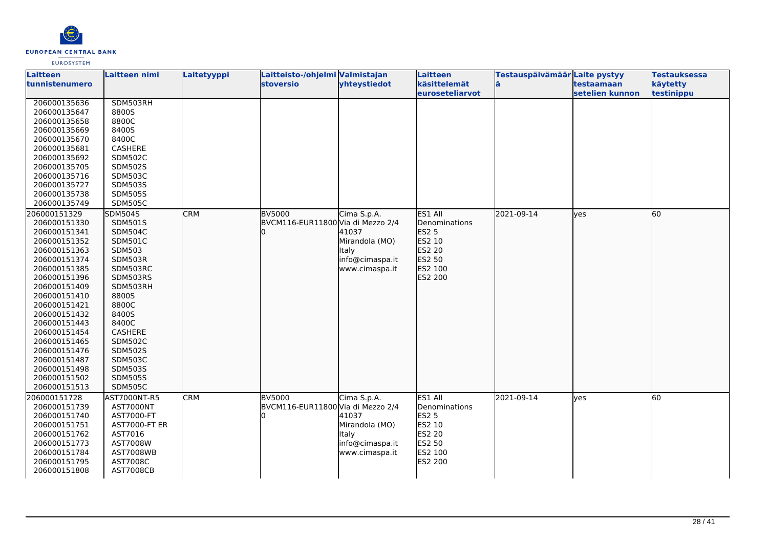| Laitteen tunnistenumero | Laitteen nimi | Laitetyyppi | Laitteisto-/ohjelmistoversio | Valmistajan yhteystiedot | Laitteen käsittelemät euroseteliarvot | Testauspäivämäärä | Laite pystyy testaamaan setelien kunnon | Testauksessa käytetty testinippu |
|---|---|---|---|---|---|---|---|---|
| 206000135636<br>206000135647<br>206000135658<br>206000135669<br>206000135670<br>206000135681<br>206000135692<br>206000135705<br>206000135716<br>206000135727<br>206000135738<br>206000135749 | SDM503RH<br>8800S<br>8800C<br>8400S<br>8400C<br>CASHERE<br>SDM502C<br>SDM502S<br>SDM503C<br>SDM503S<br>SDM505S<br>SDM505C | | | | | | | |
| 206000151329<br>206000151330<br>206000151341<br>206000151352<br>206000151363<br>206000151374<br>206000151385<br>206000151396<br>206000151409<br>206000151410<br>206000151421<br>206000151432<br>206000151443<br>206000151454<br>206000151465<br>206000151476<br>206000151487<br>206000151498<br>206000151502<br>206000151513 | SDM504S<br>SDM501S<br>SDM504C<br>SDM501C<br>SDM503<br>SDM503R<br>SDM503RC<br>SDM503RS<br>SDM503RH<br>8800S<br>8800C<br>8400S<br>8400C<br>CASHERE<br>SDM502C<br>SDM502S<br>SDM503C<br>SDM503S<br>SDM505S<br>SDM505C | CRM | BV5000<br>BVCM116-EUR11800 | Cima S.p.A.<br>Via di Mezzo 2/4<br>41037<br>Mirandola (MO)<br>Italy<br>info@cimaspa.it<br>www.cimaspa.it | ES1 All Denominations<br>ES2 5<br>ES2 10<br>ES2 20<br>ES2 50<br>ES2 100<br>ES2 200 | 2021-09-14 | yes | 60 |
| 206000151728<br>206000151739<br>206000151740<br>206000151751<br>206000151762<br>206000151773<br>206000151784<br>206000151795<br>206000151808 | AST7000NT-R5<br>AST7000NT<br>AST7000-FT<br>AST7000-FT ER<br>AST7016<br>AST7008W<br>AST7008WB<br>AST7008C<br>AST7008CB | CRM | BV5000<br>BVCM116-EUR11800 | Cima S.p.A.<br>Via di Mezzo 2/4<br>41037<br>Mirandola (MO)<br>Italy<br>info@cimaspa.it<br>www.cimaspa.it | ES1 All Denominations<br>ES2 5<br>ES2 10<br>ES2 20<br>ES2 50<br>ES2 100<br>ES2 200 | 2021-09-14 | yes | 60 |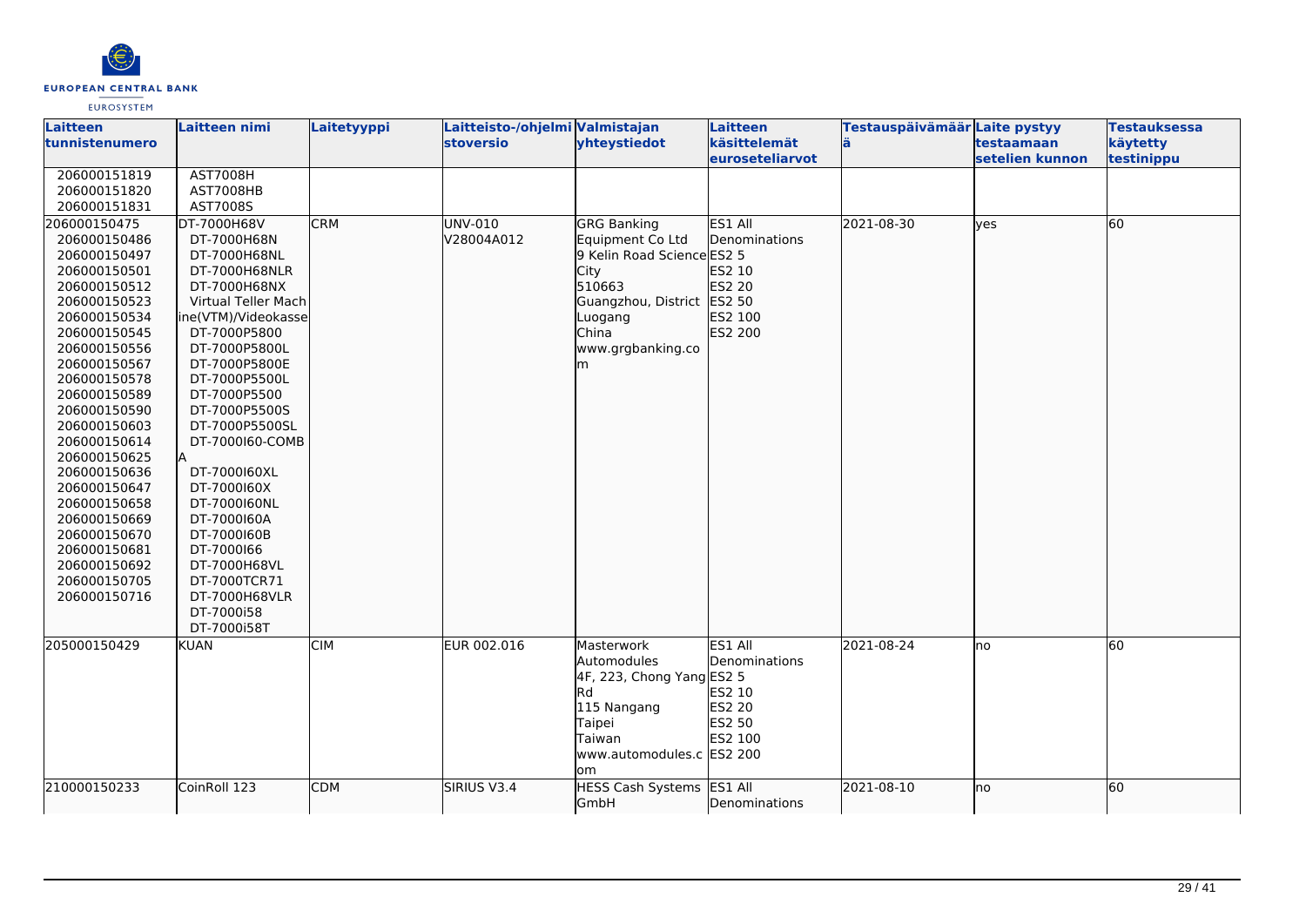| Laitteen tunnistenumero | Laitteen nimi | Laitetyyppi | Laitteisto-/ohjelmistoversio | Valmistajan yhteystiedot | Laitteen käsittelemät euroseteliarvot | Testauspäivämäärä | Laite pystyy testaamaan setelien kunnon | Testauksessa käytetty testinippu |
|---|---|---|---|---|---|---|---|---|
| 206000151819<br>206000151820<br>206000151831 | AST7008H<br>AST7008HB<br>AST7008S | | | | | | | |
| 206000150475<br>206000150486<br>206000150497<br>206000150501<br>206000150512<br>206000150523<br>206000150534<br>206000150545<br>206000150556<br>206000150567<br>206000150578<br>206000150589<br>206000150590<br>206000150603<br>206000150614<br>206000150625<br>206000150636<br>206000150647<br>206000150658<br>206000150669<br>206000150670<br>206000150681<br>206000150692<br>206000150705<br>206000150716 | DT-7000H68V<br>DT-7000H68N<br>DT-7000H68NL<br>DT-7000H68NLR<br>DT-7000H68NX<br>Virtual Teller Machine(VTM)/Videokasse<br>DT-7000P5800<br>DT-7000P5800L<br>DT-7000P5800E<br>DT-7000P5500L<br>DT-7000P5500<br>DT-7000P5500S<br>DT-7000P5500SL<br>DT-7000I60-COMBA<br>DT-7000I60XL<br>DT-7000I60X<br>DT-7000I60NL<br>DT-7000I60A<br>DT-7000I60B<br>DT-7000I66<br>DT-7000H68VL<br>DT-7000TCR71<br>DT-7000H68VLR<br>DT-7000i58<br>DT-7000i58T | CRM | UNV-010<br>V28004A012 | GRG Banking Equipment Co Ltd<br>9 Kelin Road Science City<br>510663<br>Guangzhou, District Luogang<br>China<br>www.grgbanking.com | ES1 All Denominations<br>ES2 5<br>ES2 10<br>ES2 20<br>ES2 50<br>ES2 100<br>ES2 200 | 2021-08-30 | yes | 60 |
| 205000150429 | KUAN | CIM | EUR 002.016 | Masterwork Automodules<br>4F, 223, Chong Yang Rd<br>115 Nangang<br>Taipei<br>Taiwan<br>www.automodules.com | ES1 All Denominations<br>ES2 5<br>ES2 10<br>ES2 20<br>ES2 50<br>ES2 100<br>ES2 200 | 2021-08-24 | no | 60 |
| 210000150233 | CoinRoll 123 | CDM | SIRIUS V3.4 | HESS Cash Systems GmbH | ES1 All Denominations | 2021-08-10 | no | 60 |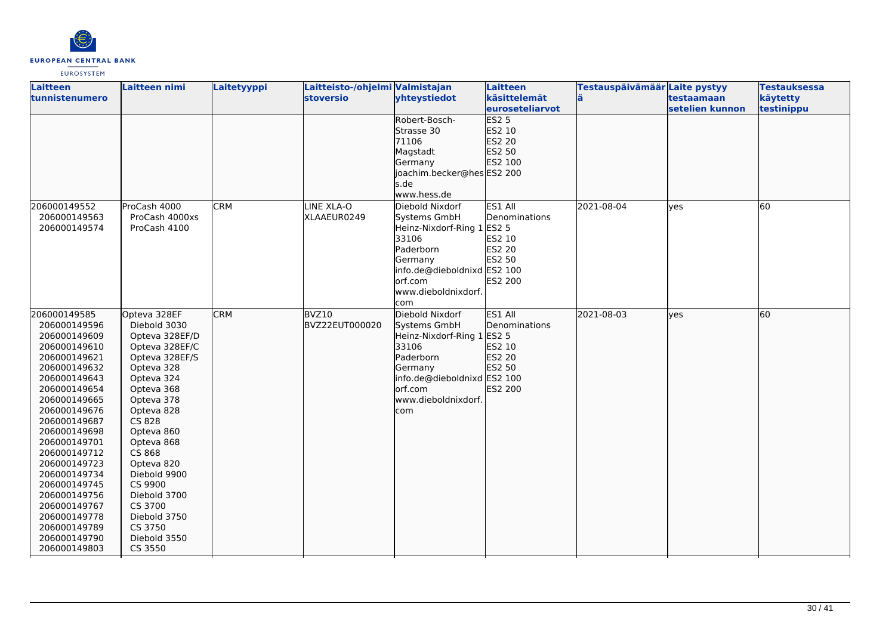| Laitteen tunnistenumero | Laitteen nimi | Laitetyyppi | Laitteisto-/ohjelmistoversio | Valmistajan yhteystiedot | Laitteen käsittelemät euroseteliarvot | Testauspäivämäärä | Laite pystyy testaamaan setelien kunnon | Testauksessa käytetty testinippu |
|---|---|---|---|---|---|---|---|---|
| | | | | Robert-Bosch-Strasse 30<br>71106<br>Magstadt<br>Germany<br>joachim.becker@hess.de<br>www.hess.de | ES2 5<br>ES2 10<br>ES2 20<br>ES2 50<br>ES2 100<br>ES2 200 | | | |
| 206000149552<br>206000149563<br>206000149574 | ProCash 4000<br>ProCash 4000xs<br>ProCash 4100 | CRM | LINE XLA-O<br>XLAAEUR0249 | Diebold Nixdorf Systems GmbH<br>Heinz-Nixdorf-Ring 1<br>33106<br>Paderborn<br>Germany<br>info.de@dieboldnixdorf.com<br>www.dieboldnixdorf.com | ES1 All Denominations<br>ES2 5<br>ES2 10<br>ES2 20<br>ES2 50<br>ES2 100<br>ES2 200 | 2021-08-04 | yes | 60 |
| 206000149585<br>206000149596<br>206000149609<br>206000149610<br>206000149621<br>206000149632<br>206000149643<br>206000149654<br>206000149665<br>206000149676<br>206000149687<br>206000149698<br>206000149701<br>206000149712<br>206000149723<br>206000149734<br>206000149745<br>206000149756<br>206000149767<br>206000149778<br>206000149789<br>206000149790<br>206000149803 | Opteva 328EF<br>Diebold 3030<br>Opteva 328EF/D<br>Opteva 328EF/C<br>Opteva 328EF/S<br>Opteva 328<br>Opteva 324<br>Opteva 368<br>Opteva 378<br>Opteva 828<br>CS 828<br>Opteva 860<br>Opteva 868<br>CS 868<br>Opteva 820<br>Diebold 9900<br>CS 9900<br>Diebold 3700<br>CS 3700<br>Diebold 3750<br>CS 3750<br>Diebold 3550<br>CS 3550 | CRM | BVZ10<br>BVZ22EUT000020 | Diebold Nixdorf Systems GmbH<br>Heinz-Nixdorf-Ring 1<br>33106<br>Paderborn<br>Germany<br>info.de@dieboldnixdorf.com<br>www.dieboldnixdorf.com | ES1 All Denominations<br>ES2 5<br>ES2 10<br>ES2 20<br>ES2 50<br>ES2 100<br>ES2 200 | 2021-08-03 | yes | 60 |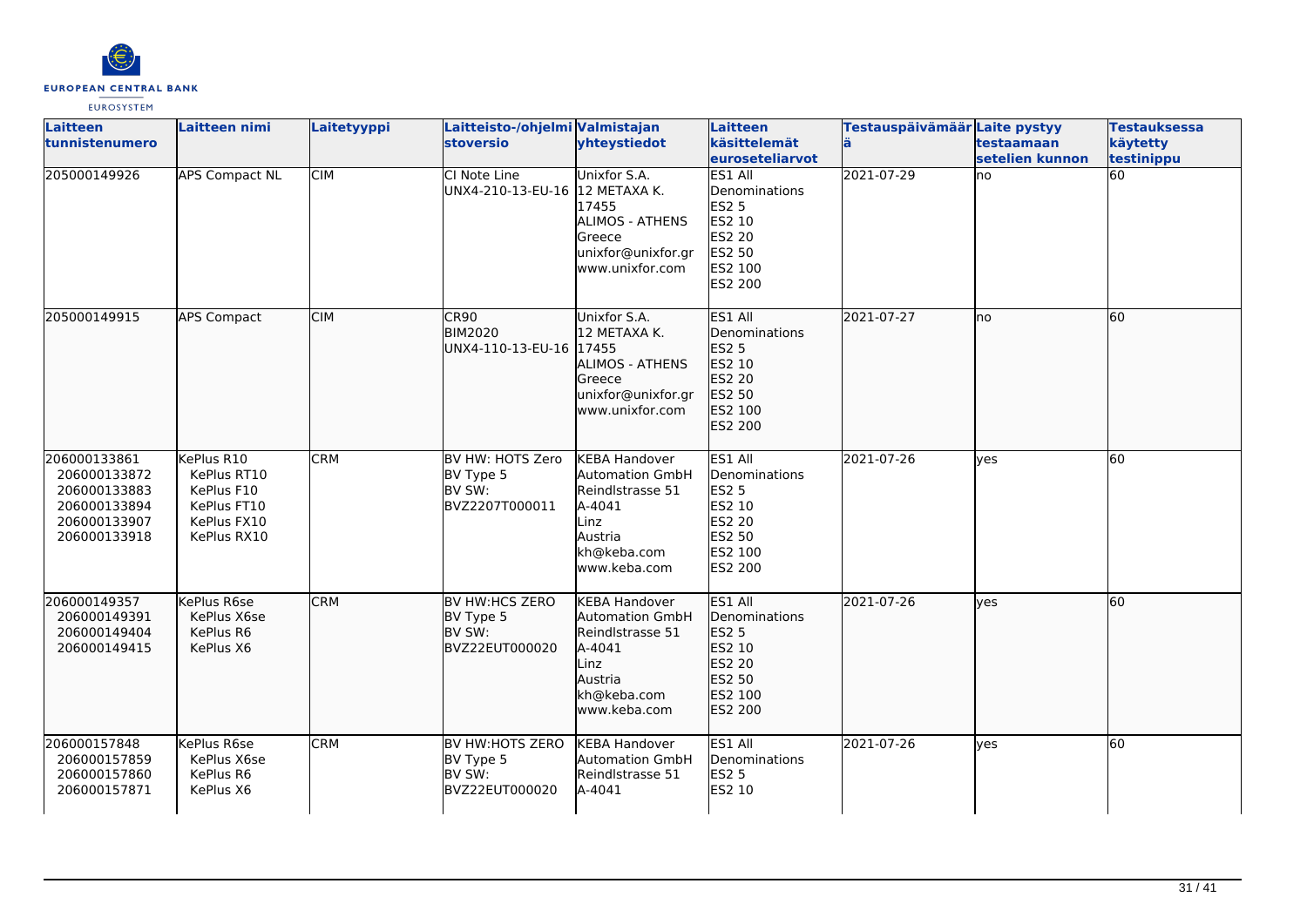| Laitteen tunnistenumero | Laitteen nimi | Laitetyyppi | Laitteisto-/ohjelmistoversio | Valmistajan yhteystiedot | Laitteen käsittelemät euroseteliarvot | Testauspäivämäärä | Laite pystyy testaamaan setelien kunnon | Testauksessa käytetty testinippu |
|---|---|---|---|---|---|---|---|---|
| 205000149926 | APS Compact NL | CIM | CI Note Line UNX4-210-13-EU-16 | Unixfor S.A. 12 METAXA K. 17455 ALIMOS - ATHENS Greece unixfor@unixfor.gr www.unixfor.com | ES1 All Denominations ES2 5 ES2 10 ES2 20 ES2 50 ES2 100 ES2 200 | 2021-07-29 | no | 60 |
| 205000149915 | APS Compact | CIM | CR90 BIM2020 UNX4-110-13-EU-16 | Unixfor S.A. 12 METAXA K. 17455 ALIMOS - ATHENS Greece unixfor@unixfor.gr www.unixfor.com | ES1 All Denominations ES2 5 ES2 10 ES2 20 ES2 50 ES2 100 ES2 200 | 2021-07-27 | no | 60 |
| 206000133861 206000133872 206000133883 206000133894 206000133907 206000133918 | KePlus R10 KePlus RT10 KePlus F10 KePlus FT10 KePlus FX10 KePlus RX10 | CRM | BV HW: HOTS Zero BV Type 5 BV SW: BVZ2207T000011 | KEBA Handover Automation GmbH Reindlstrasse 51 A-4041 Linz Austria kh@keba.com www.keba.com | ES1 All Denominations ES2 5 ES2 10 ES2 20 ES2 50 ES2 100 ES2 200 | 2021-07-26 | yes | 60 |
| 206000149357 206000149391 206000149404 206000149415 | KePlus R6se KePlus X6se KePlus R6 KePlus X6 | CRM | BV HW:HCS ZERO BV Type 5 BV SW: BVZ22EUT000020 | KEBA Handover Automation GmbH Reindlstrasse 51 A-4041 Linz Austria kh@keba.com www.keba.com | ES1 All Denominations ES2 5 ES2 10 ES2 20 ES2 50 ES2 100 ES2 200 | 2021-07-26 | yes | 60 |
| 206000157848 206000157859 206000157860 206000157871 | KePlus R6se KePlus X6se KePlus R6 KePlus X6 | CRM | BV HW:HOTS ZERO BV Type 5 BV SW: BVZ22EUT000020 | KEBA Handover Automation GmbH Reindlstrasse 51 A-4041 | ES1 All Denominations ES2 5 ES2 10 | 2021-07-26 | yes | 60 |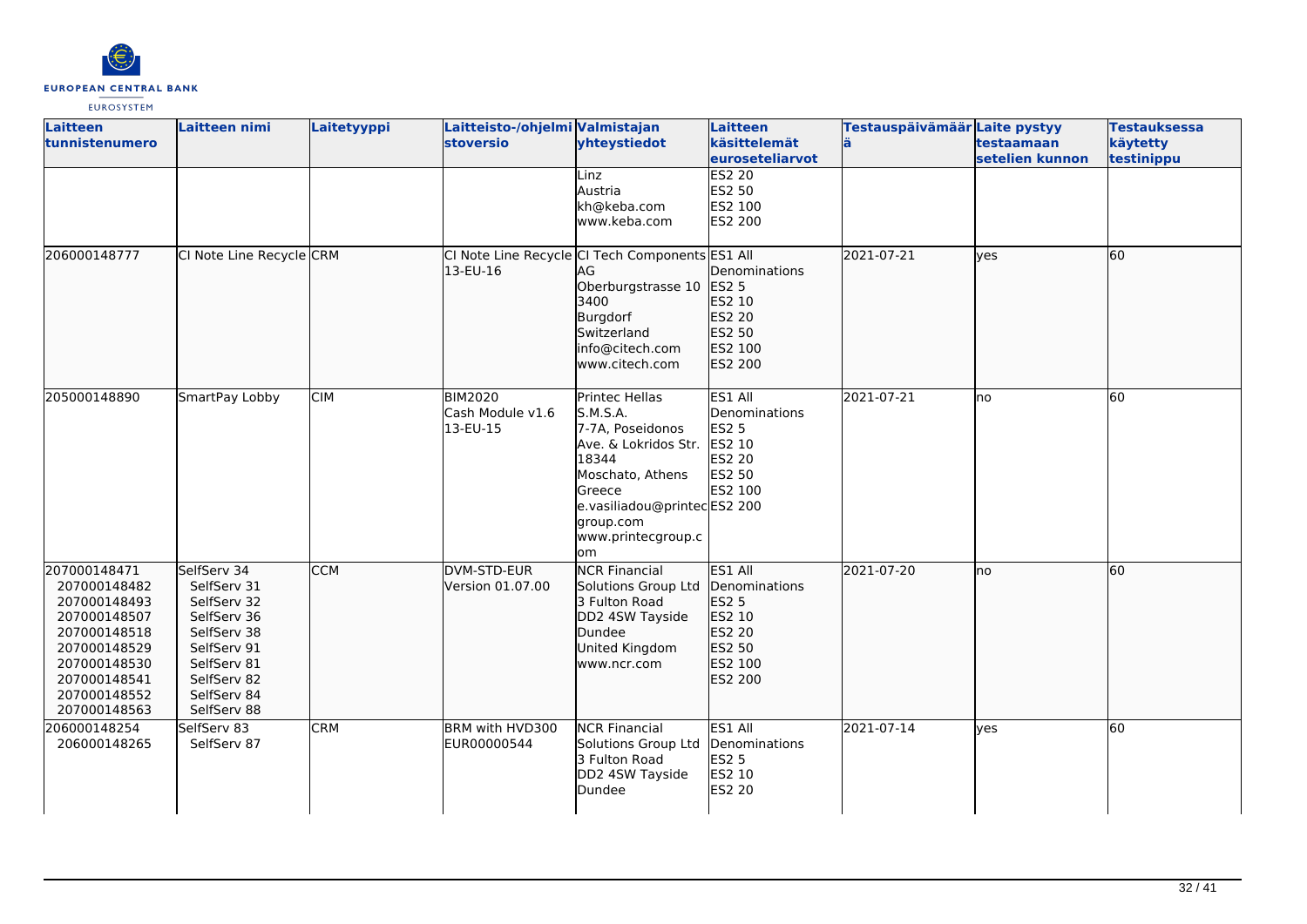| Laitteen tunnistenumero | Laitteen nimi | Laitetyyppi | Laitteisto-/ohjelmistoversio | Valmistajan yhteystiedot | Laitteen käsittelemät euroseteliarvot | Testauspäivämäärä | Laite pystyy testaamaan setelien kunnon | Testauksessa käytetty testinippu |
|---|---|---|---|---|---|---|---|---|
| | | | | Linz<br>Austria<br>kh@keba.com<br>www.keba.com | ES2 20<br>ES2 50<br>ES2 100<br>ES2 200 | | | |
| 206000148777 | CI Note Line Recycle | CRM | CI Note Line Recycle 13-EU-16 | CI Tech Components AG<br>Oberburgstrasse 10<br>3400<br>Burgdorf<br>Switzerland<br>info@citech.com<br>www.citech.com | ES1 All Denominations<br>ES2 5<br>ES2 10<br>ES2 20<br>ES2 50<br>ES2 100<br>ES2 200 | 2021-07-21 | yes | 60 |
| 205000148890 | SmartPay Lobby | CIM | BIM2020<br>Cash Module v1.6<br>13-EU-15 | Printec Hellas S.M.S.A.<br>7-7A, Poseidonos Ave. & Lokridos Str.<br>18344<br>Moschato, Athens<br>Greece<br>e.vasiliadou@printecgroup.com<br>www.printecgroup.com | ES1 All Denominations<br>ES2 5<br>ES2 10<br>ES2 20<br>ES2 50<br>ES2 100<br>ES2 200 | 2021-07-21 | no | 60 |
| 207000148471<br>207000148482<br>207000148493<br>207000148507<br>207000148518<br>207000148529<br>207000148530<br>207000148541<br>207000148552<br>207000148563 | SelfServ 34<br>SelfServ 31<br>SelfServ 32<br>SelfServ 36<br>SelfServ 38<br>SelfServ 91<br>SelfServ 81<br>SelfServ 82<br>SelfServ 84<br>SelfServ 88 | CCM | DVM-STD-EUR<br>Version 01.07.00 | NCR Financial Solutions Group Ltd<br>3 Fulton Road<br>DD2 4SW Tayside<br>Dundee<br>United Kingdom<br>www.ncr.com | ES1 All Denominations<br>ES2 5<br>ES2 10<br>ES2 20<br>ES2 50<br>ES2 100<br>ES2 200 | 2021-07-20 | no | 60 |
| 206000148254<br>206000148265 | SelfServ 83<br>SelfServ 87 | CRM | BRM with HVD300<br>EUR00000544 | NCR Financial Solutions Group Ltd<br>3 Fulton Road<br>DD2 4SW Tayside<br>Dundee | ES1 All Denominations<br>ES2 5<br>ES2 10<br>ES2 20 | 2021-07-14 | yes | 60 |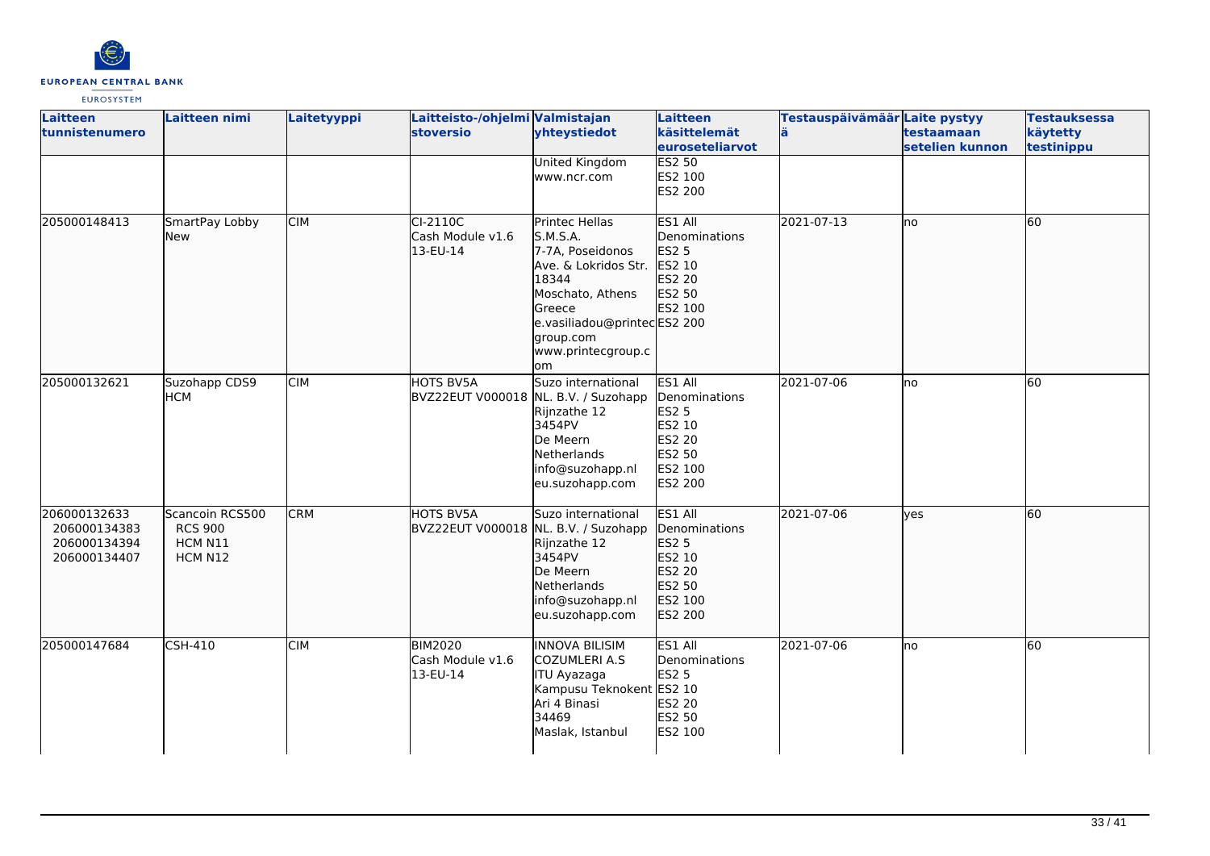| Laitteen tunnistenumero | Laitteen nimi | Laitetyyppi | Laitteisto-/ohjelmistoversio | Valmistajan yhteystiedot | Laitteen käsittelemät euroseteliarvot | Testauspäivämäärä | Laite pystyy testaamaan setelien kunnon | Testauksessa käytetty testinippu |
|---|---|---|---|---|---|---|---|---|
| | | | | United Kingdom www.ncr.com | ES2 50 ES2 100 ES2 200 | | | |
| 205000148413 | SmartPay Lobby New | CIM | CI-2110C Cash Module v1.6 13-EU-14 | Printec Hellas S.M.S.A. 7-7A, Poseidonos Ave. & Lokridos Str. 18344 Moschato, Athens Greece e.vasiliadou@printecgroup.com www.printecgroup.com | ES1 All Denominations ES2 5 ES2 10 ES2 20 ES2 50 ES2 100 ES2 200 | 2021-07-13 | no | 60 |
| 205000132621 | Suzohapp CDS9 HCM | CIM | HOTS BV5A BVZ22EUT V000018 | Suzo international NL. B.V. / Suzohapp Rijnzathe 12 3454PV De Meern Netherlands info@suzohapp.nl eu.suzohapp.com | ES1 All Denominations ES2 5 ES2 10 ES2 20 ES2 50 ES2 100 ES2 200 | 2021-07-06 | no | 60 |
| 206000132633 206000134383 206000134394 206000134407 | Scancoin RCS500 RCS 900 HCM N11 HCM N12 | CRM | HOTS BV5A BVZ22EUT V000018 | Suzo international NL. B.V. / Suzohapp Rijnzathe 12 3454PV De Meern Netherlands info@suzohapp.nl eu.suzohapp.com | ES1 All Denominations ES2 5 ES2 10 ES2 20 ES2 50 ES2 100 ES2 200 | 2021-07-06 | yes | 60 |
| 205000147684 | CSH-410 | CIM | BIM2020 Cash Module v1.6 13-EU-14 | INNOVA BILISIM COZUMLERI A.S ITU Ayazaga Kampusu Teknokent Ari 4 Binasi 34469 Maslak, Istanbul | ES1 All Denominations ES2 5 ES2 10 ES2 20 ES2 50 ES2 100 | 2021-07-06 | no | 60 |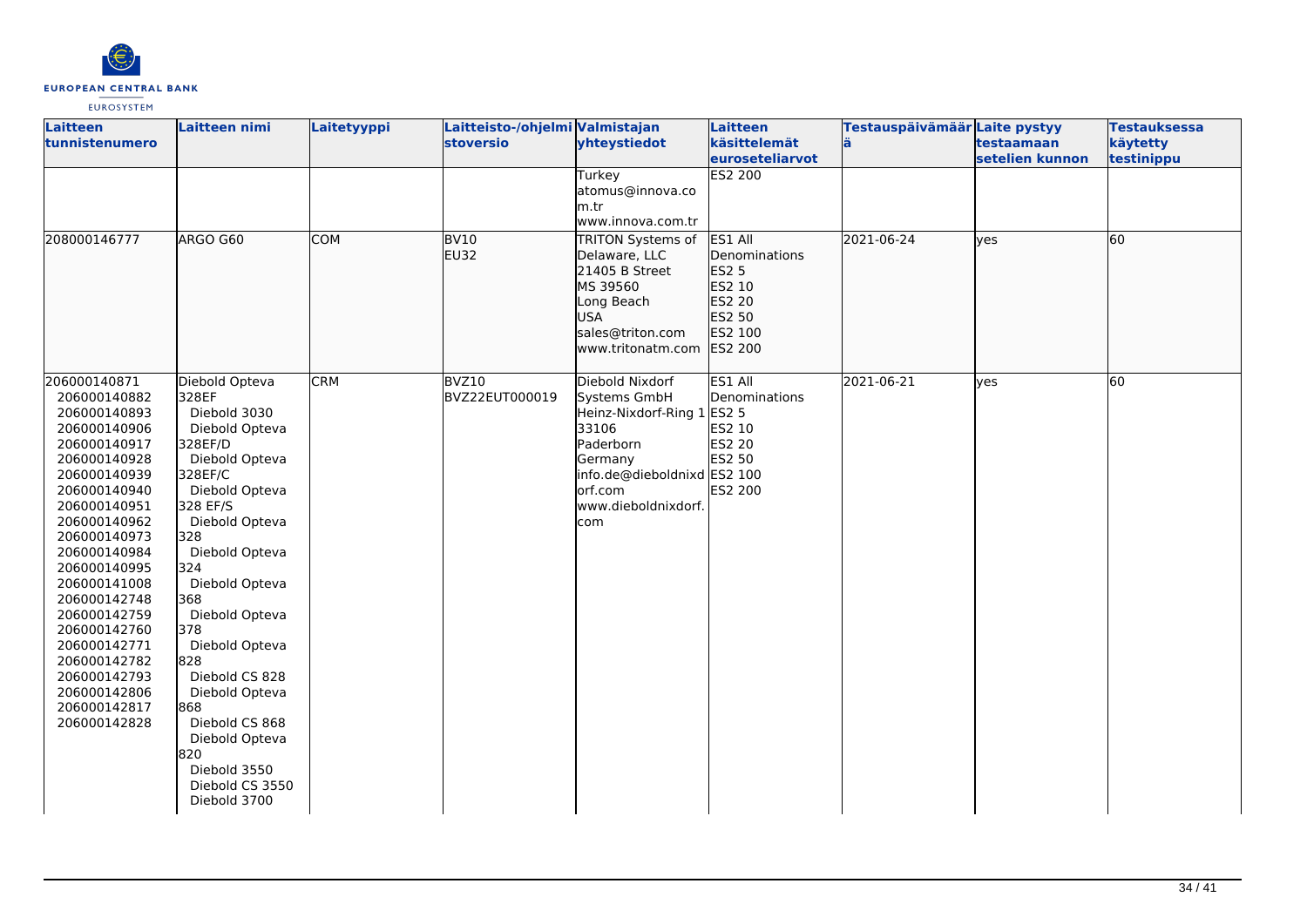| Laitteen tunnistenumero | Laitteen nimi | Laitetyyppi | Laitteisto-/ohjelmistoversio | Valmistajan yhteystiedot | Laitteen käsittelemät euroseteliarvot | Testauspäivämäärä | Laite pystyy testaamaan setelien kunnon | Testauksessa käytetty testinippu |
|---|---|---|---|---|---|---|---|---|
| | | | | Turkey<br>atomus@innova.com.tr<br>www.innova.com.tr | ES2 200 | | | |
| 208000146777 | ARGO G60 | COM | BV10<br>EU32 | TRITON Systems of Delaware, LLC<br>21405 B Street<br>MS 39560<br>Long Beach<br>USA<br>sales@triton.com<br>www.tritonatm.com | ES1 All Denominations<br>ES2 5<br>ES2 10<br>ES2 20<br>ES2 50<br>ES2 100<br>ES2 200 | 2021-06-24 | yes | 60 |
| 206000140871<br>206000140882<br>206000140893<br>206000140906<br>206000140917<br>206000140928<br>206000140939<br>206000140940<br>206000140951<br>206000140962<br>206000140973<br>206000140984<br>206000140995<br>206000141008<br>206000142748<br>206000142759<br>206000142760<br>206000142771<br>206000142782<br>206000142793<br>206000142806<br>206000142817<br>206000142828 | Diebold Opteva 328EF<br>Diebold 3030<br>Diebold Opteva 328EF/D<br>Diebold Opteva 328EF/C<br>Diebold Opteva 328 EF/S<br>Diebold Opteva 328<br>Diebold Opteva 324<br>Diebold Opteva 368<br>Diebold Opteva 378<br>Diebold Opteva 828<br>Diebold CS 828<br>Diebold Opteva 868<br>Diebold CS 868<br>Diebold Opteva 820<br>Diebold 3550<br>Diebold CS 3550<br>Diebold 3700 | CRM | BVZ10<br>BVZ22EUT000019 | Diebold Nixdorf Systems GmbH<br>Heinz-Nixdorf-Ring 1<br>33106<br>Paderborn<br>Germany<br>info.de@dieboldnixdorf.com<br>www.dieboldnixdorf.com | ES1 All Denominations<br>ES2 5<br>ES2 10<br>ES2 20<br>ES2 50<br>ES2 100<br>ES2 200 | 2021-06-21 | yes | 60 |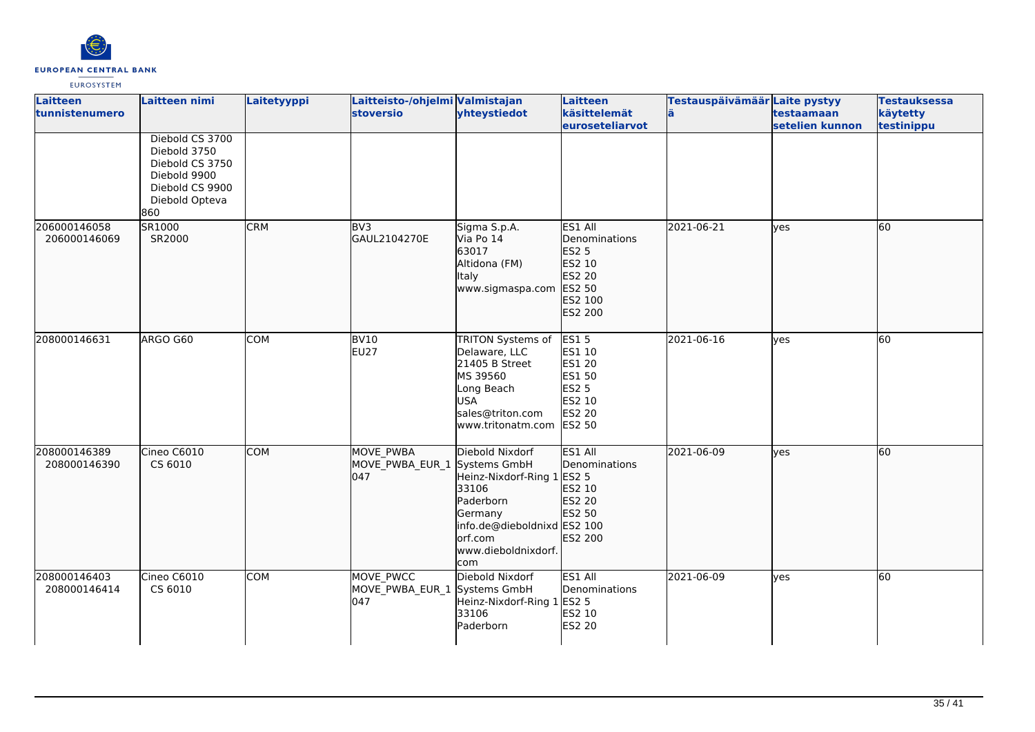| Laitteen tunnistenumero | Laitteen nimi | Laitetyyppi | Laitteisto-/ohjelmistoversio | Valmistajan yhteystiedot | Laitteen käsittelemät euroseteliarvot | Testauspäivämäärä | Laite pystyy testaamaan setelien kunnon | Testauksessa käytetty testinippu |
|---|---|---|---|---|---|---|---|---|
| | Diebold CS 3700<br>Diebold 3750<br>Diebold CS 3750<br>Diebold 9900<br>Diebold CS 9900<br>Diebold Opteva 860 | | | | | | | |
| 206000146058<br>206000146069 | SR1000<br>SR2000 | CRM | BV3<br>GAUL2104270E | Sigma S.p.A.<br>Via Po 14<br>63017<br>Altidona (FM)<br>Italy<br>www.sigmaspa.com | ES1 All Denominations<br>ES2 5<br>ES2 10<br>ES2 20<br>ES2 50<br>ES2 100<br>ES2 200 | 2021-06-21 | yes | 60 |
| 208000146631 | ARGO G60 | COM | BV10<br>EU27 | TRITON Systems of Delaware, LLC<br>21405 B Street<br>MS 39560<br>Long Beach<br>USA<br>sales@triton.com<br>www.tritonatm.com | ES1 5<br>ES1 10<br>ES1 20<br>ES1 50<br>ES2 5<br>ES2 10<br>ES2 20<br>ES2 50 | 2021-06-16 | yes | 60 |
| 208000146389<br>208000146390 | Cineo C6010<br>CS 6010 | COM | MOVE_PWBA<br>MOVE_PWBA_EUR_1047 | Diebold Nixdorf Systems GmbH<br>Heinz-Nixdorf-Ring 1<br>33106<br>Paderborn<br>Germany<br>info.de@dieboldnixdorf.com<br>www.dieboldnixdorf.com | ES1 All Denominations<br>ES2 5<br>ES2 10<br>ES2 20<br>ES2 50<br>ES2 100<br>ES2 200 | 2021-06-09 | yes | 60 |
| 208000146403<br>208000146414 | Cineo C6010<br>CS 6010 | COM | MOVE_PWCC<br>MOVE_PWBA_EUR_1047 | Diebold Nixdorf Systems GmbH<br>Heinz-Nixdorf-Ring 1<br>33106<br>Paderborn | ES1 All Denominations<br>ES2 5<br>ES2 10<br>ES2 20 | 2021-06-09 | yes | 60 |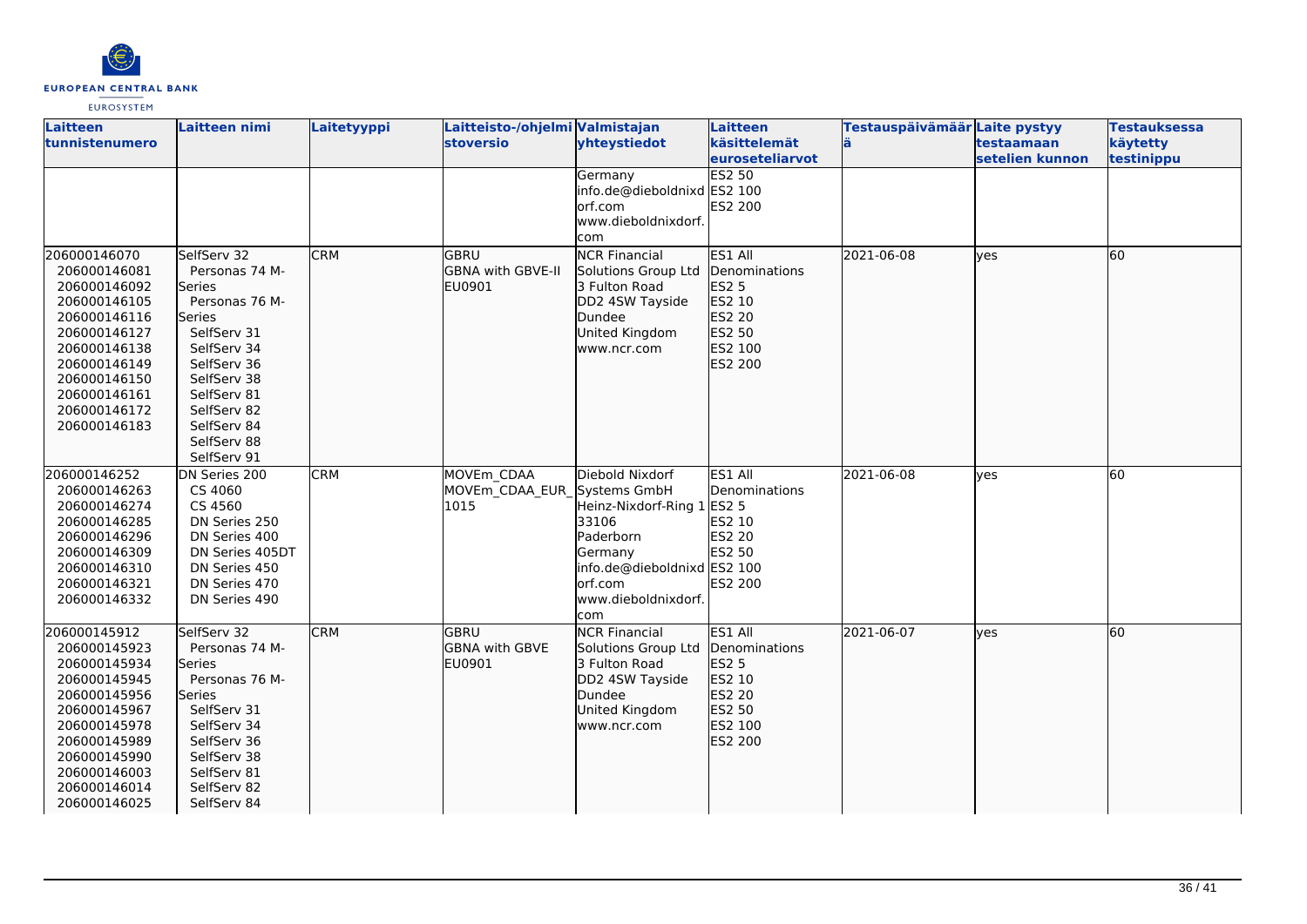| Laitteen tunnistenumero | Laitteen nimi | Laitetyyppi | Laitteisto-/ohjelmistoversio | Valmistajan yhteystiedot | Laitteen käsittelemät euroseteliarvot | Testauspäivämäärä | Laite pystyy testaamaan setelien kunnon | Testauksessa käytetty testinippu |
|---|---|---|---|---|---|---|---|---|
| | | | | Germany info.de@dieboldnixdorf.com www.dieboldnixdorf.com | ES2 50 ES2 100 ES2 200 | | | |
| 206000146070 206000146081 206000146092 206000146105 206000146116 206000146127 206000146138 206000146149 206000146150 206000146161 206000146172 206000146183 | SelfServ 32 Personas 74 M-Series Personas 76 M-Series SelfServ 31 SelfServ 34 SelfServ 36 SelfServ 38 SelfServ 81 SelfServ 82 SelfServ 84 SelfServ 88 SelfServ 91 | CRM | GBRU GBNA with GBVE-II EU0901 | NCR Financial Solutions Group Ltd 3 Fulton Road DD2 4SW Tayside Dundee United Kingdom www.ncr.com | ES1 All Denominations ES2 5 ES2 10 ES2 20 ES2 50 ES2 100 ES2 200 | 2021-06-08 | yes | 60 |
| 206000146252 206000146263 206000146274 206000146285 206000146296 206000146309 206000146310 206000146321 206000146332 | DN Series 200 CS 4060 CS 4560 DN Series 250 DN Series 400 DN Series 405DT DN Series 450 DN Series 470 DN Series 490 | CRM | MOVEm_CDAA MOVEm_CDAA_EUR_1015 | Diebold Nixdorf Systems GmbH Heinz-Nixdorf-Ring 1 33106 Paderborn Germany info.de@dieboldnixdorf.com www.dieboldnixdorf.com | ES1 All Denominations ES2 5 ES2 10 ES2 20 ES2 50 ES2 100 ES2 200 | 2021-06-08 | yes | 60 |
| 206000145912 206000145923 206000145934 206000145945 206000145956 206000145967 206000145978 206000145989 206000145990 206000146003 206000146014 206000146025 | SelfServ 32 Personas 74 M-Series Personas 76 M-Series SelfServ 31 SelfServ 34 SelfServ 36 SelfServ 38 SelfServ 81 SelfServ 82 SelfServ 84 | CRM | GBRU GBNA with GBVE EU0901 | NCR Financial Solutions Group Ltd 3 Fulton Road DD2 4SW Tayside Dundee United Kingdom www.ncr.com | ES1 All Denominations ES2 5 ES2 10 ES2 20 ES2 50 ES2 100 ES2 200 | 2021-06-07 | yes | 60 |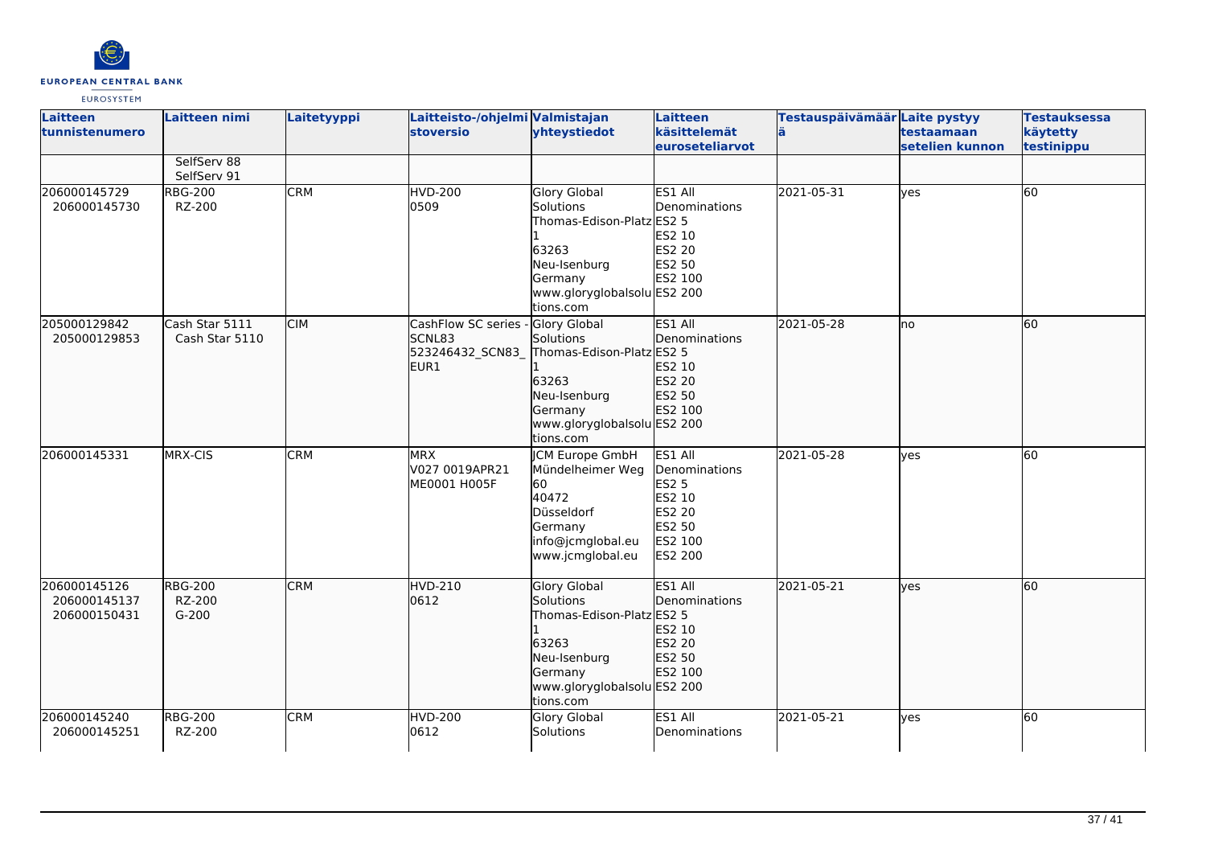| Laitteen tunnistenumero | Laitteen nimi | Laitetyyppi | Laitteisto-/ohjelmistoversio | Valmistajan yhteystiedot | Laitteen käsittelemät euroseteliarvot | Testauspäivämäärä | Laite pystyy testaamaan setelien kunnon | Testauksessa käytetty testinippu |
|---|---|---|---|---|---|---|---|---|
| | SelfServ 88<br>SelfServ 91 | | | | | | | |
| 206000145729<br>206000145730 | RBG-200<br>RZ-200 | CRM | HVD-200<br>0509 | Glory Global Solutions<br>Thomas-Edison-Platz 1<br>63263<br>Neu-Isenburg<br>Germany<br>www.gloryglobalsolutions.com | ES1 All Denominations<br>ES2 5<br>ES2 10<br>ES2 20<br>ES2 50<br>ES2 100<br>ES2 200 | 2021-05-31 | yes | 60 |
| 205000129842<br>205000129853 | Cash Star 5111<br>Cash Star 5110 | CIM | CashFlow SC series - SCNL83<br>523246432_SCN83_EUR1 | Glory Global Solutions<br>Thomas-Edison-Platz 1<br>63263<br>Neu-Isenburg<br>Germany<br>www.gloryglobalsolutions.com | ES1 All Denominations<br>ES2 5<br>ES2 10<br>ES2 20<br>ES2 50<br>ES2 100<br>ES2 200 | 2021-05-28 | no | 60 |
| 206000145331 | MRX-CIS | CRM | MRX<br>V027 0019APR21<br>ME0001 H005F | JCM Europe GmbH<br>Mündelheimer Weg 60<br>40472<br>Düsseldorf<br>Germany<br>info@jcmglobal.eu<br>www.jcmglobal.eu | ES1 All Denominations<br>ES2 5<br>ES2 10<br>ES2 20<br>ES2 50<br>ES2 100<br>ES2 200 | 2021-05-28 | yes | 60 |
| 206000145126<br>206000145137<br>206000150431 | RBG-200<br>RZ-200<br>G-200 | CRM | HVD-210<br>0612 | Glory Global Solutions<br>Thomas-Edison-Platz 1<br>63263<br>Neu-Isenburg<br>Germany<br>www.gloryglobalsolutions.com | ES1 All Denominations<br>ES2 5<br>ES2 10<br>ES2 20<br>ES2 50<br>ES2 100<br>ES2 200 | 2021-05-21 | yes | 60 |
| 206000145240<br>206000145251 | RBG-200<br>RZ-200 | CRM | HVD-200<br>0612 | Glory Global Solutions | ES1 All Denominations | 2021-05-21 | yes | 60 |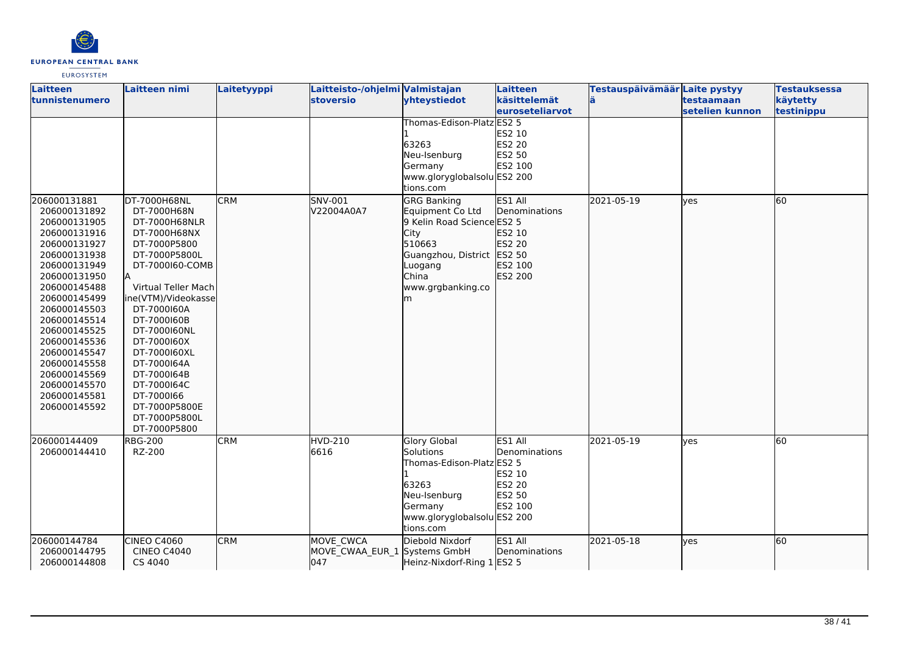| Laitteen tunnistenumero | Laitteen nimi | Laitetyyppi | Laitteisto-/ohjelmistoversio | Valmistajan yhteystiedot | Laitteen käsittelemät euroseteliarvot | Testauspäivämäärä | Laite pystyy testaamaan setelien kunnon | Testauksessa käytetty testinippu |
|---|---|---|---|---|---|---|---|---|
| | | | | Thomas-Edison-Platz 1<br>63263<br>Neu-Isenburg<br>Germany<br>www.gloryglobalsolutions.com | ES2 5<br>ES2 10<br>ES2 20<br>ES2 50<br>ES2 100<br>ES2 200 | | | |
| 206000131881<br>206000131892<br>206000131905<br>206000131916<br>206000131927<br>206000131938<br>206000131949<br>206000131950<br>206000145488<br>206000145499<br>206000145503<br>206000145514<br>206000145525<br>206000145536<br>206000145547<br>206000145558<br>206000145569<br>206000145570<br>206000145581<br>206000145592 | DT-7000H68NL<br>DT-7000H68N<br>DT-7000H68NLR<br>DT-7000H68NX<br>DT-7000P5800<br>DT-7000P5800L<br>DT-7000I60-COMBA<br>Virtual Teller Machine(VTM)/Videokasse<br>DT-7000I60A<br>DT-7000I60B<br>DT-7000I60NL<br>DT-7000I60X<br>DT-7000I60XL<br>DT-7000I64A<br>DT-7000I64B<br>DT-7000I64C<br>DT-7000I66<br>DT-7000P5800E<br>DT-7000P5800L<br>DT-7000P5800 | CRM | SNV-001<br>V22004A0A7 | GRG Banking Equipment Co Ltd<br>9 Kelin Road Science City<br>510663<br>Guangzhou, District Luogang<br>China<br>www.grgbanking.com | ES1 All Denominations<br>ES2 5<br>ES2 10<br>ES2 20<br>ES2 50<br>ES2 100<br>ES2 200 | 2021-05-19 | yes | 60 |
| 206000144409<br>206000144410 | RBG-200<br>RZ-200 | CRM | HVD-210<br>6616 | Glory Global Solutions<br>Thomas-Edison-Platz 1<br>63263<br>Neu-Isenburg<br>Germany<br>www.gloryglobalsolutions.com | ES1 All Denominations<br>ES2 5<br>ES2 10<br>ES2 20<br>ES2 50<br>ES2 100<br>ES2 200 | 2021-05-19 | yes | 60 |
| 206000144784<br>206000144795<br>206000144808 | CINEO C4060<br>CINEO C4040<br>CS 4040 | CRM | MOVE_CWCA<br>MOVE_CWAA_EUR_1047 | Diebold Nixdorf Systems GmbH<br>Heinz-Nixdorf-Ring 1 | ES1 All Denominations<br>ES2 5 | 2021-05-18 | yes | 60 |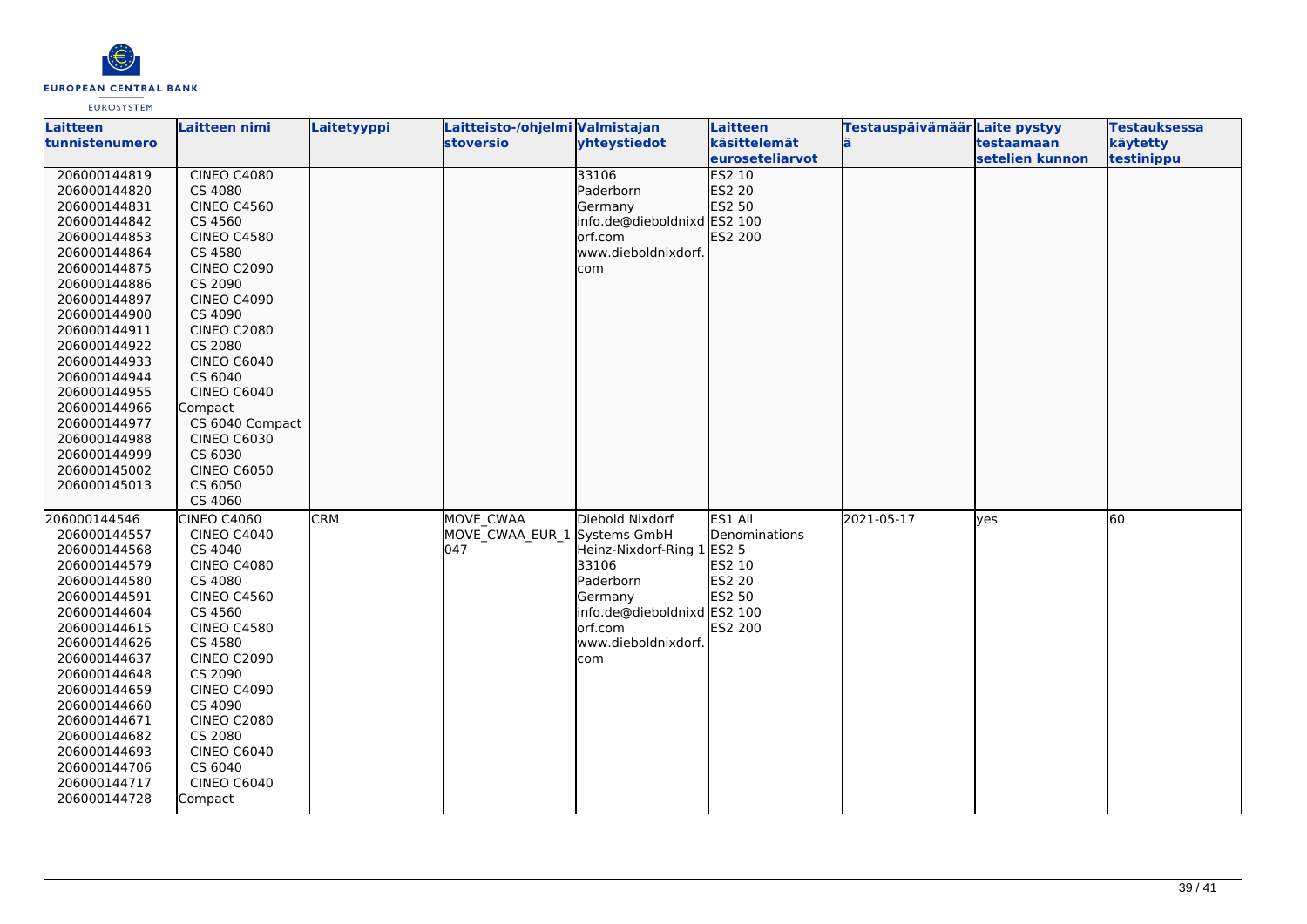| Laitteen tunnistenumero | Laitteen nimi | Laitetyyppi | Laitteisto-/ohjelmistoversio | Valmistajan yhteystiedot | Laitteen käsittelemät euroseteliarvot | Testauspäivämäärä | Laite pystyy testaamaan setelien kunnon | Testauksessa käytetty testinippu |
|---|---|---|---|---|---|---|---|---|
| 206000144819<br>206000144820<br>206000144831<br>206000144842<br>206000144853<br>206000144864<br>206000144875<br>206000144886<br>206000144897<br>206000144900<br>206000144911<br>206000144922<br>206000144933<br>206000144944<br>206000144955<br>206000144966<br>206000144977<br>206000144988<br>206000144999<br>206000145002<br>206000145013 | CINEO C4080<br>CS 4080<br>CINEO C4560<br>CS 4560<br>CINEO C4580<br>CS 4580<br>CINEO C2090<br>CS 2090<br>CINEO C4090<br>CS 4090<br>CINEO C2080<br>CS 2080<br>CINEO C6040<br>CS 6040<br>CINEO C6040 Compact<br>CS 6040 Compact<br>CINEO C6030<br>CS 6030<br>CINEO C6050<br>CS 6050<br>CS 4060 | | | 33106<br>Paderborn<br>Germany<br>info.de@dieboldnixdorf.com<br>www.dieboldnixdorf.com | ES2 10<br>ES2 20<br>ES2 50<br>ES2 100<br>ES2 200 | | | |
| 206000144546<br>206000144557<br>206000144568<br>206000144579<br>206000144580<br>206000144591<br>206000144604<br>206000144615<br>206000144626<br>206000144637<br>206000144648<br>206000144659<br>206000144660<br>206000144671<br>206000144682<br>206000144693<br>206000144706<br>206000144717<br>206000144728 | CINEO C4060<br>CINEO C4040<br>CS 4040<br>CINEO C4080<br>CS 4080<br>CINEO C4560<br>CS 4560<br>CINEO C4580<br>CS 4580<br>CINEO C2090<br>CS 2090<br>CINEO C4090<br>CS 4090<br>CINEO C2080<br>CS 2080<br>CINEO C6040<br>CS 6040<br>CINEO C6040 Compact | CRM | MOVE_CWAA<br>MOVE_CWAA_EUR_1047 | Diebold Nixdorf Systems GmbH<br>Heinz-Nixdorf-Ring 1<br>33106<br>Paderborn<br>Germany<br>info.de@dieboldnixdorf.com<br>www.dieboldnixdorf.com | ES1 All Denominations<br>ES2 5<br>ES2 10<br>ES2 20<br>ES2 50<br>ES2 100<br>ES2 200 | 2021-05-17 | yes | 60 |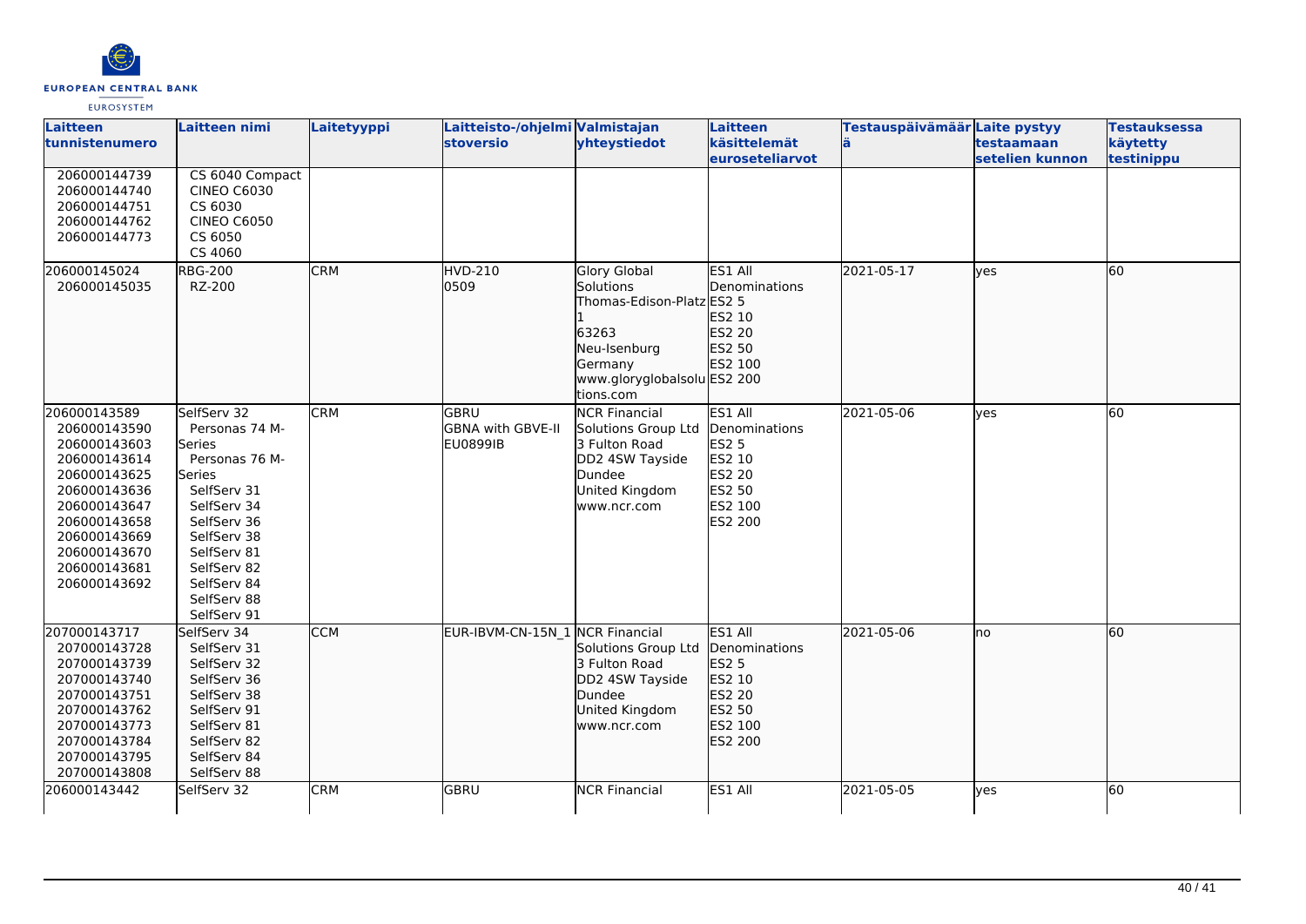| Laitteen tunnistenumero | Laitteen nimi | Laitetyyppi | Laitteisto-/ohjelmistoversio | Valmistajan yhteystiedot | Laitteen käsittelemät euroseteliarvot | Testauspäivämäärä | Laite pystyy testaamaan setelien kunnon | Testauksessa käytetty testinippu |
|---|---|---|---|---|---|---|---|---|
| 206000144739<br>206000144740<br>206000144751<br>206000144762<br>206000144773 | CS 6040 Compact<br>CINEO C6030<br>CS 6030<br>CINEO C6050<br>CS 6050<br>CS 4060 | | | | | | | |
| 206000145024<br>206000145035 | RBG-200<br>RZ-200 | CRM | HVD-210<br>0509 | Glory Global Solutions<br>Thomas-Edison-Platz 1<br>63263<br>Neu-Isenburg<br>Germany<br>www.gloryglobalsolutions.com | ES1 All Denominations<br>ES2 5<br>ES2 10<br>ES2 20<br>ES2 50<br>ES2 100<br>ES2 200 | 2021-05-17 | yes | 60 |
| 206000143589<br>206000143590<br>206000143603<br>206000143614<br>206000143625<br>206000143636<br>206000143647<br>206000143658<br>206000143669<br>206000143670<br>206000143681<br>206000143692 | SelfServ 32<br>Personas 74 M-Series<br>Personas 76 M-Series<br>SelfServ 31<br>SelfServ 34<br>SelfServ 36<br>SelfServ 38<br>SelfServ 81<br>SelfServ 82<br>SelfServ 84<br>SelfServ 88<br>SelfServ 91 | CRM | GBRU<br>GBNA with GBVE-II<br>EU0899IB | NCR Financial Solutions Group Ltd<br>3 Fulton Road<br>DD2 4SW Tayside<br>Dundee<br>United Kingdom<br>www.ncr.com | ES1 All Denominations<br>ES2 5<br>ES2 10<br>ES2 20<br>ES2 50<br>ES2 100<br>ES2 200 | 2021-05-06 | yes | 60 |
| 207000143717<br>207000143728<br>207000143739<br>207000143740<br>207000143751<br>207000143762<br>207000143773<br>207000143784<br>207000143795<br>207000143808 | SelfServ 34<br>SelfServ 31<br>SelfServ 32<br>SelfServ 36<br>SelfServ 38<br>SelfServ 91<br>SelfServ 81<br>SelfServ 82<br>SelfServ 84<br>SelfServ 88 | CCM | EUR-IBVM-CN-15N_1 | NCR Financial Solutions Group Ltd<br>3 Fulton Road<br>DD2 4SW Tayside<br>Dundee<br>United Kingdom<br>www.ncr.com | ES1 All Denominations<br>ES2 5<br>ES2 10<br>ES2 20<br>ES2 50<br>ES2 100<br>ES2 200 | 2021-05-06 | no | 60 |
| 206000143442 | SelfServ 32 | CRM | GBRU | NCR Financial | ES1 All | 2021-05-05 | yes | 60 |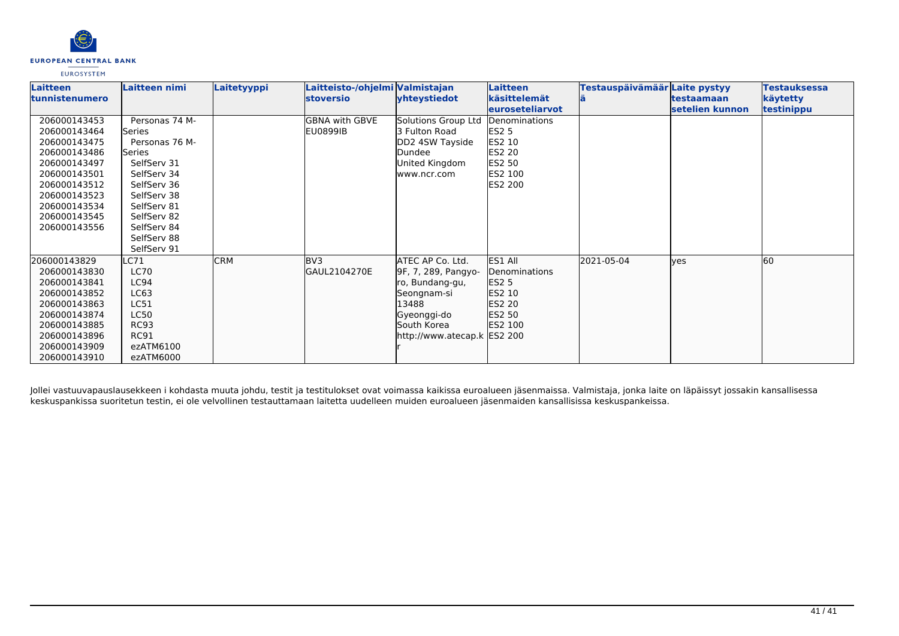| Laitteen tunnistenumero | Laitteen nimi | Laitetyyppi | Laitteisto-/ohjelmistoversio | Valmistajan yhteystiedot | Laitteen käsittelemät euroseteliarvot | Testauspäivämäärä | Laite pystyy testaamaan setelien kunnon | Testauksessa käytetty testinippu |
|---|---|---|---|---|---|---|---|---|
| 206000143453<br>206000143464<br>206000143475<br>206000143486<br>206000143497<br>206000143501<br>206000143512<br>206000143523<br>206000143534<br>206000143545<br>206000143556 | Personas 74 M-Series<br>Personas 76 M-Series<br>SelfServ 31<br>SelfServ 34<br>SelfServ 36<br>SelfServ 38<br>SelfServ 81<br>SelfServ 82<br>SelfServ 84<br>SelfServ 88<br>SelfServ 91 | | GBNA with GBVE EU0899IB | Solutions Group Ltd<br>3 Fulton Road<br>DD2 4SW Tayside<br>Dundee<br>United Kingdom<br>www.ncr.com | Denominations<br>ES2 5<br>ES2 10<br>ES2 20<br>ES2 50<br>ES2 100<br>ES2 200 | | | |
| 206000143829<br>206000143830<br>206000143841<br>206000143852<br>206000143863<br>206000143874<br>206000143885<br>206000143896<br>206000143909<br>206000143910 | LC71<br>LC70<br>LC94<br>LC63<br>LC51<br>LC50<br>RC93<br>RC91<br>ezATM6100<br>ezATM6000 | CRM | BV3<br>GAUL2104270E | ATEC AP Co. Ltd.<br>9F, 7, 289, Pangyo-ro, Bundang-gu,<br>Seongnam-si<br>13488<br>Gyeonggi-do<br>South Korea<br>http://www.atecap.kr | ES1 All Denominations<br>ES2 5<br>ES2 10<br>ES2 20<br>ES2 50<br>ES2 100<br>ES2 200 | 2021-05-04 | yes | 60 |

Jollei vastuuvapauslausekkeen i kohdasta muuta johdu, testit ja testitulokset ovat voimassa kaikissa euroalueen jäsenmaissa. Valmistaja, jonka laite on läpäissyt jossakin kansallisessa keskuspankissa suoritetun testin, ei ole velvollinen testauttamaan laitetta uudelleen muiden euroalueen jäsenmaiden kansallisissa keskuspankeissa.